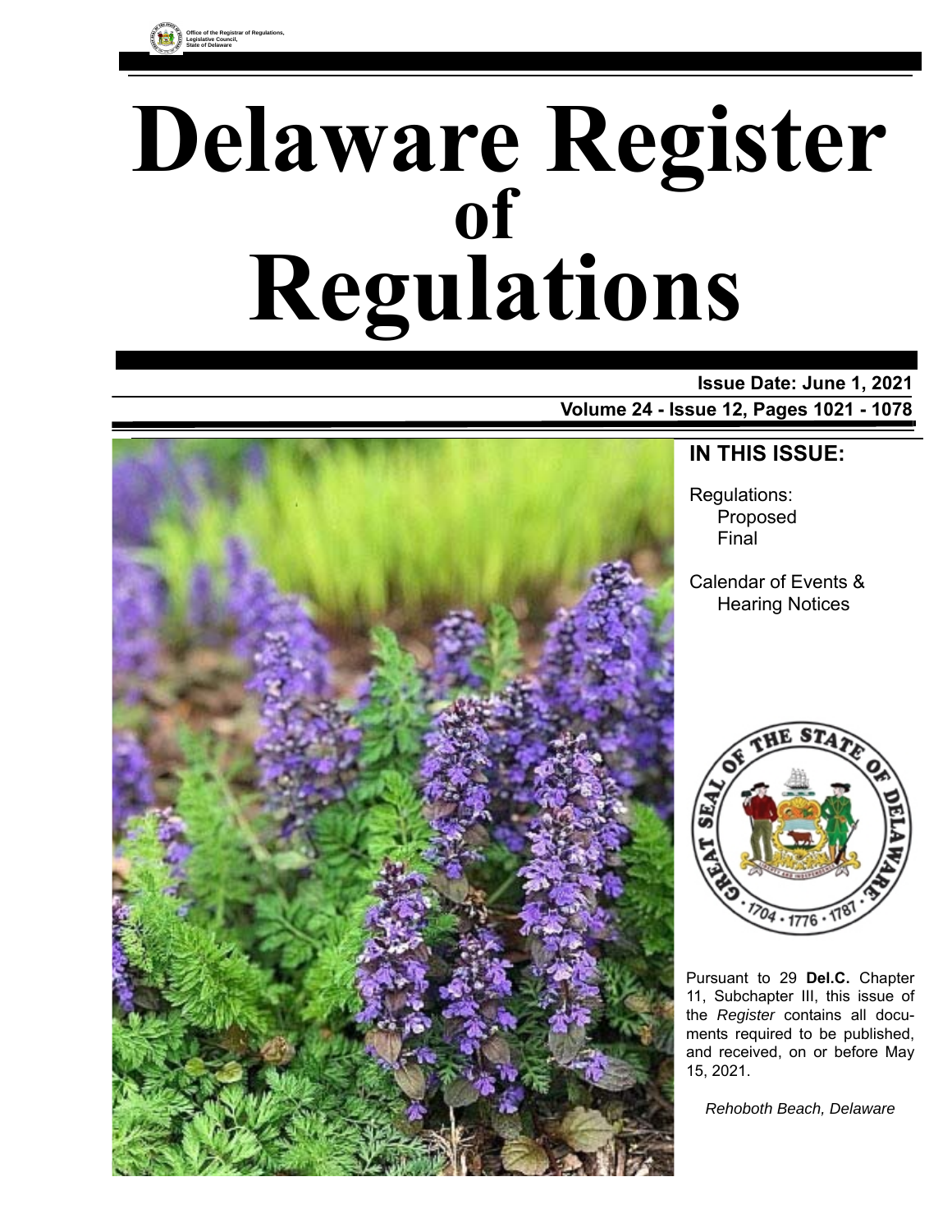Office of the Registrar of Regulations, Legislative Council, State of Delaware

# Delaware Register of Regulations

**Issue Date: June 1, 2021**

**Volume 24 - Issue 12, Pages 1021 - 1078**

## IN THIS ISSUE:

Regulations:
- Proposed
- Final

Calendar of Events & Hearing Notices

Pursuant to 29 **Del.C.** Chapter 11, Subchapter III, this issue of the *Register* contains all documents required to be published, and received, on or before May 15, 2021.

*Rehoboth Beach, Delaware*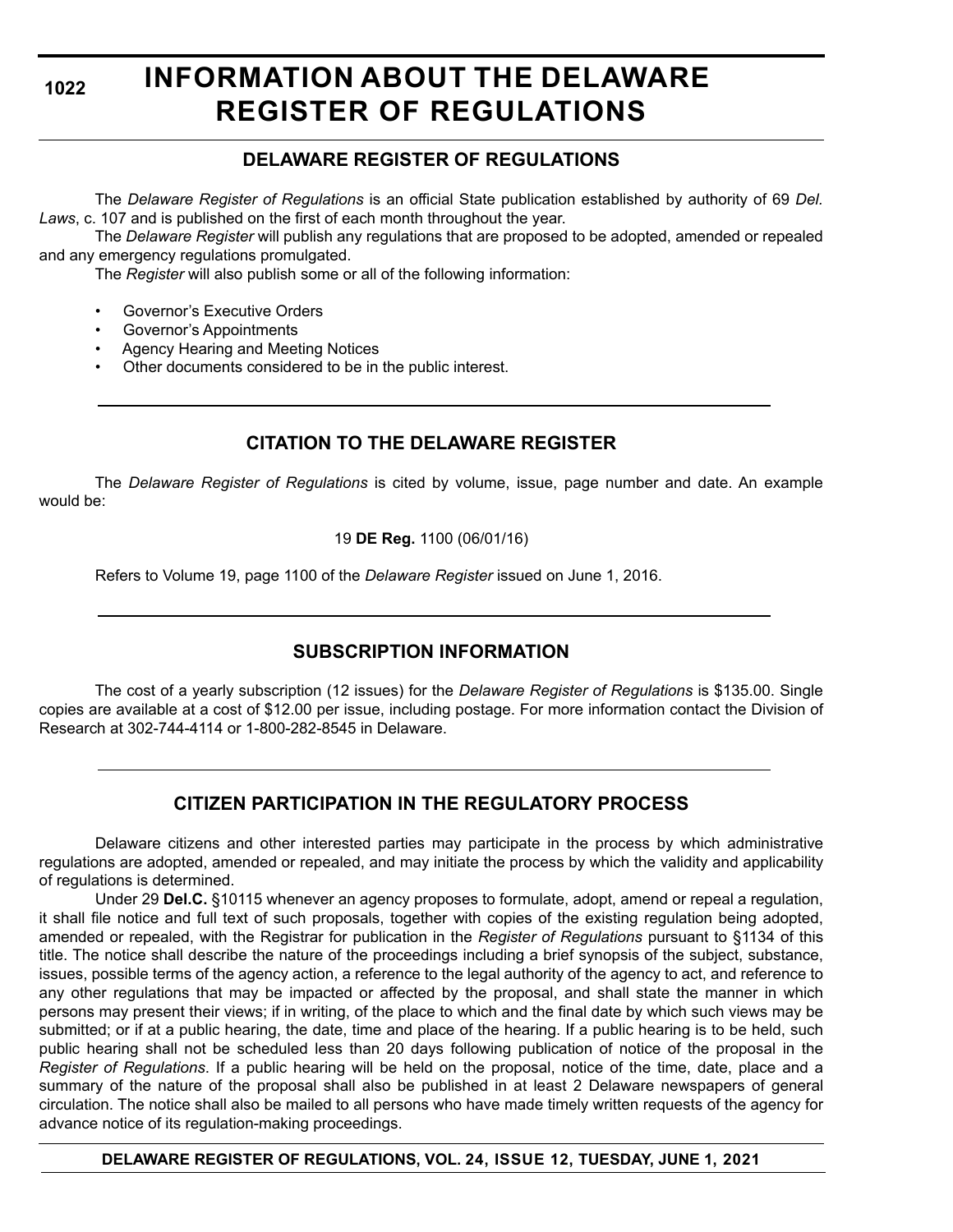# INFORMATION ABOUT THE DELAWARE REGISTER OF REGULATIONS

## DELAWARE REGISTER OF REGULATIONS

The *Delaware Register of Regulations* is an official State publication established by authority of 69 *Del. Laws*, c. 107 and is published on the first of each month throughout the year.

The *Delaware Register* will publish any regulations that are proposed to be adopted, amended or repealed and any emergency regulations promulgated.

The *Register* will also publish some or all of the following information:

- Governor's Executive Orders
- Governor's Appointments
- Agency Hearing and Meeting Notices
- Other documents considered to be in the public interest.

## CITATION TO THE DELAWARE REGISTER

The *Delaware Register of Regulations* is cited by volume, issue, page number and date. An example would be:

19 **DE Reg.** 1100 (06/01/16)

Refers to Volume 19, page 1100 of the *Delaware Register* issued on June 1, 2016.

## SUBSCRIPTION INFORMATION

The cost of a yearly subscription (12 issues) for the *Delaware Register of Regulations* is $135.00. Single copies are available at a cost of $12.00 per issue, including postage. For more information contact the Division of Research at 302-744-4114 or 1-800-282-8545 in Delaware.

## CITIZEN PARTICIPATION IN THE REGULATORY PROCESS

Delaware citizens and other interested parties may participate in the process by which administrative regulations are adopted, amended or repealed, and may initiate the process by which the validity and applicability of regulations is determined.

Under 29 **Del.C.** §10115 whenever an agency proposes to formulate, adopt, amend or repeal a regulation, it shall file notice and full text of such proposals, together with copies of the existing regulation being adopted, amended or repealed, with the Registrar for publication in the *Register of Regulations* pursuant to §1134 of this title. The notice shall describe the nature of the proceedings including a brief synopsis of the subject, substance, issues, possible terms of the agency action, a reference to the legal authority of the agency to act, and reference to any other regulations that may be impacted or affected by the proposal, and shall state the manner in which persons may present their views; if in writing, of the place to which and the final date by which such views may be submitted; or if at a public hearing, the date, time and place of the hearing. If a public hearing is to be held, such public hearing shall not be scheduled less than 20 days following publication of notice of the proposal in the *Register of Regulations*. If a public hearing will be held on the proposal, notice of the time, date, place and a summary of the nature of the proposal shall also be published in at least 2 Delaware newspapers of general circulation. The notice shall also be mailed to all persons who have made timely written requests of the agency for advance notice of its regulation-making proceedings.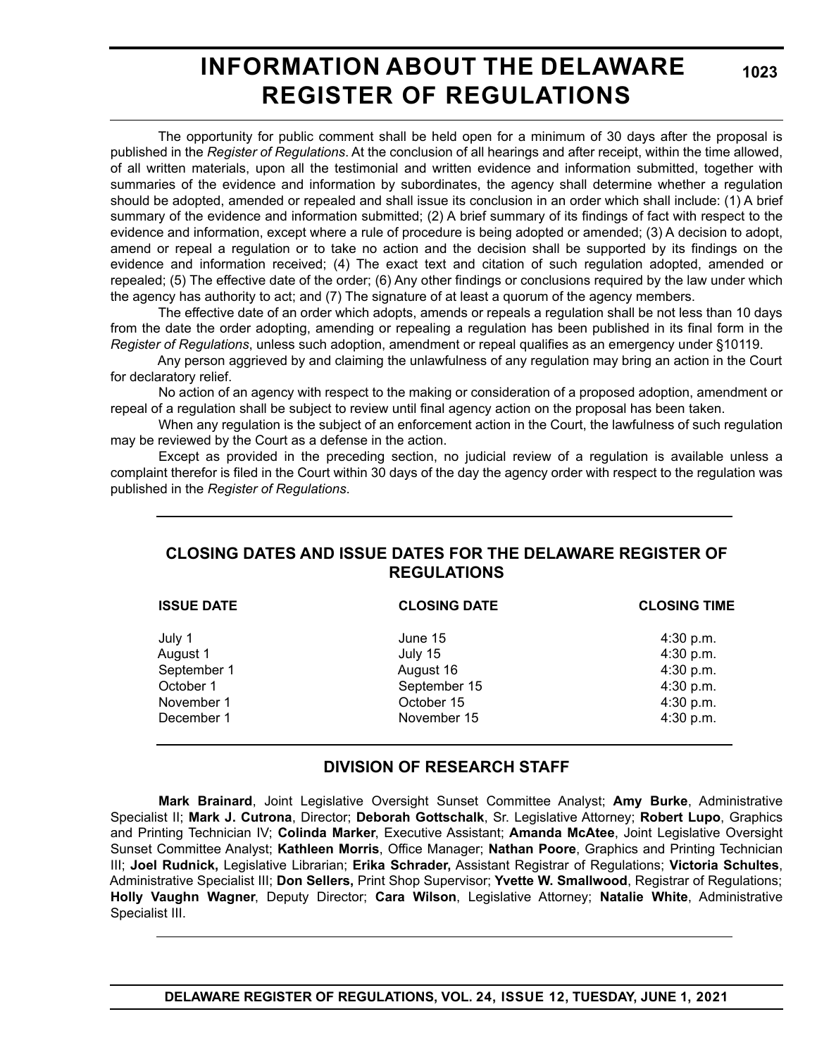# INFORMATION ABOUT THE DELAWARE REGISTER OF REGULATIONS

The opportunity for public comment shall be held open for a minimum of 30 days after the proposal is published in the *Register of Regulations*. At the conclusion of all hearings and after receipt, within the time allowed, of all written materials, upon all the testimonial and written evidence and information submitted, together with summaries of the evidence and information by subordinates, the agency shall determine whether a regulation should be adopted, amended or repealed and shall issue its conclusion in an order which shall include: (1) A brief summary of the evidence and information submitted; (2) A brief summary of its findings of fact with respect to the evidence and information, except where a rule of procedure is being adopted or amended; (3) A decision to adopt, amend or repeal a regulation or to take no action and the decision shall be supported by its findings on the evidence and information received; (4) The exact text and citation of such regulation adopted, amended or repealed; (5) The effective date of the order; (6) Any other findings or conclusions required by the law under which the agency has authority to act; and (7) The signature of at least a quorum of the agency members.

The effective date of an order which adopts, amends or repeals a regulation shall be not less than 10 days from the date the order adopting, amending or repealing a regulation has been published in its final form in the *Register of Regulations*, unless such adoption, amendment or repeal qualifies as an emergency under §10119.

Any person aggrieved by and claiming the unlawfulness of any regulation may bring an action in the Court for declaratory relief.

No action of an agency with respect to the making or consideration of a proposed adoption, amendment or repeal of a regulation shall be subject to review until final agency action on the proposal has been taken.

When any regulation is the subject of an enforcement action in the Court, the lawfulness of such regulation may be reviewed by the Court as a defense in the action.

Except as provided in the preceding section, no judicial review of a regulation is available unless a complaint therefor is filed in the Court within 30 days of the day the agency order with respect to the regulation was published in the *Register of Regulations*.

## CLOSING DATES AND ISSUE DATES FOR THE DELAWARE REGISTER OF REGULATIONS

| ISSUE DATE | CLOSING DATE | CLOSING TIME |
|---|---|---|
| July 1 | June 15 | 4:30 p.m. |
| August 1 | July 15 | 4:30 p.m. |
| September 1 | August 16 | 4:30 p.m. |
| October 1 | September 15 | 4:30 p.m. |
| November 1 | October 15 | 4:30 p.m. |
| December 1 | November 15 | 4:30 p.m. |

## DIVISION OF RESEARCH STAFF

**Mark Brainard**, Joint Legislative Oversight Sunset Committee Analyst; **Amy Burke**, Administrative Specialist II; **Mark J. Cutrona**, Director; **Deborah Gottschalk**, Sr. Legislative Attorney; **Robert Lupo**, Graphics and Printing Technician IV; **Colinda Marker**, Executive Assistant; **Amanda McAtee**, Joint Legislative Oversight Sunset Committee Analyst; **Kathleen Morris**, Office Manager; **Nathan Poore**, Graphics and Printing Technician III; **Joel Rudnick,** Legislative Librarian; **Erika Schrader,** Assistant Registrar of Regulations; **Victoria Schultes**, Administrative Specialist III; **Don Sellers,** Print Shop Supervisor; **Yvette W. Smallwood**, Registrar of Regulations; **Holly Vaughn Wagner**, Deputy Director; **Cara Wilson**, Legislative Attorney; **Natalie White**, Administrative Specialist III.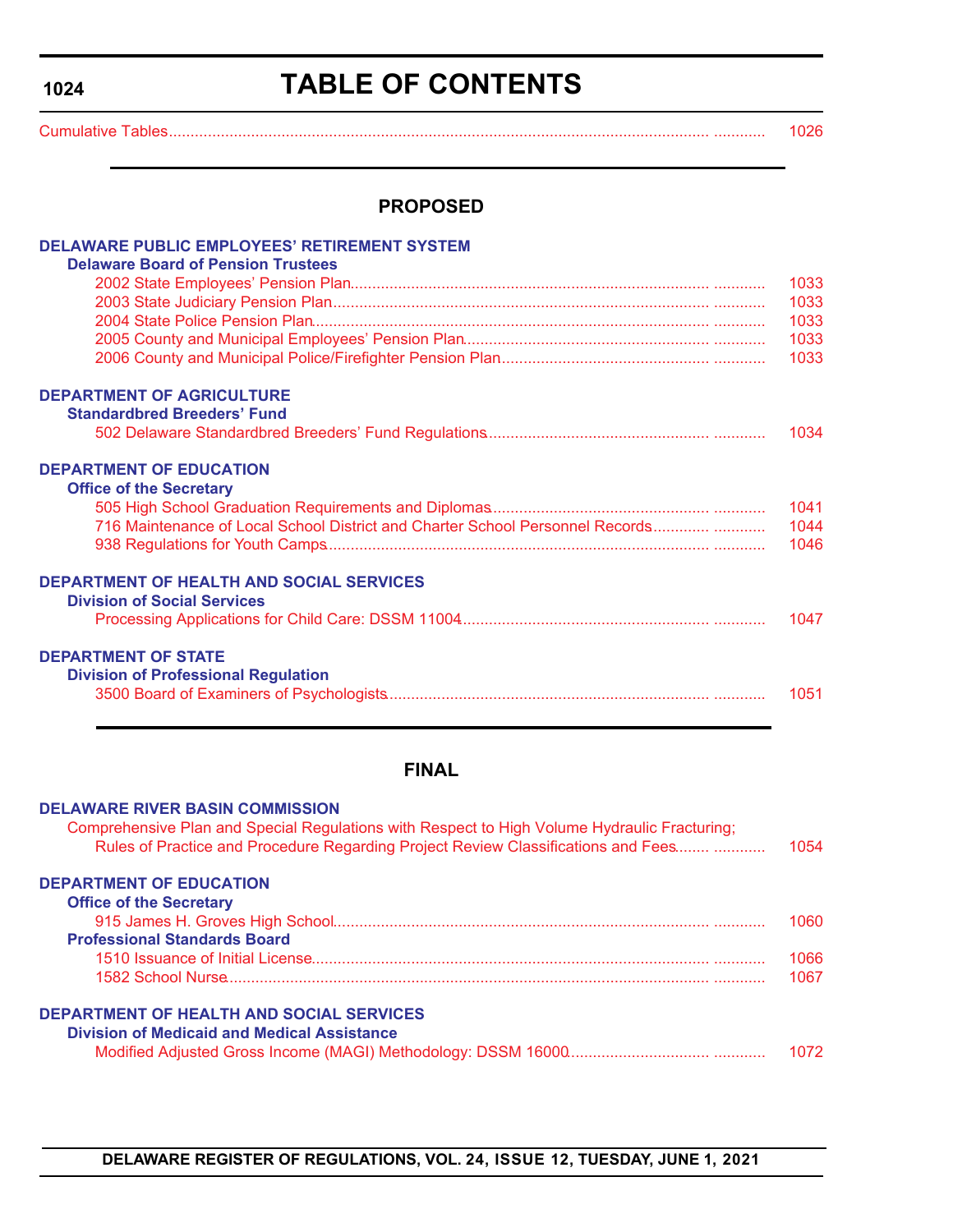# TABLE OF CONTENTS

Cumulative Tables ........................................................................ 1026

## PROPOSED

### DELAWARE PUBLIC EMPLOYEES' RETIREMENT SYSTEM

**Delaware Board of Pension Trustees**

2002 State Employees' Pension Plan ........................................................................ 1033
2003 State Judiciary Pension Plan ........................................................................ 1033
2004 State Police Pension Plan ........................................................................ 1033
2005 County and Municipal Employees' Pension Plan ........................................................................ 1033
2006 County and Municipal Police/Firefighter Pension Plan ........................................................................ 1033

### DEPARTMENT OF AGRICULTURE

**Standardbred Breeders' Fund**

502 Delaware Standardbred Breeders' Fund Regulations ........................................................................ 1034

### DEPARTMENT OF EDUCATION

**Office of the Secretary**

505 High School Graduation Requirements and Diplomas ........................................................................ 1041
716 Maintenance of Local School District and Charter School Personnel Records ........................................................................ 1044
938 Regulations for Youth Camps ........................................................................ 1046

### DEPARTMENT OF HEALTH AND SOCIAL SERVICES

**Division of Social Services**

Processing Applications for Child Care: DSSM 11004 ........................................................................ 1047

### DEPARTMENT OF STATE

**Division of Professional Regulation**

3500 Board of Examiners of Psychologists ........................................................................ 1051

## FINAL

### DELAWARE RIVER BASIN COMMISSION

Comprehensive Plan and Special Regulations with Respect to High Volume Hydraulic Fracturing; Rules of Practice and Procedure Regarding Project Review Classifications and Fees ........................................................................ 1054

### DEPARTMENT OF EDUCATION

**Office of the Secretary**

915 James H. Groves High School ........................................................................ 1060

**Professional Standards Board**

1510 Issuance of Initial License ........................................................................ 1066
1582 School Nurse ........................................................................ 1067

### DEPARTMENT OF HEALTH AND SOCIAL SERVICES

**Division of Medicaid and Medical Assistance**

Modified Adjusted Gross Income (MAGI) Methodology: DSSM 16000 ........................................................................ 1072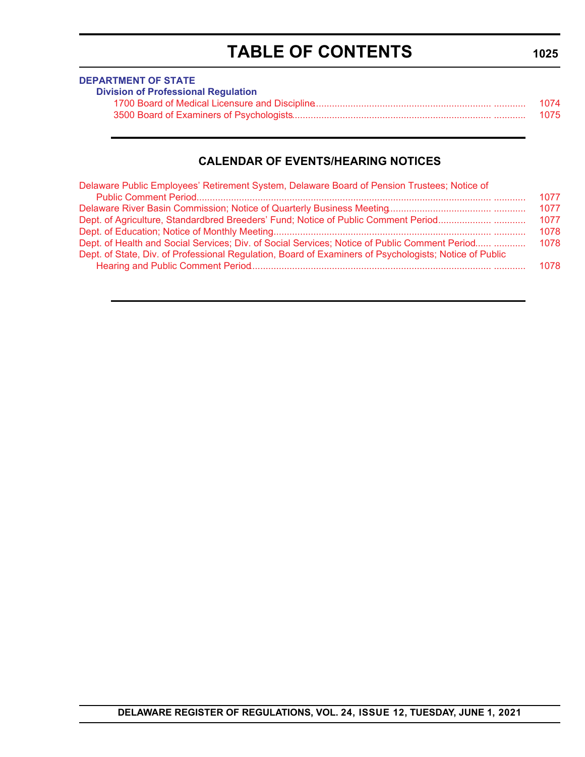# TABLE OF CONTENTS

**DEPARTMENT OF STATE**

**Division of Professional Regulation**

1700 Board of Medical Licensure and Discipline ............ 1074

3500 Board of Examiners of Psychologists ............ 1075

## CALENDAR OF EVENTS/HEARING NOTICES

Delaware Public Employees' Retirement System, Delaware Board of Pension Trustees; Notice of Public Comment Period ............ 1077

Delaware River Basin Commission; Notice of Quarterly Business Meeting ............ 1077

Dept. of Agriculture, Standardbred Breeders' Fund; Notice of Public Comment Period ............ 1077

Dept. of Education; Notice of Monthly Meeting ............ 1078

Dept. of Health and Social Services; Div. of Social Services; Notice of Public Comment Period ............ 1078

Dept. of State, Div. of Professional Regulation, Board of Examiners of Psychologists; Notice of Public Hearing and Public Comment Period ............ 1078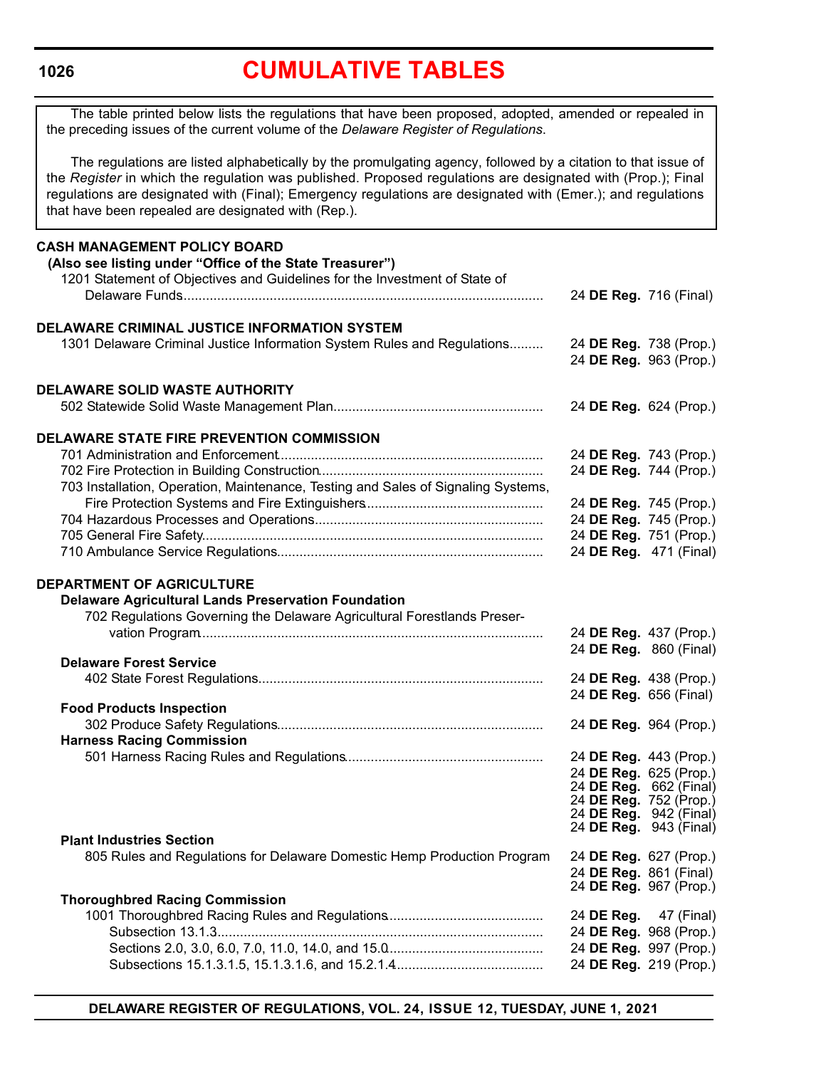# CUMULATIVE TABLES

The table printed below lists the regulations that have been proposed, adopted, amended or repealed in the preceding issues of the current volume of the *Delaware Register of Regulations*.

The regulations are listed alphabetically by the promulgating agency, followed by a citation to that issue of the *Register* in which the regulation was published. Proposed regulations are designated with (Prop.); Final regulations are designated with (Final); Emergency regulations are designated with (Emer.); and regulations that have been repealed are designated with (Rep.).

**CASH MANAGEMENT POLICY BOARD**
**(Also see listing under "Office of the State Treasurer")**

1201 Statement of Objectives and Guidelines for the Investment of State of Delaware Funds .......... 24 **DE Reg.** 716 (Final)

**DELAWARE CRIMINAL JUSTICE INFORMATION SYSTEM**

1301 Delaware Criminal Justice Information System Rules and Regulations .......... 24 **DE Reg.** 738 (Prop.)
24 **DE Reg.** 963 (Prop.)

**DELAWARE SOLID WASTE AUTHORITY**

502 Statewide Solid Waste Management Plan .......... 24 **DE Reg.** 624 (Prop.)

**DELAWARE STATE FIRE PREVENTION COMMISSION**

701 Administration and Enforcement .......... 24 **DE Reg.** 743 (Prop.)
702 Fire Protection in Building Construction .......... 24 **DE Reg.** 744 (Prop.)
703 Installation, Operation, Maintenance, Testing and Sales of Signaling Systems, Fire Protection Systems and Fire Extinguishers .......... 24 **DE Reg.** 745 (Prop.)
704 Hazardous Processes and Operations .......... 24 **DE Reg.** 745 (Prop.)
705 General Fire Safety .......... 24 **DE Reg.** 751 (Prop.)
710 Ambulance Service Regulations .......... 24 **DE Reg.** 471 (Final)

**DEPARTMENT OF AGRICULTURE**

**Delaware Agricultural Lands Preservation Foundation**

702 Regulations Governing the Delaware Agricultural Forestlands Preservation Program .......... 24 **DE Reg.** 437 (Prop.)
24 **DE Reg.** 860 (Final)

**Delaware Forest Service**

402 State Forest Regulations .......... 24 **DE Reg.** 438 (Prop.)
24 **DE Reg.** 656 (Final)

**Food Products Inspection**

302 Produce Safety Regulations .......... 24 **DE Reg.** 964 (Prop.)

**Harness Racing Commission**

501 Harness Racing Rules and Regulations .......... 24 **DE Reg.** 443 (Prop.)
24 **DE Reg.** 625 (Prop.)
24 **DE Reg.** 662 (Final)
24 **DE Reg.** 752 (Prop.)
24 **DE Reg.** 942 (Final)
24 **DE Reg.** 943 (Final)

**Plant Industries Section**

805 Rules and Regulations for Delaware Domestic Hemp Production Program 24 **DE Reg.** 627 (Prop.)
24 **DE Reg.** 861 (Final)
24 **DE Reg.** 967 (Prop.)

**Thoroughbred Racing Commission**

1001 Thoroughbred Racing Rules and Regulations .......... 24 **DE Reg.** 47 (Final)
Subsection 13.1.3 .......... 24 **DE Reg.** 968 (Prop.)
Sections 2.0, 3.0, 6.0, 7.0, 11.0, 14.0, and 15.0 .......... 24 **DE Reg.** 997 (Prop.)
Subsections 15.1.3.1.5, 15.1.3.1.6, and 15.2.1.4 .......... 24 **DE Reg.** 219 (Prop.)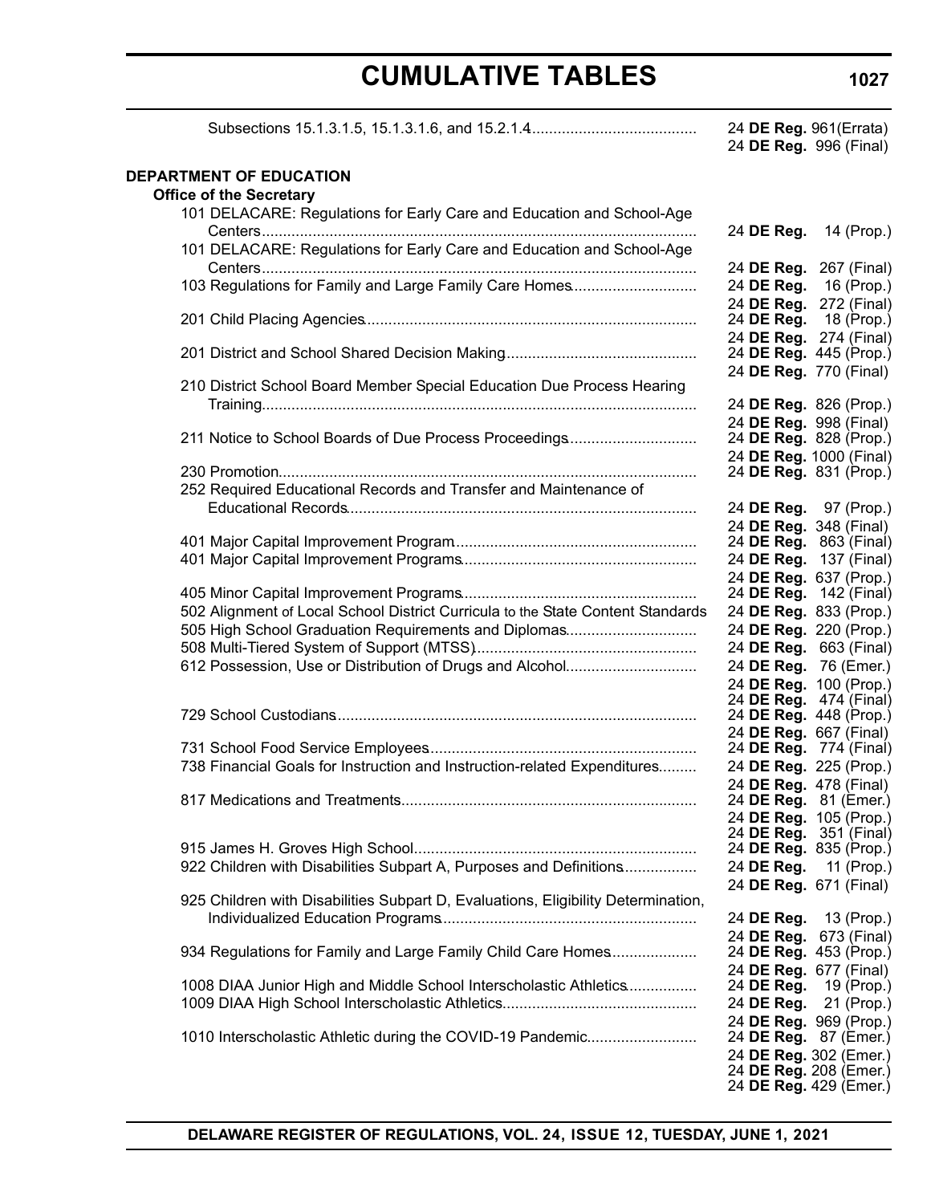| | |
|---|---|
| Subsections 15.1.3.1.5, 15.1.3.1.6, and 15.2.1.4 | 24 **DE Reg.** 961(Errata)<br>24 **DE Reg.** 996 (Final) |

**DEPARTMENT OF EDUCATION**

**Office of the Secretary**

| | |
|---|---|
| 101 DELACARE: Regulations for Early Care and Education and School-Age Centers | 24 **DE Reg.** 14 (Prop.) |
| 101 DELACARE: Regulations for Early Care and Education and School-Age Centers | 24 **DE Reg.** 267 (Final) |
| 103 Regulations for Family and Large Family Care Homes | 24 **DE Reg.** 16 (Prop.)<br>24 **DE Reg.** 272 (Final) |
| 201 Child Placing Agencies | 24 **DE Reg.** 18 (Prop.)<br>24 **DE Reg.** 274 (Final) |
| 201 District and School Shared Decision Making | 24 **DE Reg.** 445 (Prop.)<br>24 **DE Reg.** 770 (Final) |
| 210 District School Board Member Special Education Due Process Hearing Training | 24 **DE Reg.** 826 (Prop.)<br>24 **DE Reg.** 998 (Final) |
| 211 Notice to School Boards of Due Process Proceedings | 24 **DE Reg.** 828 (Prop.)<br>24 **DE Reg.** 1000 (Final) |
| 230 Promotion | 24 **DE Reg.** 831 (Prop.) |
| 252 Required Educational Records and Transfer and Maintenance of Educational Records | 24 **DE Reg.** 97 (Prop.)<br>24 **DE Reg.** 348 (Final) |
| 401 Major Capital Improvement Program | 24 **DE Reg.** 863 (Final) |
| 401 Major Capital Improvement Programs | 24 **DE Reg.** 137 (Final)<br>24 **DE Reg.** 637 (Prop.) |
| 405 Minor Capital Improvement Programs | 24 **DE Reg.** 142 (Final) |
| 502 Alignment of Local School District Curricula to the State Content Standards | 24 **DE Reg.** 833 (Prop.) |
| 505 High School Graduation Requirements and Diplomas | 24 **DE Reg.** 220 (Prop.) |
| 508 Multi-Tiered System of Support (MTSS) | 24 **DE Reg.** 663 (Final) |
| 612 Possession, Use or Distribution of Drugs and Alcohol | 24 **DE Reg.** 76 (Emer.)<br>24 **DE Reg.** 100 (Prop.)<br>24 **DE Reg.** 474 (Final) |
| 729 School Custodians | 24 **DE Reg.** 448 (Prop.)<br>24 **DE Reg.** 667 (Final) |
| 731 School Food Service Employees | 24 **DE Reg.** 774 (Final) |
| 738 Financial Goals for Instruction and Instruction-related Expenditures | 24 **DE Reg.** 225 (Prop.)<br>24 **DE Reg.** 478 (Final) |
| 817 Medications and Treatments | 24 **DE Reg.** 81 (Emer.)<br>24 **DE Reg.** 105 (Prop.)<br>24 **DE Reg.** 351 (Final) |
| 915 James H. Groves High School | 24 **DE Reg.** 835 (Prop.) |
| 922 Children with Disabilities Subpart A, Purposes and Definitions | 24 **DE Reg.** 11 (Prop.)<br>24 **DE Reg.** 671 (Final) |
| 925 Children with Disabilities Subpart D, Evaluations, Eligibility Determination, Individualized Education Programs | 24 **DE Reg.** 13 (Prop.)<br>24 **DE Reg.** 673 (Final) |
| 934 Regulations for Family and Large Family Child Care Homes | 24 **DE Reg.** 453 (Prop.)<br>24 **DE Reg.** 677 (Final) |
| 1008 DIAA Junior High and Middle School Interscholastic Athletics | 24 **DE Reg.** 19 (Prop.) |
| 1009 DIAA High School Interscholastic Athletics | 24 **DE Reg.** 21 (Prop.)<br>24 **DE Reg.** 969 (Prop.) |
| 1010 Interscholastic Athletic during the COVID-19 Pandemic | 24 **DE Reg.** 87 (Emer.)<br>24 **DE Reg.** 302 (Emer.)<br>24 **DE Reg.** 208 (Emer.)<br>24 **DE Reg.** 429 (Emer.) |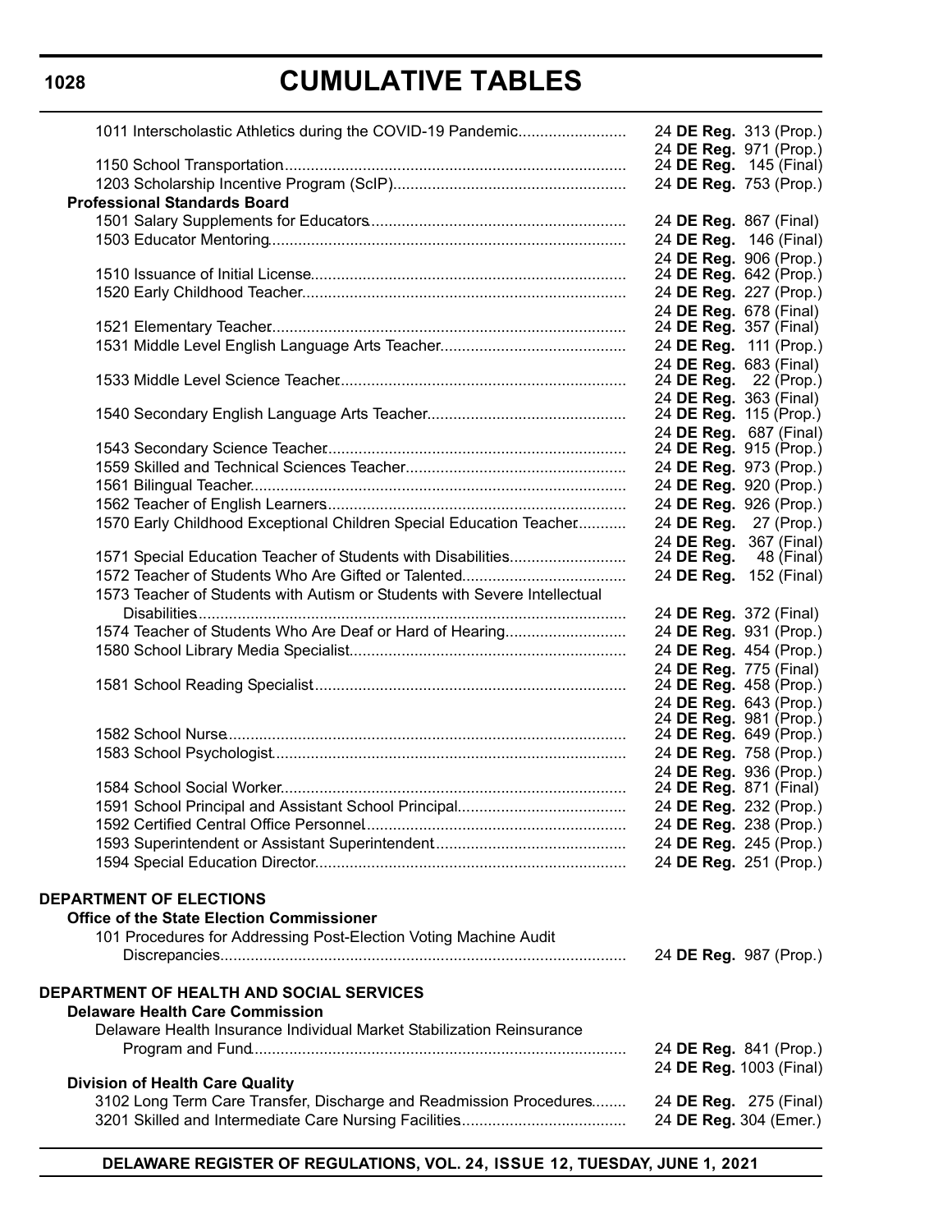# CUMULATIVE TABLES

| | |
|---|---|
| 1011 Interscholastic Athletics during the COVID-19 Pandemic | 24 **DE Reg.** 313 (Prop.)<br>24 **DE Reg.** 971 (Prop.) |
| 1150 School Transportation | 24 **DE Reg.** 145 (Final) |
| 1203 Scholarship Incentive Program (ScIP) | 24 **DE Reg.** 753 (Prop.) |
| **Professional Standards Board** | |
| 1501 Salary Supplements for Educators | 24 **DE Reg.** 867 (Final) |
| 1503 Educator Mentoring | 24 **DE Reg.** 146 (Final)<br>24 **DE Reg.** 906 (Prop.) |
| 1510 Issuance of Initial License | 24 **DE Reg.** 642 (Prop.) |
| 1520 Early Childhood Teacher | 24 **DE Reg.** 227 (Prop.)<br>24 **DE Reg.** 678 (Final) |
| 1521 Elementary Teacher | 24 **DE Reg.** 357 (Final) |
| 1531 Middle Level English Language Arts Teacher | 24 **DE Reg.** 111 (Prop.)<br>24 **DE Reg.** 683 (Final) |
| 1533 Middle Level Science Teacher | 24 **DE Reg.** 22 (Prop.)<br>24 **DE Reg.** 363 (Final) |
| 1540 Secondary English Language Arts Teacher | 24 **DE Reg.** 115 (Prop.)<br>24 **DE Reg.** 687 (Final) |
| 1543 Secondary Science Teacher | 24 **DE Reg.** 915 (Prop.) |
| 1559 Skilled and Technical Sciences Teacher | 24 **DE Reg.** 973 (Prop.) |
| 1561 Bilingual Teacher | 24 **DE Reg.** 920 (Prop.) |
| 1562 Teacher of English Learners | 24 **DE Reg.** 926 (Prop.) |
| 1570 Early Childhood Exceptional Children Special Education Teacher | 24 **DE Reg.** 27 (Prop.)<br>24 **DE Reg.** 367 (Final) |
| 1571 Special Education Teacher of Students with Disabilities | 24 **DE Reg.** 48 (Final) |
| 1572 Teacher of Students Who Are Gifted or Talented | 24 **DE Reg.** 152 (Final) |
| 1573 Teacher of Students with Autism or Students with Severe Intellectual Disabilities | 24 **DE Reg.** 372 (Final) |
| 1574 Teacher of Students Who Are Deaf or Hard of Hearing | 24 **DE Reg.** 931 (Prop.) |
| 1580 School Library Media Specialist | 24 **DE Reg.** 454 (Prop.)<br>24 **DE Reg.** 775 (Final) |
| 1581 School Reading Specialist | 24 **DE Reg.** 458 (Prop.)<br>24 **DE Reg.** 643 (Prop.)<br>24 **DE Reg.** 981 (Prop.) |
| 1582 School Nurse | 24 **DE Reg.** 649 (Prop.) |
| 1583 School Psychologist | 24 **DE Reg.** 758 (Prop.)<br>24 **DE Reg.** 936 (Prop.) |
| 1584 School Social Worker | 24 **DE Reg.** 871 (Final) |
| 1591 School Principal and Assistant School Principal | 24 **DE Reg.** 232 (Prop.) |
| 1592 Certified Central Office Personnel | 24 **DE Reg.** 238 (Prop.) |
| 1593 Superintendent or Assistant Superintendent | 24 **DE Reg.** 245 (Prop.) |
| 1594 Special Education Director | 24 **DE Reg.** 251 (Prop.) |

**DEPARTMENT OF ELECTIONS**

| | |
|---|---|
| **Office of the State Election Commissioner** | |
| 101 Procedures for Addressing Post-Election Voting Machine Audit Discrepancies | 24 **DE Reg.** 987 (Prop.) |

**DEPARTMENT OF HEALTH AND SOCIAL SERVICES**

| | |
|---|---|
| **Delaware Health Care Commission** | |
| Delaware Health Insurance Individual Market Stabilization Reinsurance Program and Fund | 24 **DE Reg.** 841 (Prop.)<br>24 **DE Reg.** 1003 (Final) |
| **Division of Health Care Quality** | |
| 3102 Long Term Care Transfer, Discharge and Readmission Procedures | 24 **DE Reg.** 275 (Final) |
| 3201 Skilled and Intermediate Care Nursing Facilities | 24 **DE Reg.** 304 (Emer.) |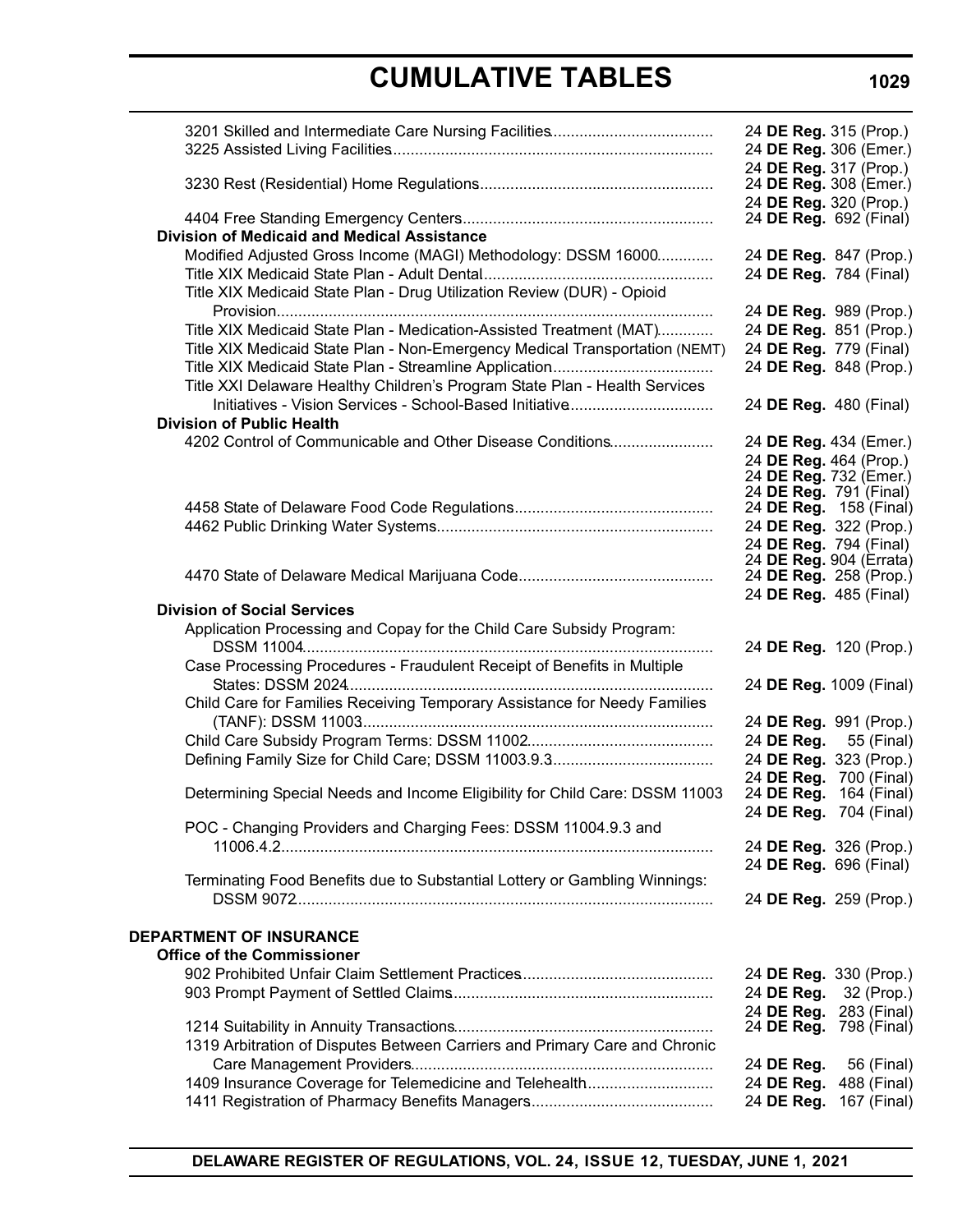# CUMULATIVE TABLES

3201 Skilled and Intermediate Care Nursing Facilities ..... 24 **DE Reg.** 315 (Prop.)
3225 Assisted Living Facilities ..... 24 **DE Reg.** 306 (Emer.)
24 **DE Reg.** 317 (Prop.)
3230 Rest (Residential) Home Regulations ..... 24 **DE Reg.** 308 (Emer.)
24 **DE Reg.** 320 (Prop.)
4404 Free Standing Emergency Centers ..... 24 **DE Reg.** 692 (Final)

**Division of Medicaid and Medical Assistance**

Modified Adjusted Gross Income (MAGI) Methodology: DSSM 16000 ..... 24 **DE Reg.** 847 (Prop.)
Title XIX Medicaid State Plan - Adult Dental ..... 24 **DE Reg.** 784 (Final)
Title XIX Medicaid State Plan - Drug Utilization Review (DUR) - Opioid Provision ..... 24 **DE Reg.** 989 (Prop.)
Title XIX Medicaid State Plan - Medication-Assisted Treatment (MAT) ..... 24 **DE Reg.** 851 (Prop.)
Title XIX Medicaid State Plan - Non-Emergency Medical Transportation (NEMT) ..... 24 **DE Reg.** 779 (Final)
Title XIX Medicaid State Plan - Streamline Application ..... 24 **DE Reg.** 848 (Prop.)
Title XXI Delaware Healthy Children's Program State Plan - Health Services Initiatives - Vision Services - School-Based Initiative ..... 24 **DE Reg.** 480 (Final)

**Division of Public Health**

4202 Control of Communicable and Other Disease Conditions ..... 24 **DE Reg.** 434 (Emer.)
24 **DE Reg.** 464 (Prop.)
24 **DE Reg.** 732 (Emer.)
24 **DE Reg.** 791 (Final)
4458 State of Delaware Food Code Regulations ..... 24 **DE Reg.** 158 (Final)
4462 Public Drinking Water Systems ..... 24 **DE Reg.** 322 (Prop.)
24 **DE Reg.** 794 (Final)
24 **DE Reg.** 904 (Errata)
4470 State of Delaware Medical Marijuana Code ..... 24 **DE Reg.** 258 (Prop.)
24 **DE Reg.** 485 (Final)

**Division of Social Services**

Application Processing and Copay for the Child Care Subsidy Program: DSSM 11004 ..... 24 **DE Reg.** 120 (Prop.)
Case Processing Procedures - Fraudulent Receipt of Benefits in Multiple States: DSSM 2024 ..... 24 **DE Reg.** 1009 (Final)
Child Care for Families Receiving Temporary Assistance for Needy Families (TANF): DSSM 11003 ..... 24 **DE Reg.** 991 (Prop.)
Child Care Subsidy Program Terms: DSSM 11002 ..... 24 **DE Reg.** 55 (Final)
Defining Family Size for Child Care; DSSM 11003.9.3 ..... 24 **DE Reg.** 323 (Prop.)
24 **DE Reg.** 700 (Final)
Determining Special Needs and Income Eligibility for Child Care: DSSM 11003 ..... 24 **DE Reg.** 164 (Final)
24 **DE Reg.** 704 (Final)
POC - Changing Providers and Charging Fees: DSSM 11004.9.3 and 11006.4.2 ..... 24 **DE Reg.** 326 (Prop.)
24 **DE Reg.** 696 (Final)
Terminating Food Benefits due to Substantial Lottery or Gambling Winnings: DSSM 9072 ..... 24 **DE Reg.** 259 (Prop.)

## DEPARTMENT OF INSURANCE

**Office of the Commissioner**

902 Prohibited Unfair Claim Settlement Practices ..... 24 **DE Reg.** 330 (Prop.)
903 Prompt Payment of Settled Claims ..... 24 **DE Reg.** 32 (Prop.)
24 **DE Reg.** 283 (Final)
1214 Suitability in Annuity Transactions ..... 24 **DE Reg.** 798 (Final)
1319 Arbitration of Disputes Between Carriers and Primary Care and Chronic Care Management Providers ..... 24 **DE Reg.** 56 (Final)
1409 Insurance Coverage for Telemedicine and Telehealth ..... 24 **DE Reg.** 488 (Final)
1411 Registration of Pharmacy Benefits Managers ..... 24 **DE Reg.** 167 (Final)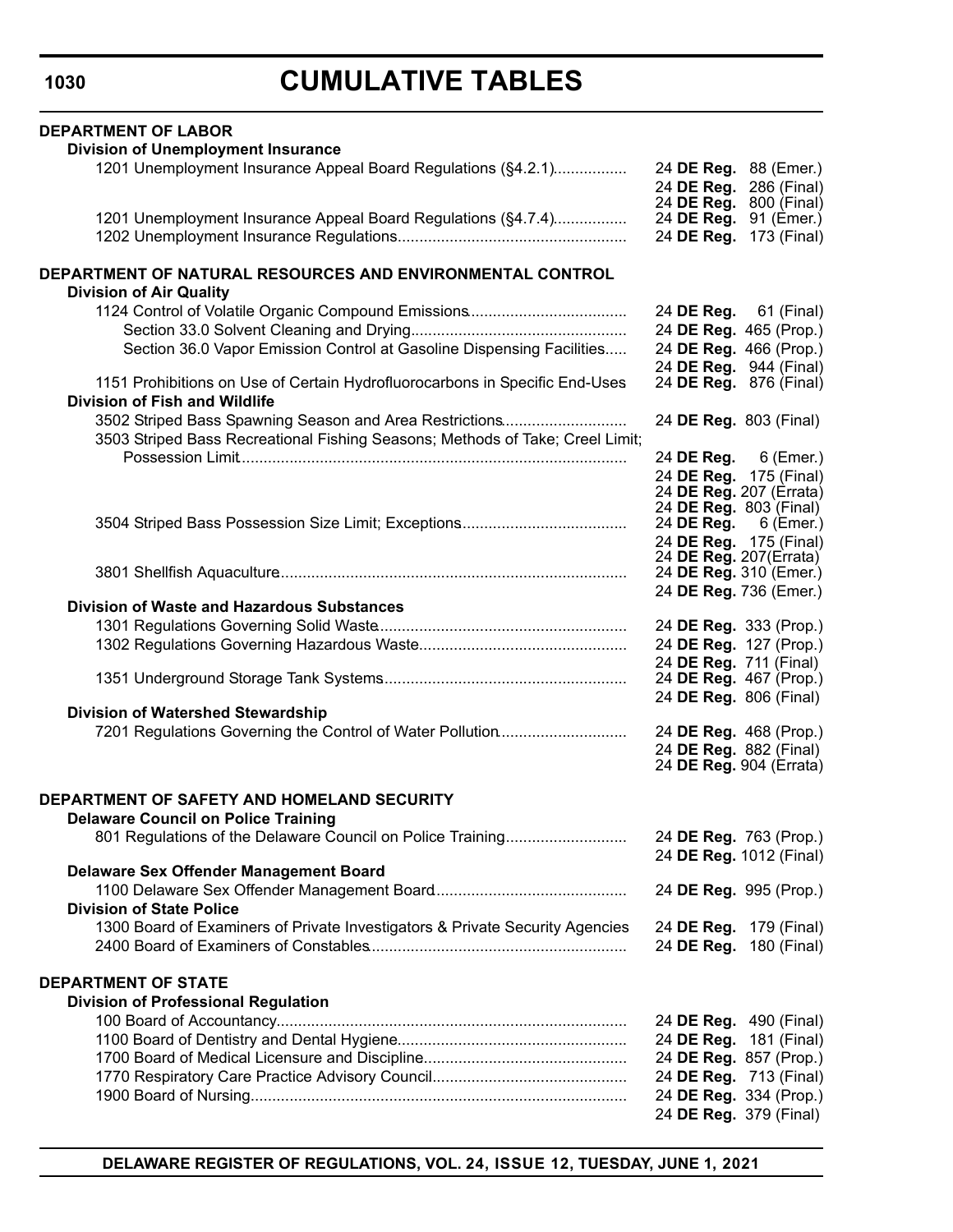# CUMULATIVE TABLES

**DEPARTMENT OF LABOR**

**Division of Unemployment Insurance**

| | |
|---|---|
| 1201 Unemployment Insurance Appeal Board Regulations (§4.2.1) | 24 **DE Reg.** 88 (Emer.) |
| | 24 **DE Reg.** 286 (Final) |
| | 24 **DE Reg.** 800 (Final) |
| 1201 Unemployment Insurance Appeal Board Regulations (§4.7.4) | 24 **DE Reg.** 91 (Emer.) |
| 1202 Unemployment Insurance Regulations | 24 **DE Reg.** 173 (Final) |

**DEPARTMENT OF NATURAL RESOURCES AND ENVIRONMENTAL CONTROL**

**Division of Air Quality**

| | |
|---|---|
| 1124 Control of Volatile Organic Compound Emissions | 24 **DE Reg.** 61 (Final) |
| Section 33.0 Solvent Cleaning and Drying | 24 **DE Reg.** 465 (Prop.) |
| Section 36.0 Vapor Emission Control at Gasoline Dispensing Facilities | 24 **DE Reg.** 466 (Prop.) |
| | 24 **DE Reg.** 944 (Final) |
| 1151 Prohibitions on Use of Certain Hydrofluorocarbons in Specific End-Uses | 24 **DE Reg.** 876 (Final) |

**Division of Fish and Wildlife**

| | |
|---|---|
| 3502 Striped Bass Spawning Season and Area Restrictions | 24 **DE Reg.** 803 (Final) |
| 3503 Striped Bass Recreational Fishing Seasons; Methods of Take; Creel Limit; Possession Limit | 24 **DE Reg.** 6 (Emer.) |
| | 24 **DE Reg.** 175 (Final) |
| | 24 **DE Reg.** 207 (Errata) |
| | 24 **DE Reg.** 803 (Final) |
| 3504 Striped Bass Possession Size Limit; Exceptions | 24 **DE Reg.** 6 (Emer.) |
| | 24 **DE Reg.** 175 (Final) |
| | 24 **DE Reg.** 207(Errata) |
| 3801 Shellfish Aquaculture | 24 **DE Reg.** 310 (Emer.) |
| | 24 **DE Reg.** 736 (Emer.) |

**Division of Waste and Hazardous Substances**

| | |
|---|---|
| 1301 Regulations Governing Solid Waste | 24 **DE Reg.** 333 (Prop.) |
| 1302 Regulations Governing Hazardous Waste | 24 **DE Reg.** 127 (Prop.) |
| | 24 **DE Reg.** 711 (Final) |
| 1351 Underground Storage Tank Systems | 24 **DE Reg.** 467 (Prop.) |
| | 24 **DE Reg.** 806 (Final) |

**Division of Watershed Stewardship**

| | |
|---|---|
| 7201 Regulations Governing the Control of Water Pollution | 24 **DE Reg.** 468 (Prop.) |
| | 24 **DE Reg.** 882 (Final) |
| | 24 **DE Reg.** 904 (Errata) |

**DEPARTMENT OF SAFETY AND HOMELAND SECURITY**

**Delaware Council on Police Training**

| | |
|---|---|
| 801 Regulations of the Delaware Council on Police Training | 24 **DE Reg.** 763 (Prop.) |
| | 24 **DE Reg.** 1012 (Final) |

**Delaware Sex Offender Management Board**

| | |
|---|---|
| 1100 Delaware Sex Offender Management Board | 24 **DE Reg.** 995 (Prop.) |

**Division of State Police**

| | |
|---|---|
| 1300 Board of Examiners of Private Investigators & Private Security Agencies | 24 **DE Reg.** 179 (Final) |
| 2400 Board of Examiners of Constables | 24 **DE Reg.** 180 (Final) |

**DEPARTMENT OF STATE**

**Division of Professional Regulation**

| | |
|---|---|
| 100 Board of Accountancy | 24 **DE Reg.** 490 (Final) |
| 1100 Board of Dentistry and Dental Hygiene | 24 **DE Reg.** 181 (Final) |
| 1700 Board of Medical Licensure and Discipline | 24 **DE Reg.** 857 (Prop.) |
| 1770 Respiratory Care Practice Advisory Council | 24 **DE Reg.** 713 (Final) |
| 1900 Board of Nursing | 24 **DE Reg.** 334 (Prop.) |
| | 24 **DE Reg.** 379 (Final) |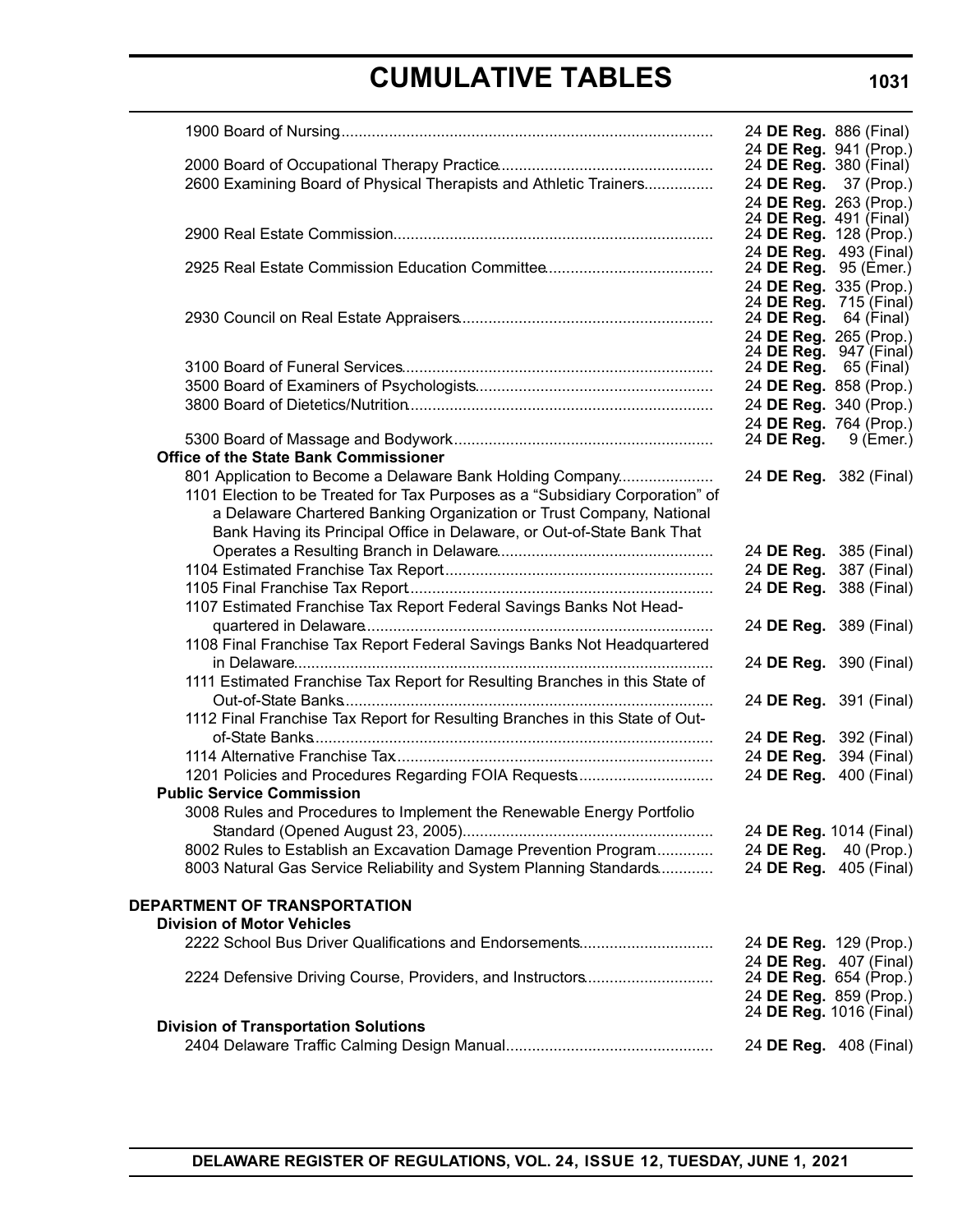# CUMULATIVE TABLES

| | |
|---|---|
| 1900 Board of Nursing | 24 **DE Reg.** 886 (Final) |
| | 24 **DE Reg.** 941 (Prop.) |
| 2000 Board of Occupational Therapy Practice | 24 **DE Reg.** 380 (Final) |
| 2600 Examining Board of Physical Therapists and Athletic Trainers | 24 **DE Reg.** 37 (Prop.) |
| | 24 **DE Reg.** 263 (Prop.) |
| | 24 **DE Reg.** 491 (Final) |
| 2900 Real Estate Commission | 24 **DE Reg.** 128 (Prop.) |
| | 24 **DE Reg.** 493 (Final) |
| 2925 Real Estate Commission Education Committee | 24 **DE Reg.** 95 (Emer.) |
| | 24 **DE Reg.** 335 (Prop.) |
| | 24 **DE Reg.** 715 (Final) |
| 2930 Council on Real Estate Appraisers | 24 **DE Reg.** 64 (Final) |
| | 24 **DE Reg.** 265 (Prop.) |
| | 24 **DE Reg.** 947 (Final) |
| 3100 Board of Funeral Services | 24 **DE Reg.** 65 (Final) |
| 3500 Board of Examiners of Psychologists | 24 **DE Reg.** 858 (Prop.) |
| 3800 Board of Dietetics/Nutrition | 24 **DE Reg.** 340 (Prop.) |
| | 24 **DE Reg.** 764 (Prop.) |
| 5300 Board of Massage and Bodywork | 24 **DE Reg.** 9 (Emer.) |
| **Office of the State Bank Commissioner** | |
| 801 Application to Become a Delaware Bank Holding Company | 24 **DE Reg.** 382 (Final) |
| 1101 Election to be Treated for Tax Purposes as a "Subsidiary Corporation" of a Delaware Chartered Banking Organization or Trust Company, National Bank Having its Principal Office in Delaware, or Out-of-State Bank That Operates a Resulting Branch in Delaware | 24 **DE Reg.** 385 (Final) |
| 1104 Estimated Franchise Tax Report | 24 **DE Reg.** 387 (Final) |
| 1105 Final Franchise Tax Report | 24 **DE Reg.** 388 (Final) |
| 1107 Estimated Franchise Tax Report Federal Savings Banks Not Headquartered in Delaware | 24 **DE Reg.** 389 (Final) |
| 1108 Final Franchise Tax Report Federal Savings Banks Not Headquartered in Delaware | 24 **DE Reg.** 390 (Final) |
| 1111 Estimated Franchise Tax Report for Resulting Branches in this State of Out-of-State Banks | 24 **DE Reg.** 391 (Final) |
| 1112 Final Franchise Tax Report for Resulting Branches in this State of Out-of-State Banks | 24 **DE Reg.** 392 (Final) |
| 1114 Alternative Franchise Tax | 24 **DE Reg.** 394 (Final) |
| 1201 Policies and Procedures Regarding FOIA Requests | 24 **DE Reg.** 400 (Final) |
| **Public Service Commission** | |
| 3008 Rules and Procedures to Implement the Renewable Energy Portfolio Standard (Opened August 23, 2005) | 24 **DE Reg.** 1014 (Final) |
| 8002 Rules to Establish an Excavation Damage Prevention Program | 24 **DE Reg.** 40 (Prop.) |
| 8003 Natural Gas Service Reliability and System Planning Standards | 24 **DE Reg.** 405 (Final) |

## DEPARTMENT OF TRANSPORTATION

| | |
|---|---|
| **Division of Motor Vehicles** | |
| 2222 School Bus Driver Qualifications and Endorsements | 24 **DE Reg.** 129 (Prop.) |
| | 24 **DE Reg.** 407 (Final) |
| 2224 Defensive Driving Course, Providers, and Instructors | 24 **DE Reg.** 654 (Prop.) |
| | 24 **DE Reg.** 859 (Prop.) |
| | 24 **DE Reg.** 1016 (Final) |
| **Division of Transportation Solutions** | |
| 2404 Delaware Traffic Calming Design Manual | 24 **DE Reg.** 408 (Final) |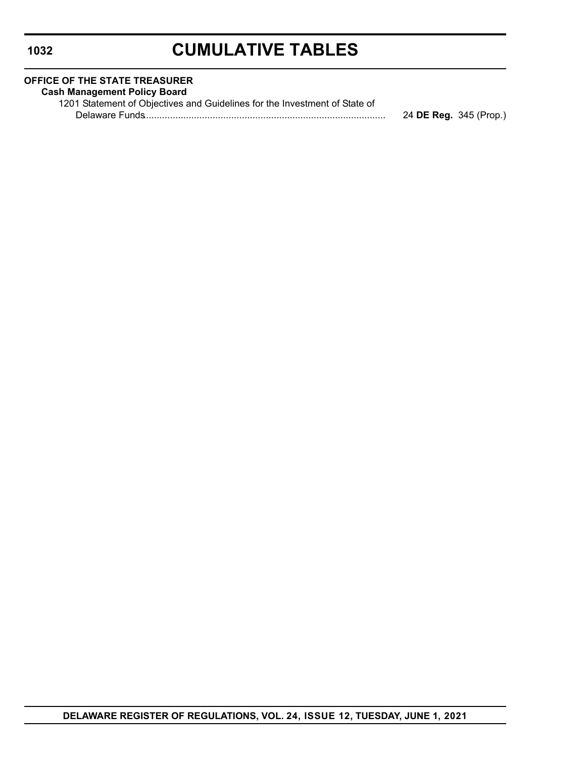**OFFICE OF THE STATE TREASURER**

**Cash Management Policy Board**

1201 Statement of Objectives and Guidelines for the Investment of State of Delaware Funds.......................................................................................... 24 **DE Reg.** 345 (Prop.)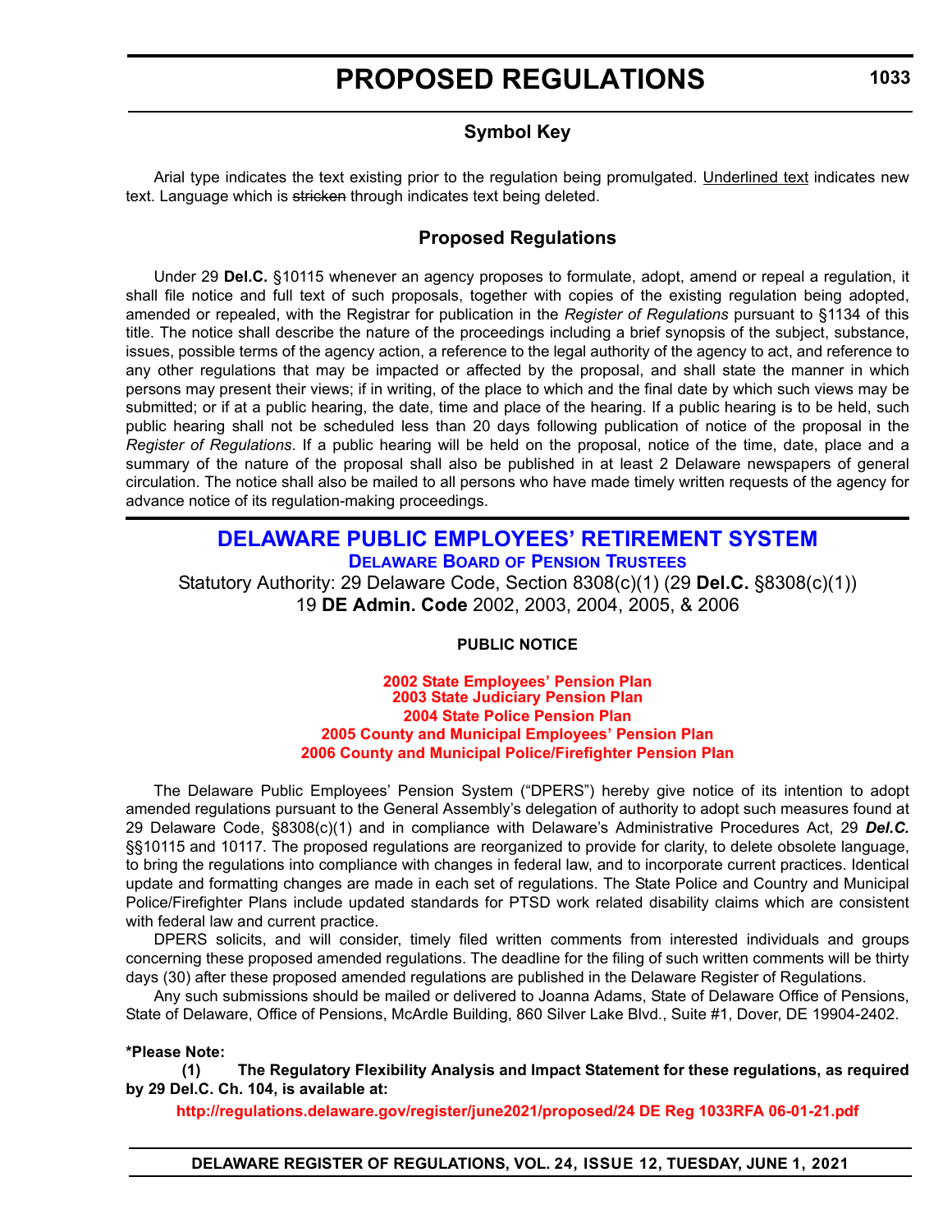# PROPOSED REGULATIONS

## Symbol Key

Arial type indicates the text existing prior to the regulation being promulgated. Underlined text indicates new text. Language which is ~~stricken~~ through indicates text being deleted.

## Proposed Regulations

Under 29 **Del.C.** §10115 whenever an agency proposes to formulate, adopt, amend or repeal a regulation, it shall file notice and full text of such proposals, together with copies of the existing regulation being adopted, amended or repealed, with the Registrar for publication in the *Register of Regulations* pursuant to §1134 of this title. The notice shall describe the nature of the proceedings including a brief synopsis of the subject, substance, issues, possible terms of the agency action, a reference to the legal authority of the agency to act, and reference to any other regulations that may be impacted or affected by the proposal, and shall state the manner in which persons may present their views; if in writing, of the place to which and the final date by which such views may be submitted; or if at a public hearing, the date, time and place of the hearing. If a public hearing is to be held, such public hearing shall not be scheduled less than 20 days following publication of notice of the proposal in the *Register of Regulations*. If a public hearing will be held on the proposal, notice of the time, date, place and a summary of the nature of the proposal shall also be published in at least 2 Delaware newspapers of general circulation. The notice shall also be mailed to all persons who have made timely written requests of the agency for advance notice of its regulation-making proceedings.

## DELAWARE PUBLIC EMPLOYEES' RETIREMENT SYSTEM

### Delaware Board of Pension Trustees

Statutory Authority: 29 Delaware Code, Section 8308(c)(1) (29 **Del.C.** §8308(c)(1))
19 **DE Admin. Code** 2002, 2003, 2004, 2005, & 2006

**PUBLIC NOTICE**

**2002 State Employees' Pension Plan**
**2003 State Judiciary Pension Plan**
**2004 State Police Pension Plan**
**2005 County and Municipal Employees' Pension Plan**
**2006 County and Municipal Police/Firefighter Pension Plan**

The Delaware Public Employees' Pension System ("DPERS") hereby give notice of its intention to adopt amended regulations pursuant to the General Assembly's delegation of authority to adopt such measures found at 29 Delaware Code, §8308(c)(1) and in compliance with Delaware's Administrative Procedures Act, 29 ***Del.C.*** §§10115 and 10117. The proposed regulations are reorganized to provide for clarity, to delete obsolete language, to bring the regulations into compliance with changes in federal law, and to incorporate current practices. Identical update and formatting changes are made in each set of regulations. The State Police and Country and Municipal Police/Firefighter Plans include updated standards for PTSD work related disability claims which are consistent with federal law and current practice.

DPERS solicits, and will consider, timely filed written comments from interested individuals and groups concerning these proposed amended regulations. The deadline for the filing of such written comments will be thirty days (30) after these proposed amended regulations are published in the Delaware Register of Regulations.

Any such submissions should be mailed or delivered to Joanna Adams, State of Delaware Office of Pensions, State of Delaware, Office of Pensions, McArdle Building, 860 Silver Lake Blvd., Suite #1, Dover, DE 19904-2402.

**\*Please Note:**

**(1) The Regulatory Flexibility Analysis and Impact Statement for these regulations, as required by 29 Del.C. Ch. 104, is available at:**

**http://regulations.delaware.gov/register/june2021/proposed/24 DE Reg 1033RFA 06-01-21.pdf**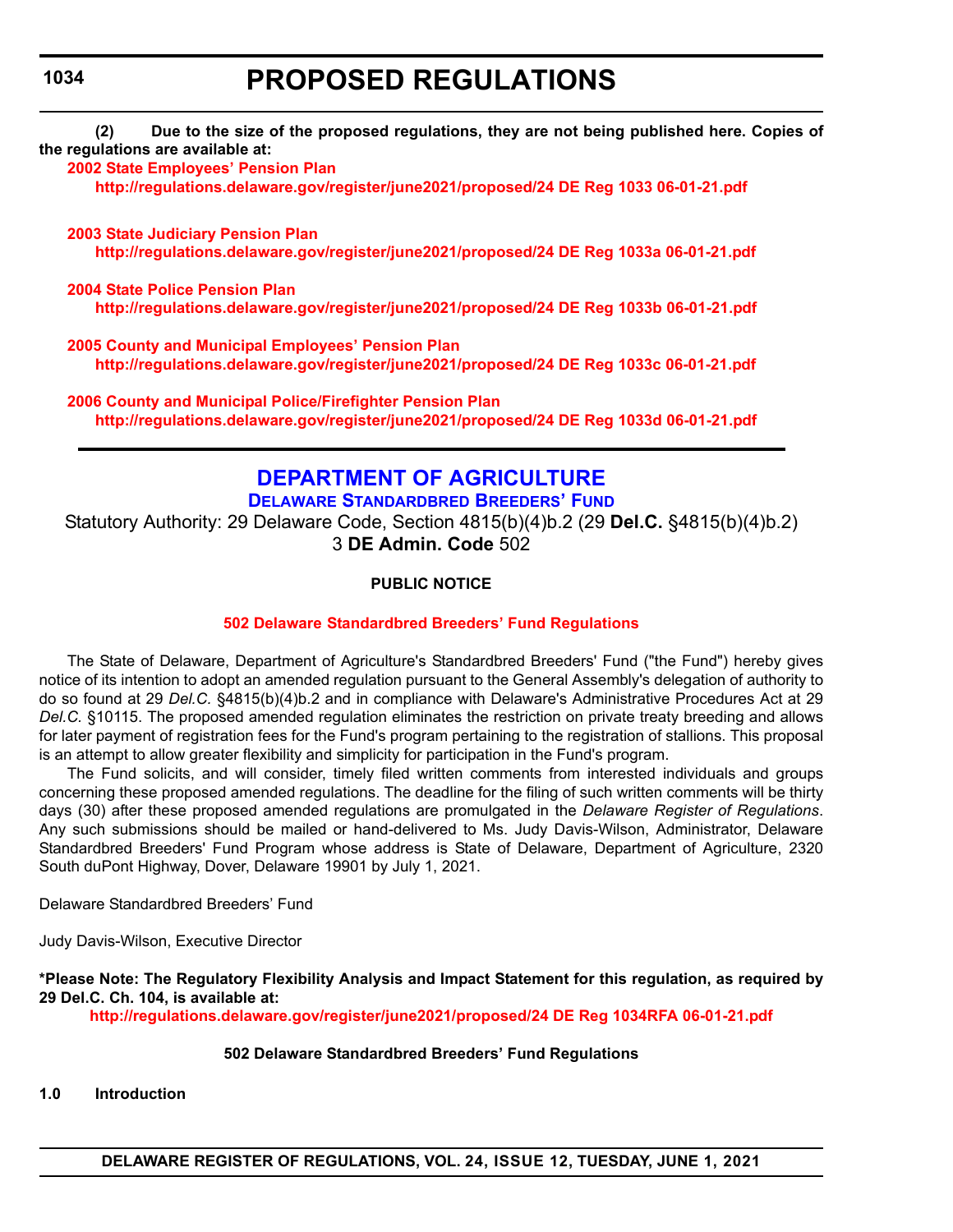**(2) Due to the size of the proposed regulations, they are not being published here. Copies of the regulations are available at:**

**2002 State Employees' Pension Plan**
**http://regulations.delaware.gov/register/june2021/proposed/24 DE Reg 1033 06-01-21.pdf**

**2003 State Judiciary Pension Plan**
**http://regulations.delaware.gov/register/june2021/proposed/24 DE Reg 1033a 06-01-21.pdf**

**2004 State Police Pension Plan**
**http://regulations.delaware.gov/register/june2021/proposed/24 DE Reg 1033b 06-01-21.pdf**

**2005 County and Municipal Employees' Pension Plan**
**http://regulations.delaware.gov/register/june2021/proposed/24 DE Reg 1033c 06-01-21.pdf**

**2006 County and Municipal Police/Firefighter Pension Plan**
**http://regulations.delaware.gov/register/june2021/proposed/24 DE Reg 1033d 06-01-21.pdf**

---

# DEPARTMENT OF AGRICULTURE

## DELAWARE STANDARDBRED BREEDERS' FUND

Statutory Authority: 29 Delaware Code, Section 4815(b)(4)b.2 (29 **Del.C.** §4815(b)(4)b.2)
3 **DE Admin. Code** 502

### PUBLIC NOTICE

### 502 Delaware Standardbred Breeders' Fund Regulations

The State of Delaware, Department of Agriculture's Standardbred Breeders' Fund ("the Fund") hereby gives notice of its intention to adopt an amended regulation pursuant to the General Assembly's delegation of authority to do so found at 29 *Del.C.* §4815(b)(4)b.2 and in compliance with Delaware's Administrative Procedures Act at 29 *Del.C.* §10115. The proposed amended regulation eliminates the restriction on private treaty breeding and allows for later payment of registration fees for the Fund's program pertaining to the registration of stallions. This proposal is an attempt to allow greater flexibility and simplicity for participation in the Fund's program.

The Fund solicits, and will consider, timely filed written comments from interested individuals and groups concerning these proposed amended regulations. The deadline for the filing of such written comments will be thirty days (30) after these proposed amended regulations are promulgated in the *Delaware Register of Regulations*. Any such submissions should be mailed or hand-delivered to Ms. Judy Davis-Wilson, Administrator, Delaware Standardbred Breeders' Fund Program whose address is State of Delaware, Department of Agriculture, 2320 South duPont Highway, Dover, Delaware 19901 by July 1, 2021.

Delaware Standardbred Breeders' Fund

Judy Davis-Wilson, Executive Director

**\*Please Note: The Regulatory Flexibility Analysis and Impact Statement for this regulation, as required by 29 Del.C. Ch. 104, is available at:**
**http://regulations.delaware.gov/register/june2021/proposed/24 DE Reg 1034RFA 06-01-21.pdf**

### 502 Delaware Standardbred Breeders' Fund Regulations

**1.0 Introduction**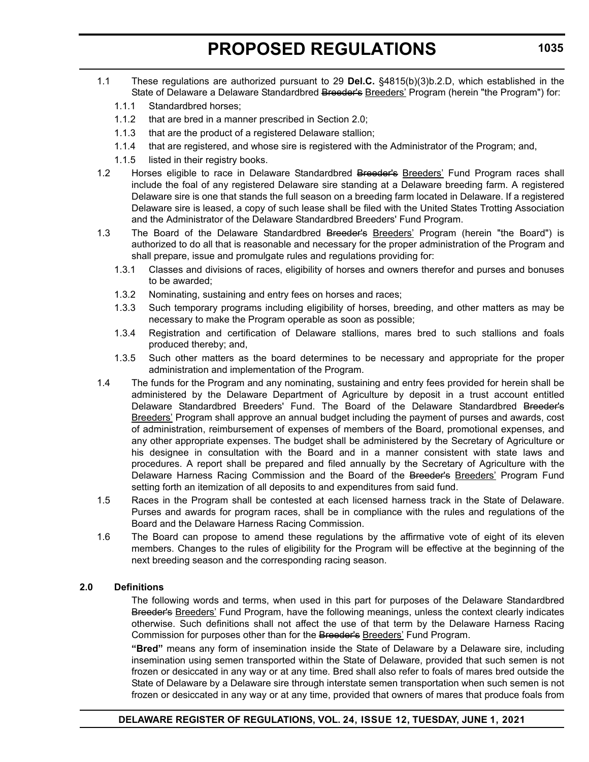1.1 These regulations are authorized pursuant to 29 **Del.C.** §4815(b)(3)b.2.D, which established in the State of Delaware a Delaware Standardbred ~~Breeder's~~ Breeders' Program (herein "the Program") for:

- 1.1.1 Standardbred horses;
- 1.1.2 that are bred in a manner prescribed in Section 2.0;
- 1.1.3 that are the product of a registered Delaware stallion;
- 1.1.4 that are registered, and whose sire is registered with the Administrator of the Program; and,
- 1.1.5 listed in their registry books.

1.2 Horses eligible to race in Delaware Standardbred ~~Breeder's~~ Breeders' Fund Program races shall include the foal of any registered Delaware sire standing at a Delaware breeding farm. A registered Delaware sire is one that stands the full season on a breeding farm located in Delaware. If a registered Delaware sire is leased, a copy of such lease shall be filed with the United States Trotting Association and the Administrator of the Delaware Standardbred Breeders' Fund Program.

1.3 The Board of the Delaware Standardbred ~~Breeder's~~ Breeders' Program (herein "the Board") is authorized to do all that is reasonable and necessary for the proper administration of the Program and shall prepare, issue and promulgate rules and regulations providing for:

- 1.3.1 Classes and divisions of races, eligibility of horses and owners therefor and purses and bonuses to be awarded;
- 1.3.2 Nominating, sustaining and entry fees on horses and races;
- 1.3.3 Such temporary programs including eligibility of horses, breeding, and other matters as may be necessary to make the Program operable as soon as possible;
- 1.3.4 Registration and certification of Delaware stallions, mares bred to such stallions and foals produced thereby; and,
- 1.3.5 Such other matters as the board determines to be necessary and appropriate for the proper administration and implementation of the Program.

1.4 The funds for the Program and any nominating, sustaining and entry fees provided for herein shall be administered by the Delaware Department of Agriculture by deposit in a trust account entitled Delaware Standardbred Breeders' Fund. The Board of the Delaware Standardbred ~~Breeder's~~ Breeders' Program shall approve an annual budget including the payment of purses and awards, cost of administration, reimbursement of expenses of members of the Board, promotional expenses, and any other appropriate expenses. The budget shall be administered by the Secretary of Agriculture or his designee in consultation with the Board and in a manner consistent with state laws and procedures. A report shall be prepared and filed annually by the Secretary of Agriculture with the Delaware Harness Racing Commission and the Board of the ~~Breeder's~~ Breeders' Program Fund setting forth an itemization of all deposits to and expenditures from said fund.

1.5 Races in the Program shall be contested at each licensed harness track in the State of Delaware. Purses and awards for program races, shall be in compliance with the rules and regulations of the Board and the Delaware Harness Racing Commission.

1.6 The Board can propose to amend these regulations by the affirmative vote of eight of its eleven members. Changes to the rules of eligibility for the Program will be effective at the beginning of the next breeding season and the corresponding racing season.

**2.0 Definitions**

The following words and terms, when used in this part for purposes of the Delaware Standardbred ~~Breeder's~~ Breeders' Fund Program, have the following meanings, unless the context clearly indicates otherwise. Such definitions shall not affect the use of that term by the Delaware Harness Racing Commission for purposes other than for the ~~Breeder's~~ Breeders' Fund Program.

**"Bred"** means any form of insemination inside the State of Delaware by a Delaware sire, including insemination using semen transported within the State of Delaware, provided that such semen is not frozen or desiccated in any way or at any time. Bred shall also refer to foals of mares bred outside the State of Delaware by a Delaware sire through interstate semen transportation when such semen is not frozen or desiccated in any way or at any time, provided that owners of mares that produce foals from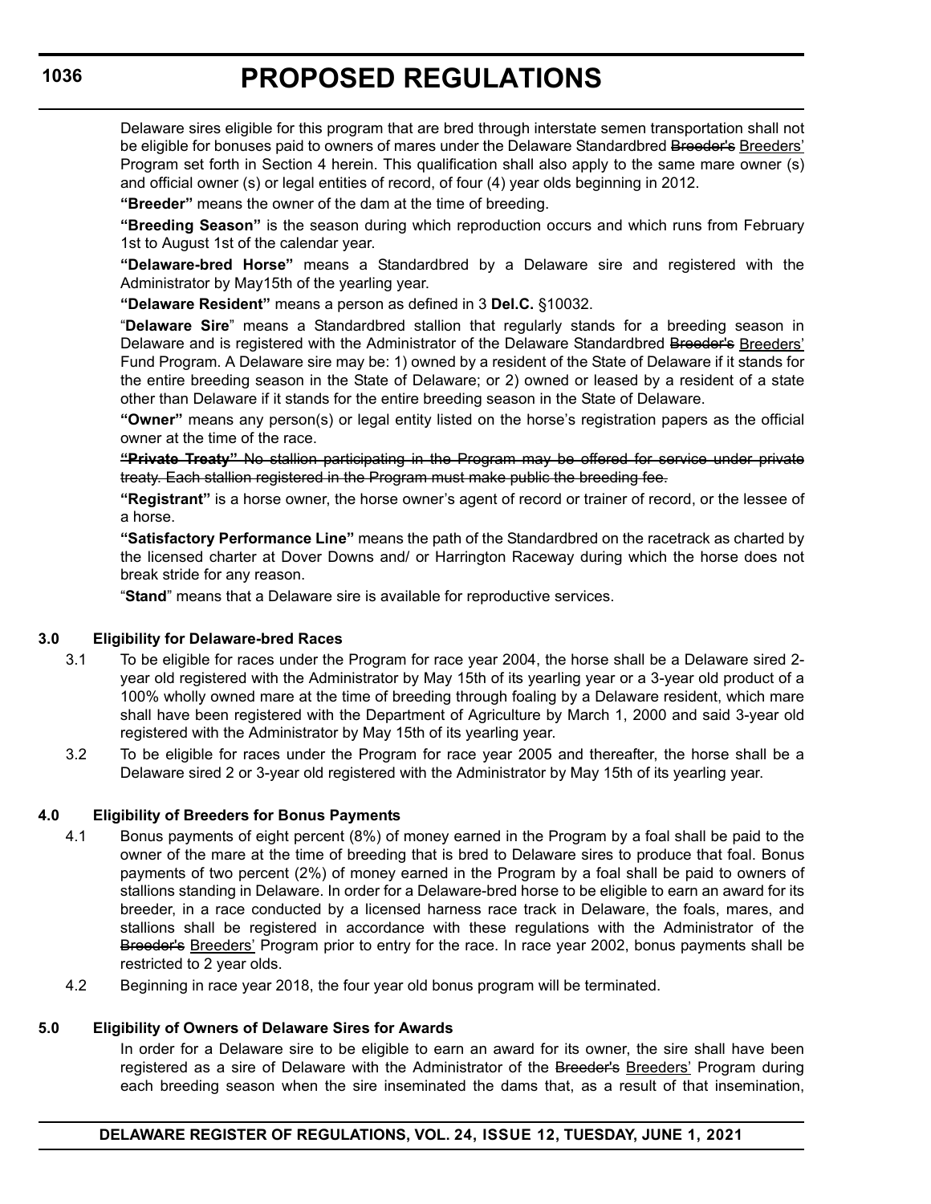Delaware sires eligible for this program that are bred through interstate semen transportation shall not be eligible for bonuses paid to owners of mares under the Delaware Standardbred ~~Breeder's~~ Breeders' Program set forth in Section 4 herein. This qualification shall also apply to the same mare owner (s) and official owner (s) or legal entities of record, of four (4) year olds beginning in 2012.

**"Breeder"** means the owner of the dam at the time of breeding.

**"Breeding Season"** is the season during which reproduction occurs and which runs from February 1st to August 1st of the calendar year.

**"Delaware-bred Horse"** means a Standardbred by a Delaware sire and registered with the Administrator by May15th of the yearling year.

**"Delaware Resident"** means a person as defined in 3 **Del.C.** §10032.

"**Delaware Sire**" means a Standardbred stallion that regularly stands for a breeding season in Delaware and is registered with the Administrator of the Delaware Standardbred ~~Breeder's~~ Breeders' Fund Program. A Delaware sire may be: 1) owned by a resident of the State of Delaware if it stands for the entire breeding season in the State of Delaware; or 2) owned or leased by a resident of a state other than Delaware if it stands for the entire breeding season in the State of Delaware.

**"Owner"** means any person(s) or legal entity listed on the horse's registration papers as the official owner at the time of the race.

~~**"Private Treaty"** No stallion participating in the Program may be offered for service under private treaty. Each stallion registered in the Program must make public the breeding fee.~~

**"Registrant"** is a horse owner, the horse owner's agent of record or trainer of record, or the lessee of a horse.

**"Satisfactory Performance Line"** means the path of the Standardbred on the racetrack as charted by the licensed charter at Dover Downs and/ or Harrington Raceway during which the horse does not break stride for any reason.

"**Stand**" means that a Delaware sire is available for reproductive services.

### 3.0 Eligibility for Delaware-bred Races

3.1 To be eligible for races under the Program for race year 2004, the horse shall be a Delaware sired 2-year old registered with the Administrator by May 15th of its yearling year or a 3-year old product of a 100% wholly owned mare at the time of breeding through foaling by a Delaware resident, which mare shall have been registered with the Department of Agriculture by March 1, 2000 and said 3-year old registered with the Administrator by May 15th of its yearling year.

3.2 To be eligible for races under the Program for race year 2005 and thereafter, the horse shall be a Delaware sired 2 or 3-year old registered with the Administrator by May 15th of its yearling year.

### 4.0 Eligibility of Breeders for Bonus Payments

4.1 Bonus payments of eight percent (8%) of money earned in the Program by a foal shall be paid to the owner of the mare at the time of breeding that is bred to Delaware sires to produce that foal. Bonus payments of two percent (2%) of money earned in the Program by a foal shall be paid to owners of stallions standing in Delaware. In order for a Delaware-bred horse to be eligible to earn an award for its breeder, in a race conducted by a licensed harness race track in Delaware, the foals, mares, and stallions shall be registered in accordance with these regulations with the Administrator of the ~~Breeder's~~ Breeders' Program prior to entry for the race. In race year 2002, bonus payments shall be restricted to 2 year olds.

4.2 Beginning in race year 2018, the four year old bonus program will be terminated.

### 5.0 Eligibility of Owners of Delaware Sires for Awards

In order for a Delaware sire to be eligible to earn an award for its owner, the sire shall have been registered as a sire of Delaware with the Administrator of the ~~Breeder's~~ Breeders' Program during each breeding season when the sire inseminated the dams that, as a result of that insemination,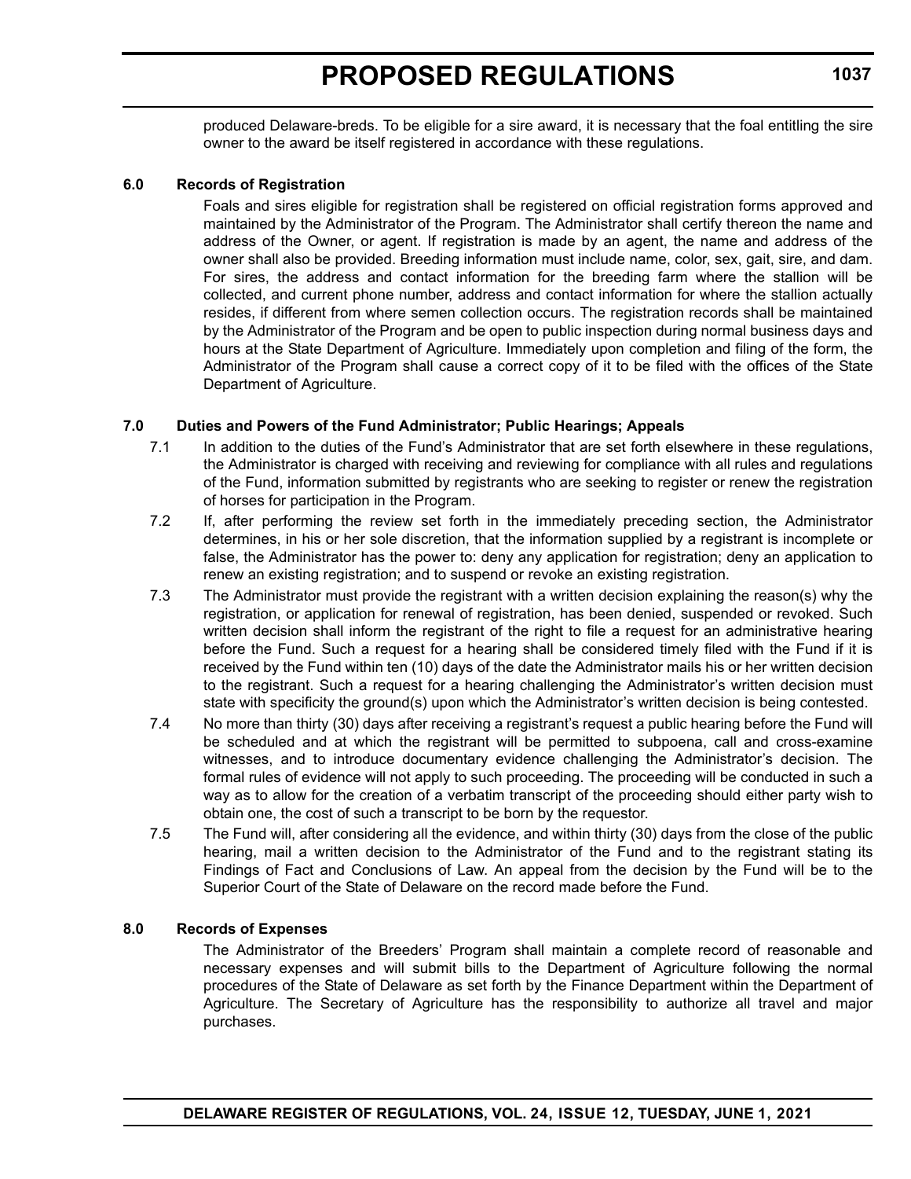produced Delaware-breds. To be eligible for a sire award, it is necessary that the foal entitling the sire owner to the award be itself registered in accordance with these regulations.

**6.0 Records of Registration**

Foals and sires eligible for registration shall be registered on official registration forms approved and maintained by the Administrator of the Program. The Administrator shall certify thereon the name and address of the Owner, or agent. If registration is made by an agent, the name and address of the owner shall also be provided. Breeding information must include name, color, sex, gait, sire, and dam. For sires, the address and contact information for the breeding farm where the stallion will be collected, and current phone number, address and contact information for where the stallion actually resides, if different from where semen collection occurs. The registration records shall be maintained by the Administrator of the Program and be open to public inspection during normal business days and hours at the State Department of Agriculture. Immediately upon completion and filing of the form, the Administrator of the Program shall cause a correct copy of it to be filed with the offices of the State Department of Agriculture.

**7.0 Duties and Powers of the Fund Administrator; Public Hearings; Appeals**

7.1 In addition to the duties of the Fund's Administrator that are set forth elsewhere in these regulations, the Administrator is charged with receiving and reviewing for compliance with all rules and regulations of the Fund, information submitted by registrants who are seeking to register or renew the registration of horses for participation in the Program.

7.2 If, after performing the review set forth in the immediately preceding section, the Administrator determines, in his or her sole discretion, that the information supplied by a registrant is incomplete or false, the Administrator has the power to: deny any application for registration; deny an application to renew an existing registration; and to suspend or revoke an existing registration.

7.3 The Administrator must provide the registrant with a written decision explaining the reason(s) why the registration, or application for renewal of registration, has been denied, suspended or revoked. Such written decision shall inform the registrant of the right to file a request for an administrative hearing before the Fund. Such a request for a hearing shall be considered timely filed with the Fund if it is received by the Fund within ten (10) days of the date the Administrator mails his or her written decision to the registrant. Such a request for a hearing challenging the Administrator's written decision must state with specificity the ground(s) upon which the Administrator's written decision is being contested.

7.4 No more than thirty (30) days after receiving a registrant's request a public hearing before the Fund will be scheduled and at which the registrant will be permitted to subpoena, call and cross-examine witnesses, and to introduce documentary evidence challenging the Administrator's decision. The formal rules of evidence will not apply to such proceeding. The proceeding will be conducted in such a way as to allow for the creation of a verbatim transcript of the proceeding should either party wish to obtain one, the cost of such a transcript to be born by the requestor.

7.5 The Fund will, after considering all the evidence, and within thirty (30) days from the close of the public hearing, mail a written decision to the Administrator of the Fund and to the registrant stating its Findings of Fact and Conclusions of Law. An appeal from the decision by the Fund will be to the Superior Court of the State of Delaware on the record made before the Fund.

**8.0 Records of Expenses**

The Administrator of the Breeders' Program shall maintain a complete record of reasonable and necessary expenses and will submit bills to the Department of Agriculture following the normal procedures of the State of Delaware as set forth by the Finance Department within the Department of Agriculture. The Secretary of Agriculture has the responsibility to authorize all travel and major purchases.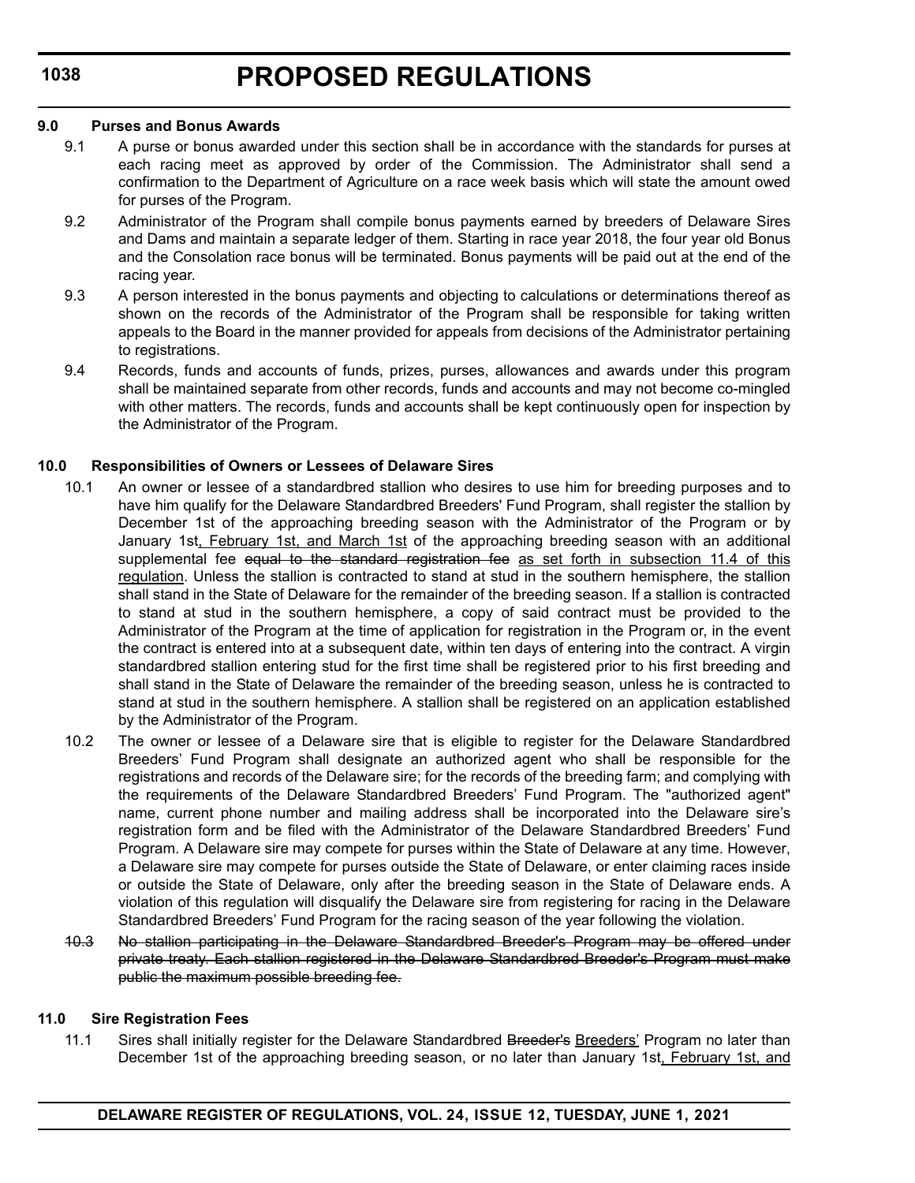### 9.0 Purses and Bonus Awards

9.1 A purse or bonus awarded under this section shall be in accordance with the standards for purses at each racing meet as approved by order of the Commission. The Administrator shall send a confirmation to the Department of Agriculture on a race week basis which will state the amount owed for purses of the Program.

9.2 Administrator of the Program shall compile bonus payments earned by breeders of Delaware Sires and Dams and maintain a separate ledger of them. Starting in race year 2018, the four year old Bonus and the Consolation race bonus will be terminated. Bonus payments will be paid out at the end of the racing year.

9.3 A person interested in the bonus payments and objecting to calculations or determinations thereof as shown on the records of the Administrator of the Program shall be responsible for taking written appeals to the Board in the manner provided for appeals from decisions of the Administrator pertaining to registrations.

9.4 Records, funds and accounts of funds, prizes, purses, allowances and awards under this program shall be maintained separate from other records, funds and accounts and may not become co-mingled with other matters. The records, funds and accounts shall be kept continuously open for inspection by the Administrator of the Program.

### 10.0 Responsibilities of Owners or Lessees of Delaware Sires

10.1 An owner or lessee of a standardbred stallion who desires to use him for breeding purposes and to have him qualify for the Delaware Standardbred Breeders' Fund Program, shall register the stallion by December 1st of the approaching breeding season with the Administrator of the Program or by January 1st<u>, February 1st, and March 1st</u> of the approaching breeding season with an additional supplemental fee ~~equal to the standard registration fee~~ <u>as set forth in subsection 11.4 of this regulation</u>. Unless the stallion is contracted to stand at stud in the southern hemisphere, the stallion shall stand in the State of Delaware for the remainder of the breeding season. If a stallion is contracted to stand at stud in the southern hemisphere, a copy of said contract must be provided to the Administrator of the Program at the time of application for registration in the Program or, in the event the contract is entered into at a subsequent date, within ten days of entering into the contract. A virgin standardbred stallion entering stud for the first time shall be registered prior to his first breeding and shall stand in the State of Delaware the remainder of the breeding season, unless he is contracted to stand at stud in the southern hemisphere. A stallion shall be registered on an application established by the Administrator of the Program.

10.2 The owner or lessee of a Delaware sire that is eligible to register for the Delaware Standardbred Breeders' Fund Program shall designate an authorized agent who shall be responsible for the registrations and records of the Delaware sire; for the records of the breeding farm; and complying with the requirements of the Delaware Standardbred Breeders' Fund Program. The "authorized agent" name, current phone number and mailing address shall be incorporated into the Delaware sire's registration form and be filed with the Administrator of the Delaware Standardbred Breeders' Fund Program. A Delaware sire may compete for purses within the State of Delaware at any time. However, a Delaware sire may compete for purses outside the State of Delaware, or enter claiming races inside or outside the State of Delaware, only after the breeding season in the State of Delaware ends. A violation of this regulation will disqualify the Delaware sire from registering for racing in the Delaware Standardbred Breeders' Fund Program for the racing season of the year following the violation.

~~10.3 No stallion participating in the Delaware Standardbred Breeder's Program may be offered under private treaty. Each stallion registered in the Delaware Standardbred Breeder's Program must make public the maximum possible breeding fee.~~

### 11.0 Sire Registration Fees

11.1 Sires shall initially register for the Delaware Standardbred ~~Breeder's~~ <u>Breeders'</u> Program no later than December 1st of the approaching breeding season, or no later than January 1st<u>, February 1st, and</u>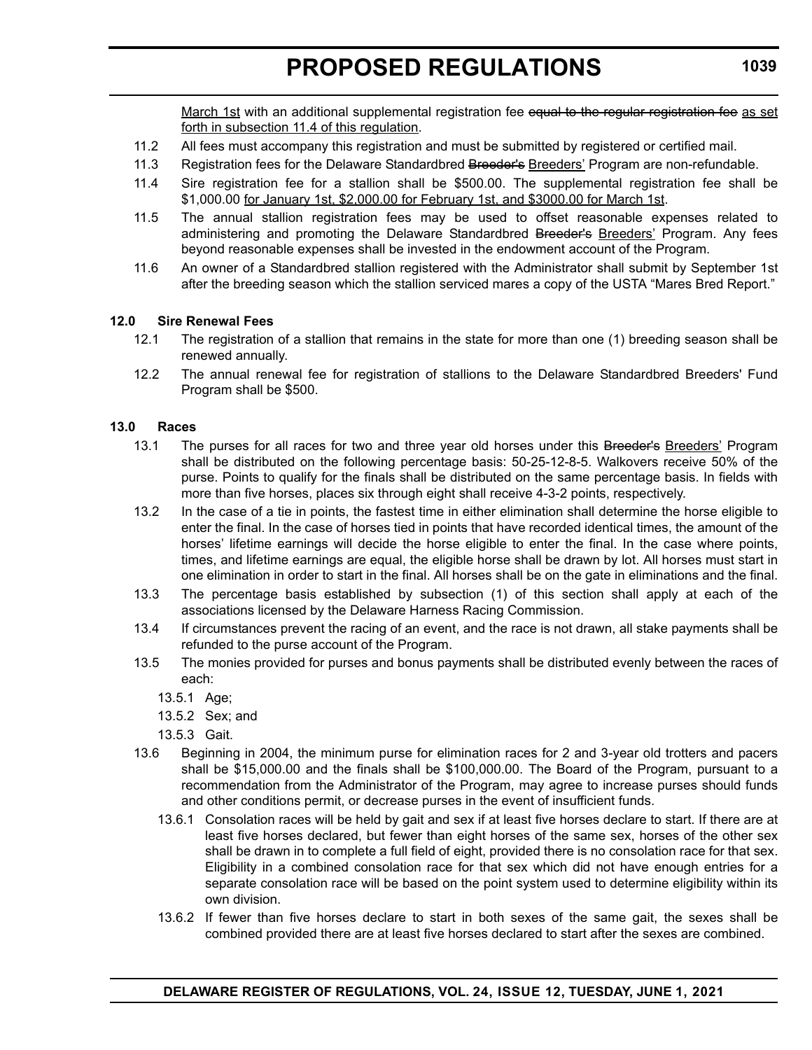March 1st with an additional supplemental registration fee ~~equal to the regular registration fee~~ as set forth in subsection 11.4 of this regulation.

11.2 All fees must accompany this registration and must be submitted by registered or certified mail.

11.3 Registration fees for the Delaware Standardbred ~~Breeder's~~ Breeders' Program are non-refundable.

11.4 Sire registration fee for a stallion shall be $500.00. The supplemental registration fee shall be $1,000.00 for January 1st, $2,000.00 for February 1st, and $3000.00 for March 1st.

11.5 The annual stallion registration fees may be used to offset reasonable expenses related to administering and promoting the Delaware Standardbred ~~Breeder's~~ Breeders' Program. Any fees beyond reasonable expenses shall be invested in the endowment account of the Program.

11.6 An owner of a Standardbred stallion registered with the Administrator shall submit by September 1st after the breeding season which the stallion serviced mares a copy of the USTA "Mares Bred Report."

**12.0 Sire Renewal Fees**

12.1 The registration of a stallion that remains in the state for more than one (1) breeding season shall be renewed annually.

12.2 The annual renewal fee for registration of stallions to the Delaware Standardbred Breeders' Fund Program shall be $500.

**13.0 Races**

13.1 The purses for all races for two and three year old horses under this ~~Breeder's~~ Breeders' Program shall be distributed on the following percentage basis: 50-25-12-8-5. Walkovers receive 50% of the purse. Points to qualify for the finals shall be distributed on the same percentage basis. In fields with more than five horses, places six through eight shall receive 4-3-2 points, respectively.

13.2 In the case of a tie in points, the fastest time in either elimination shall determine the horse eligible to enter the final. In the case of horses tied in points that have recorded identical times, the amount of the horses' lifetime earnings will decide the horse eligible to enter the final. In the case where points, times, and lifetime earnings are equal, the eligible horse shall be drawn by lot. All horses must start in one elimination in order to start in the final. All horses shall be on the gate in eliminations and the final.

13.3 The percentage basis established by subsection (1) of this section shall apply at each of the associations licensed by the Delaware Harness Racing Commission.

13.4 If circumstances prevent the racing of an event, and the race is not drawn, all stake payments shall be refunded to the purse account of the Program.

13.5 The monies provided for purses and bonus payments shall be distributed evenly between the races of each:

13.5.1 Age;

13.5.2 Sex; and

13.5.3 Gait.

13.6 Beginning in 2004, the minimum purse for elimination races for 2 and 3-year old trotters and pacers shall be $15,000.00 and the finals shall be $100,000.00. The Board of the Program, pursuant to a recommendation from the Administrator of the Program, may agree to increase purses should funds and other conditions permit, or decrease purses in the event of insufficient funds.

13.6.1 Consolation races will be held by gait and sex if at least five horses declare to start. If there are at least five horses declared, but fewer than eight horses of the same sex, horses of the other sex shall be drawn in to complete a full field of eight, provided there is no consolation race for that sex. Eligibility in a combined consolation race for that sex which did not have enough entries for a separate consolation race will be based on the point system used to determine eligibility within its own division.

13.6.2 If fewer than five horses declare to start in both sexes of the same gait, the sexes shall be combined provided there are at least five horses declared to start after the sexes are combined.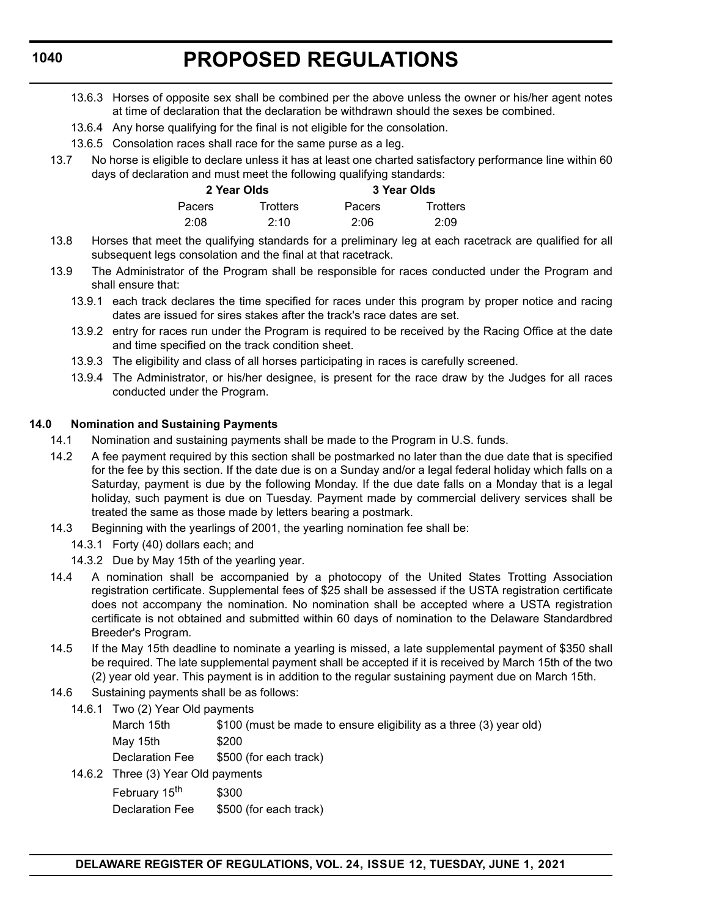13.6.3 Horses of opposite sex shall be combined per the above unless the owner or his/her agent notes at time of declaration that the declaration be withdrawn should the sexes be combined.

13.6.4 Any horse qualifying for the final is not eligible for the consolation.

13.6.5 Consolation races shall race for the same purse as a leg.

13.7 No horse is eligible to declare unless it has at least one charted satisfactory performance line within 60 days of declaration and must meet the following qualifying standards:

| 2 Year Olds | | 3 Year Olds | |
|---|---|---|---|
| Pacers | Trotters | Pacers | Trotters |
| 2:08 | 2:10 | 2:06 | 2:09 |

13.8 Horses that meet the qualifying standards for a preliminary leg at each racetrack are qualified for all subsequent legs consolation and the final at that racetrack.

13.9 The Administrator of the Program shall be responsible for races conducted under the Program and shall ensure that:

13.9.1 each track declares the time specified for races under this program by proper notice and racing dates are issued for sires stakes after the track's race dates are set.

13.9.2 entry for races run under the Program is required to be received by the Racing Office at the date and time specified on the track condition sheet.

13.9.3 The eligibility and class of all horses participating in races is carefully screened.

13.9.4 The Administrator, or his/her designee, is present for the race draw by the Judges for all races conducted under the Program.

**14.0 Nomination and Sustaining Payments**

14.1 Nomination and sustaining payments shall be made to the Program in U.S. funds.

14.2 A fee payment required by this section shall be postmarked no later than the due date that is specified for the fee by this section. If the date due is on a Sunday and/or a legal federal holiday which falls on a Saturday, payment is due by the following Monday. If the due date falls on a Monday that is a legal holiday, such payment is due on Tuesday. Payment made by commercial delivery services shall be treated the same as those made by letters bearing a postmark.

14.3 Beginning with the yearlings of 2001, the yearling nomination fee shall be:

14.3.1 Forty (40) dollars each; and

14.3.2 Due by May 15th of the yearling year.

14.4 A nomination shall be accompanied by a photocopy of the United States Trotting Association registration certificate. Supplemental fees of $25 shall be assessed if the USTA registration certificate does not accompany the nomination. No nomination shall be accepted where a USTA registration certificate is not obtained and submitted within 60 days of nomination to the Delaware Standardbred Breeder's Program.

14.5 If the May 15th deadline to nominate a yearling is missed, a late supplemental payment of $350 shall be required. The late supplemental payment shall be accepted if it is received by March 15th of the two (2) year old year. This payment is in addition to the regular sustaining payment due on March 15th.

14.6 Sustaining payments shall be as follows:

14.6.1 Two (2) Year Old payments

| | |
|---|---|
| March 15th | $100 (must be made to ensure eligibility as a three (3) year old) |
| May 15th | $200 |
| Declaration Fee | $500 (for each track) |

14.6.2 Three (3) Year Old payments

| | |
|---|---|
| February 15th | $300 |
| Declaration Fee | $500 (for each track) |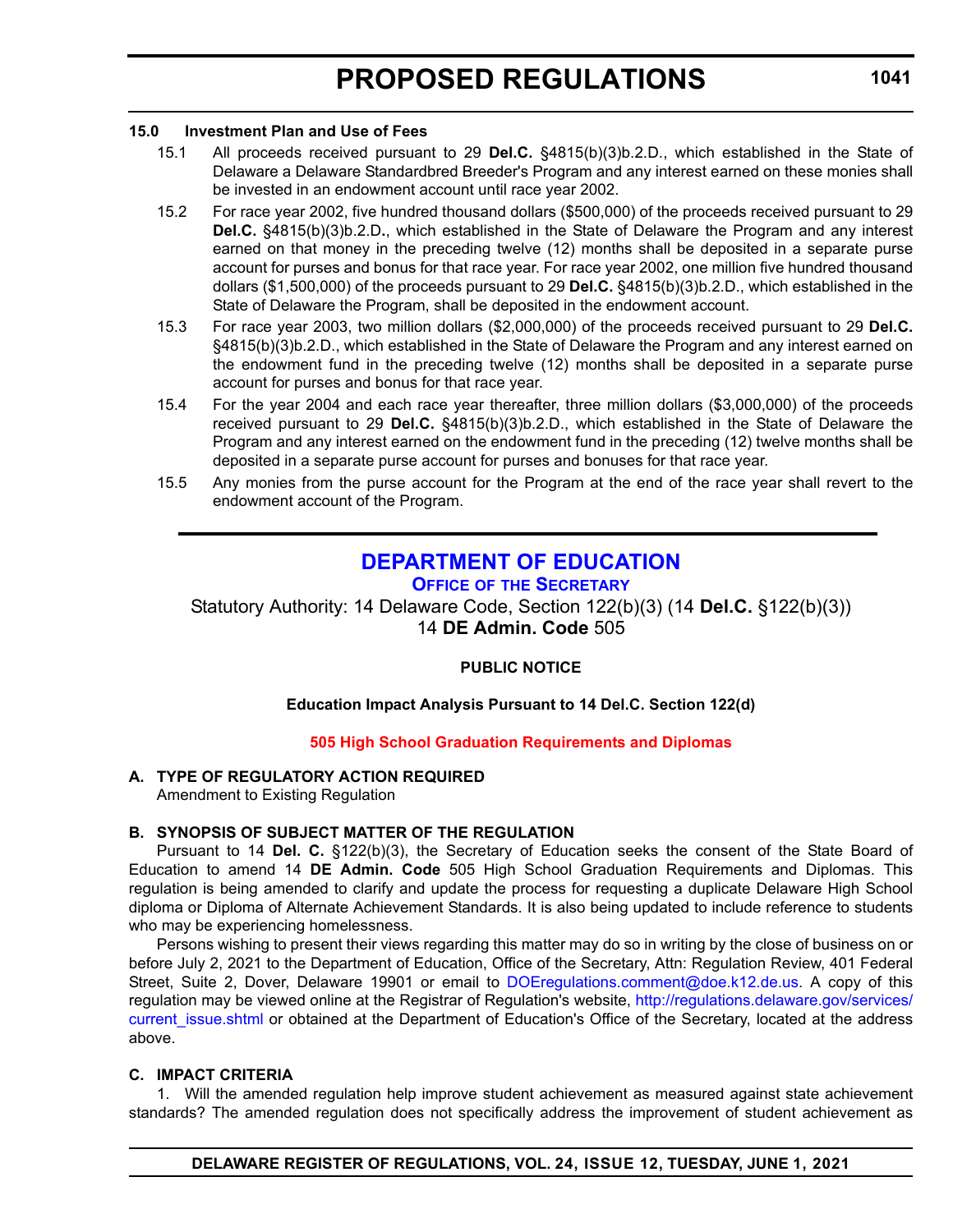### 15.0 Investment Plan and Use of Fees

15.1 All proceeds received pursuant to 29 **Del.C.** §4815(b)(3)b.2.D., which established in the State of Delaware a Delaware Standardbred Breeder's Program and any interest earned on these monies shall be invested in an endowment account until race year 2002.

15.2 For race year 2002, five hundred thousand dollars ($500,000) of the proceeds received pursuant to 29 **Del.C.** §4815(b)(3)b.2.D., which established in the State of Delaware the Program and any interest earned on that money in the preceding twelve (12) months shall be deposited in a separate purse account for purses and bonus for that race year. For race year 2002, one million five hundred thousand dollars ($1,500,000) of the proceeds pursuant to 29 **Del.C.** §4815(b)(3)b.2.D., which established in the State of Delaware the Program, shall be deposited in the endowment account.

15.3 For race year 2003, two million dollars ($2,000,000) of the proceeds received pursuant to 29 **Del.C.** §4815(b)(3)b.2.D., which established in the State of Delaware the Program and any interest earned on the endowment fund in the preceding twelve (12) months shall be deposited in a separate purse account for purses and bonus for that race year.

15.4 For the year 2004 and each race year thereafter, three million dollars ($3,000,000) of the proceeds received pursuant to 29 **Del.C.** §4815(b)(3)b.2.D., which established in the State of Delaware the Program and any interest earned on the endowment fund in the preceding (12) twelve months shall be deposited in a separate purse account for purses and bonuses for that race year.

15.5 Any monies from the purse account for the Program at the end of the race year shall revert to the endowment account of the Program.

---

## DEPARTMENT OF EDUCATION

### Office of the Secretary

Statutory Authority: 14 Delaware Code, Section 122(b)(3) (14 **Del.C.** §122(b)(3))
14 **DE Admin. Code** 505

**PUBLIC NOTICE**

**Education Impact Analysis Pursuant to 14 Del.C. Section 122(d)**

**505 High School Graduation Requirements and Diplomas**

**A. TYPE OF REGULATORY ACTION REQUIRED**

Amendment to Existing Regulation

**B. SYNOPSIS OF SUBJECT MATTER OF THE REGULATION**

Pursuant to 14 **Del. C.** §122(b)(3), the Secretary of Education seeks the consent of the State Board of Education to amend 14 **DE Admin. Code** 505 High School Graduation Requirements and Diplomas. This regulation is being amended to clarify and update the process for requesting a duplicate Delaware High School diploma or Diploma of Alternate Achievement Standards. It is also being updated to include reference to students who may be experiencing homelessness.

Persons wishing to present their views regarding this matter may do so in writing by the close of business on or before July 2, 2021 to the Department of Education, Office of the Secretary, Attn: Regulation Review, 401 Federal Street, Suite 2, Dover, Delaware 19901 or email to DOEregulations.comment@doe.k12.de.us. A copy of this regulation may be viewed online at the Registrar of Regulation's website, http://regulations.delaware.gov/services/current_issue.shtml or obtained at the Department of Education's Office of the Secretary, located at the address above.

**C. IMPACT CRITERIA**

1. Will the amended regulation help improve student achievement as measured against state achievement standards? The amended regulation does not specifically address the improvement of student achievement as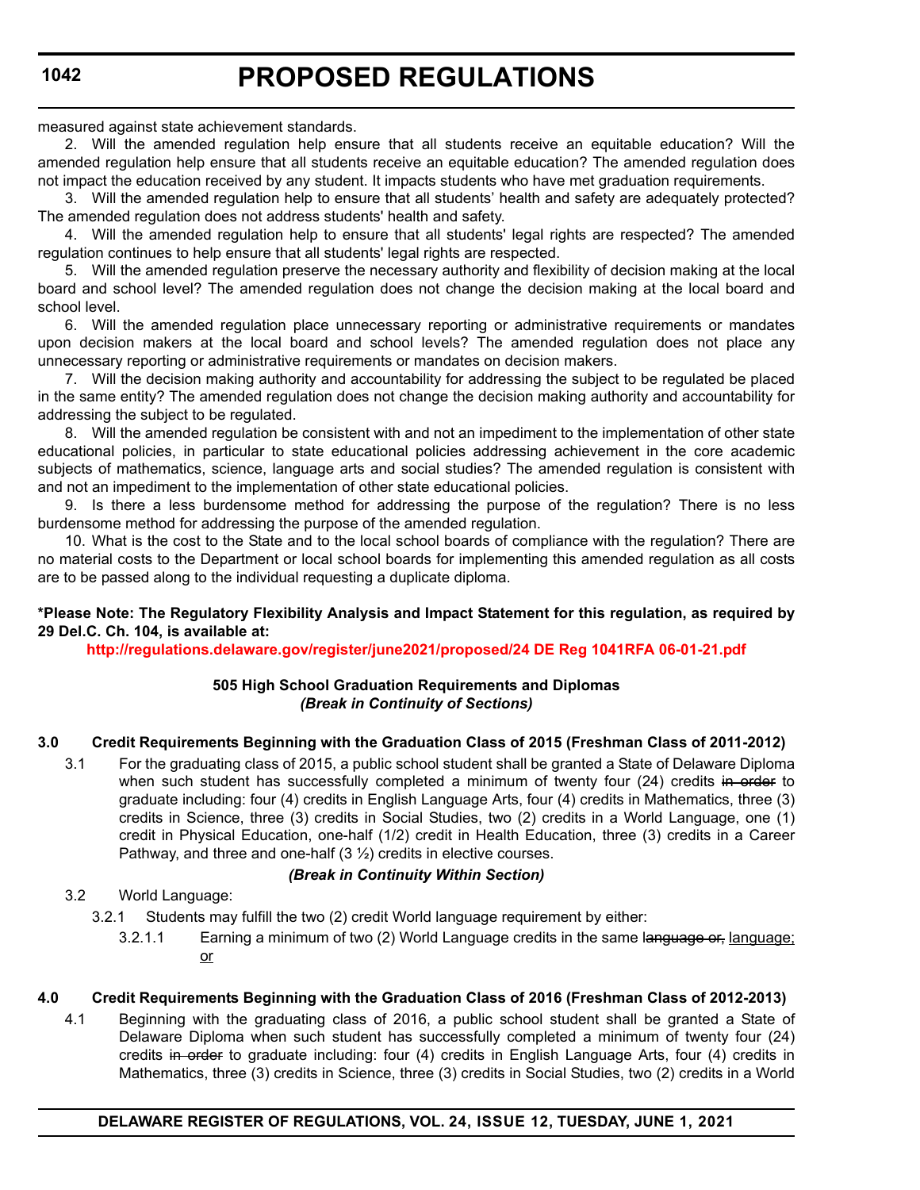measured against state achievement standards.

2. Will the amended regulation help ensure that all students receive an equitable education? Will the amended regulation help ensure that all students receive an equitable education? The amended regulation does not impact the education received by any student. It impacts students who have met graduation requirements.

3. Will the amended regulation help to ensure that all students' health and safety are adequately protected? The amended regulation does not address students' health and safety.

4. Will the amended regulation help to ensure that all students' legal rights are respected? The amended regulation continues to help ensure that all students' legal rights are respected.

5. Will the amended regulation preserve the necessary authority and flexibility of decision making at the local board and school level? The amended regulation does not change the decision making at the local board and school level.

6. Will the amended regulation place unnecessary reporting or administrative requirements or mandates upon decision makers at the local board and school levels? The amended regulation does not place any unnecessary reporting or administrative requirements or mandates on decision makers.

7. Will the decision making authority and accountability for addressing the subject to be regulated be placed in the same entity? The amended regulation does not change the decision making authority and accountability for addressing the subject to be regulated.

8. Will the amended regulation be consistent with and not an impediment to the implementation of other state educational policies, in particular to state educational policies addressing achievement in the core academic subjects of mathematics, science, language arts and social studies? The amended regulation is consistent with and not an impediment to the implementation of other state educational policies.

9. Is there a less burdensome method for addressing the purpose of the regulation? There is no less burdensome method for addressing the purpose of the amended regulation.

10. What is the cost to the State and to the local school boards of compliance with the regulation? There are no material costs to the Department or local school boards for implementing this amended regulation as all costs are to be passed along to the individual requesting a duplicate diploma.

**\*Please Note: The Regulatory Flexibility Analysis and Impact Statement for this regulation, as required by 29 Del.C. Ch. 104, is available at:**

**http://regulations.delaware.gov/register/june2021/proposed/24 DE Reg 1041RFA 06-01-21.pdf**

**505 High School Graduation Requirements and Diplomas**
***(Break in Continuity of Sections)***

**3.0 Credit Requirements Beginning with the Graduation Class of 2015 (Freshman Class of 2011-2012)**

3.1 For the graduating class of 2015, a public school student shall be granted a State of Delaware Diploma when such student has successfully completed a minimum of twenty four (24) credits ~~in order~~ to graduate including: four (4) credits in English Language Arts, four (4) credits in Mathematics, three (3) credits in Science, three (3) credits in Social Studies, two (2) credits in a World Language, one (1) credit in Physical Education, one-half (1/2) credit in Health Education, three (3) credits in a Career Pathway, and three and one-half (3 ½) credits in elective courses.

***(Break in Continuity Within Section)***

3.2 World Language:

3.2.1 Students may fulfill the two (2) credit World language requirement by either:

3.2.1.1 Earning a minimum of two (2) World Language credits in the same ~~language or,~~ <u>language; or</u>

**4.0 Credit Requirements Beginning with the Graduation Class of 2016 (Freshman Class of 2012-2013)**

4.1 Beginning with the graduating class of 2016, a public school student shall be granted a State of Delaware Diploma when such student has successfully completed a minimum of twenty four (24) credits ~~in order~~ to graduate including: four (4) credits in English Language Arts, four (4) credits in Mathematics, three (3) credits in Science, three (3) credits in Social Studies, two (2) credits in a World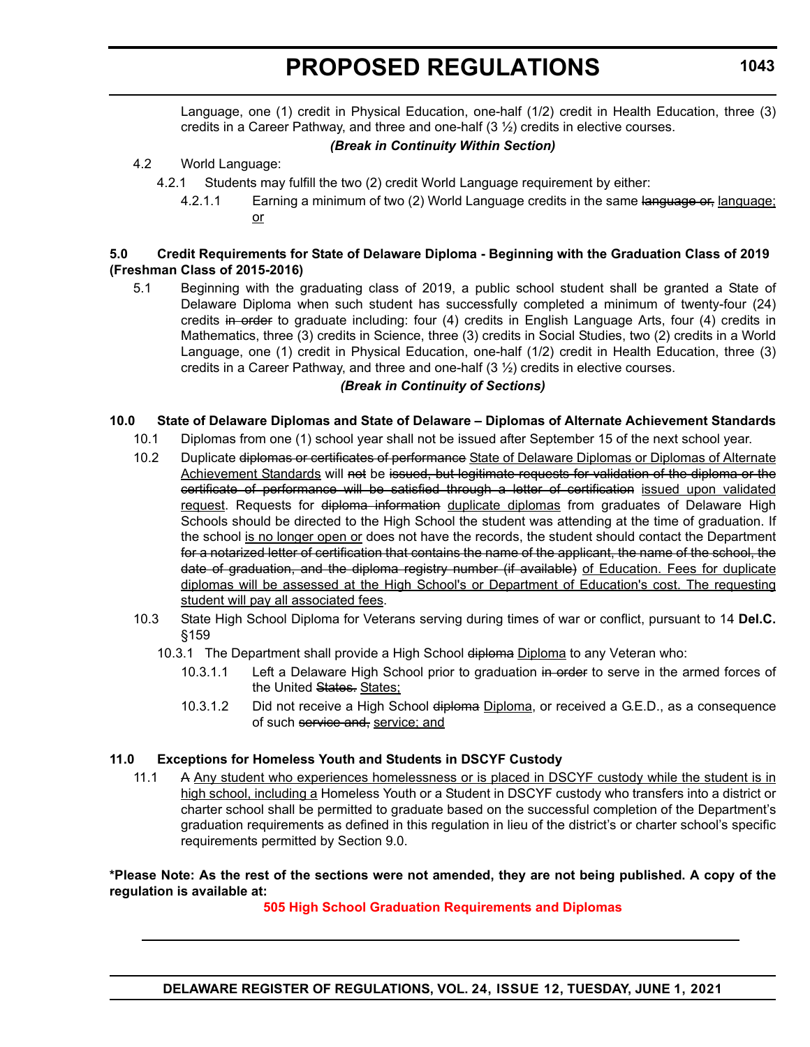Language, one (1) credit in Physical Education, one-half (1/2) credit in Health Education, three (3) credits in a Career Pathway, and three and one-half (3 ½) credits in elective courses.

***(Break in Continuity Within Section)***

4.2 World Language:

4.2.1 Students may fulfill the two (2) credit World Language requirement by either:

4.2.1.1 Earning a minimum of two (2) World Language credits in the same ~~language or,~~ <u>language; or</u>

**5.0 Credit Requirements for State of Delaware Diploma - Beginning with the Graduation Class of 2019 (Freshman Class of 2015-2016)**

5.1 Beginning with the graduating class of 2019, a public school student shall be granted a State of Delaware Diploma when such student has successfully completed a minimum of twenty-four (24) credits ~~in order~~ to graduate including: four (4) credits in English Language Arts, four (4) credits in Mathematics, three (3) credits in Science, three (3) credits in Social Studies, two (2) credits in a World Language, one (1) credit in Physical Education, one-half (1/2) credit in Health Education, three (3) credits in a Career Pathway, and three and one-half (3 ½) credits in elective courses.

***(Break in Continuity of Sections)***

**10.0 State of Delaware Diplomas and State of Delaware – Diplomas of Alternate Achievement Standards**

10.1 Diplomas from one (1) school year shall not be issued after September 15 of the next school year.

10.2 Duplicate ~~diplomas or certificates of performance~~ <u>State of Delaware Diplomas or Diplomas of Alternate Achievement Standards</u> will ~~not~~ be ~~issued, but legitimate requests for validation of the diploma or the certificate of performance will be satisfied through a letter of certification~~ <u>issued upon validated request</u>. Requests for ~~diploma information~~ <u>duplicate diplomas</u> from graduates of Delaware High Schools should be directed to the High School the student was attending at the time of graduation. If the school <u>is no longer open or</u> does not have the records, the student should contact the Department ~~for a notarized letter of certification that contains the name of the applicant, the name of the school, the date of graduation, and the diploma registry number (if available)~~ <u>of Education. Fees for duplicate diplomas will be assessed at the High School's or Department of Education's cost. The requesting student will pay all associated fees</u>.

10.3 State High School Diploma for Veterans serving during times of war or conflict, pursuant to 14 **Del.C.** §159

10.3.1 The Department shall provide a High School ~~diploma~~ <u>Diploma</u> to any Veteran who:

10.3.1.1 Left a Delaware High School prior to graduation ~~in order~~ to serve in the armed forces of the United ~~States.~~ <u>States;</u>

10.3.1.2 Did not receive a High School ~~diploma~~ <u>Diploma</u>, or received a G.E.D., as a consequence of such ~~service and,~~ <u>service; and</u>

**11.0 Exceptions for Homeless Youth and Students in DSCYF Custody**

11.1 ~~A~~ <u>Any student who experiences homelessness or is placed in DSCYF custody while the student is in high school, including a</u> Homeless Youth or a Student in DSCYF custody who transfers into a district or charter school shall be permitted to graduate based on the successful completion of the Department's graduation requirements as defined in this regulation in lieu of the district's or charter school's specific requirements permitted by Section 9.0.

**\*Please Note: As the rest of the sections were not amended, they are not being published. A copy of the regulation is available at:**

**505 High School Graduation Requirements and Diplomas**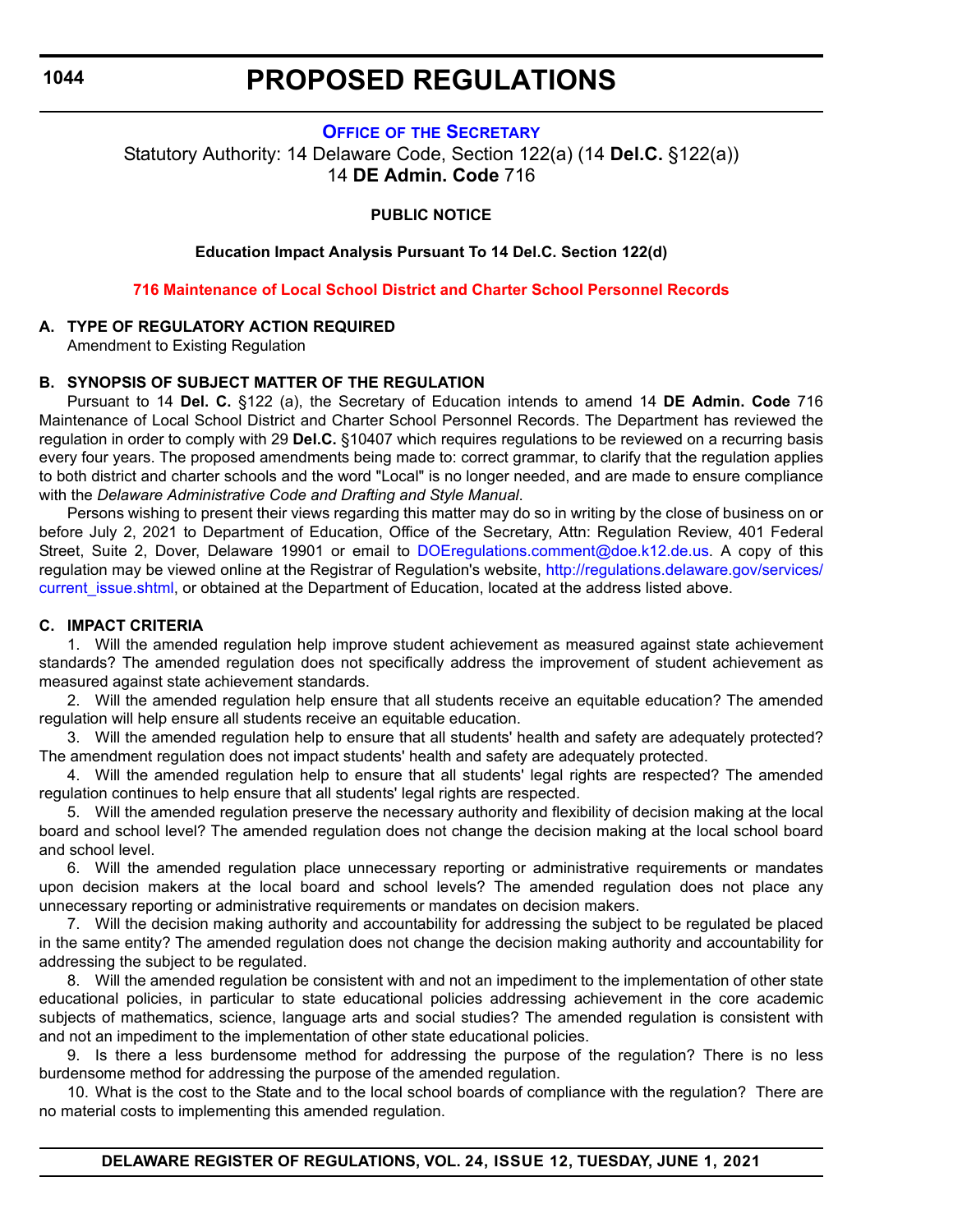# PROPOSED REGULATIONS

## OFFICE OF THE SECRETARY

Statutory Authority: 14 Delaware Code, Section 122(a) (14 **Del.C.** §122(a))
14 **DE Admin. Code** 716

**PUBLIC NOTICE**

**Education Impact Analysis Pursuant To 14 Del.C. Section 122(d)**

**716 Maintenance of Local School District and Charter School Personnel Records**

**A. TYPE OF REGULATORY ACTION REQUIRED**

Amendment to Existing Regulation

**B. SYNOPSIS OF SUBJECT MATTER OF THE REGULATION**

Pursuant to 14 **Del. C.** §122 (a), the Secretary of Education intends to amend 14 **DE Admin. Code** 716 Maintenance of Local School District and Charter School Personnel Records. The Department has reviewed the regulation in order to comply with 29 **Del.C.** §10407 which requires regulations to be reviewed on a recurring basis every four years. The proposed amendments being made to: correct grammar, to clarify that the regulation applies to both district and charter schools and the word "Local" is no longer needed, and are made to ensure compliance with the *Delaware Administrative Code and Drafting and Style Manual*.

Persons wishing to present their views regarding this matter may do so in writing by the close of business on or before July 2, 2021 to Department of Education, Office of the Secretary, Attn: Regulation Review, 401 Federal Street, Suite 2, Dover, Delaware 19901 or email to DOEregulations.comment@doe.k12.de.us. A copy of this regulation may be viewed online at the Registrar of Regulation's website, http://regulations.delaware.gov/services/current_issue.shtml, or obtained at the Department of Education, located at the address listed above.

**C. IMPACT CRITERIA**

1. Will the amended regulation help improve student achievement as measured against state achievement standards? The amended regulation does not specifically address the improvement of student achievement as measured against state achievement standards.

2. Will the amended regulation help ensure that all students receive an equitable education? The amended regulation will help ensure all students receive an equitable education.

3. Will the amended regulation help to ensure that all students' health and safety are adequately protected? The amendment regulation does not impact students' health and safety are adequately protected.

4. Will the amended regulation help to ensure that all students' legal rights are respected? The amended regulation continues to help ensure that all students' legal rights are respected.

5. Will the amended regulation preserve the necessary authority and flexibility of decision making at the local board and school level? The amended regulation does not change the decision making at the local school board and school level.

6. Will the amended regulation place unnecessary reporting or administrative requirements or mandates upon decision makers at the local board and school levels? The amended regulation does not place any unnecessary reporting or administrative requirements or mandates on decision makers.

7. Will the decision making authority and accountability for addressing the subject to be regulated be placed in the same entity? The amended regulation does not change the decision making authority and accountability for addressing the subject to be regulated.

8. Will the amended regulation be consistent with and not an impediment to the implementation of other state educational policies, in particular to state educational policies addressing achievement in the core academic subjects of mathematics, science, language arts and social studies? The amended regulation is consistent with and not an impediment to the implementation of other state educational policies.

9. Is there a less burdensome method for addressing the purpose of the regulation? There is no less burdensome method for addressing the purpose of the amended regulation.

10. What is the cost to the State and to the local school boards of compliance with the regulation? There are no material costs to implementing this amended regulation.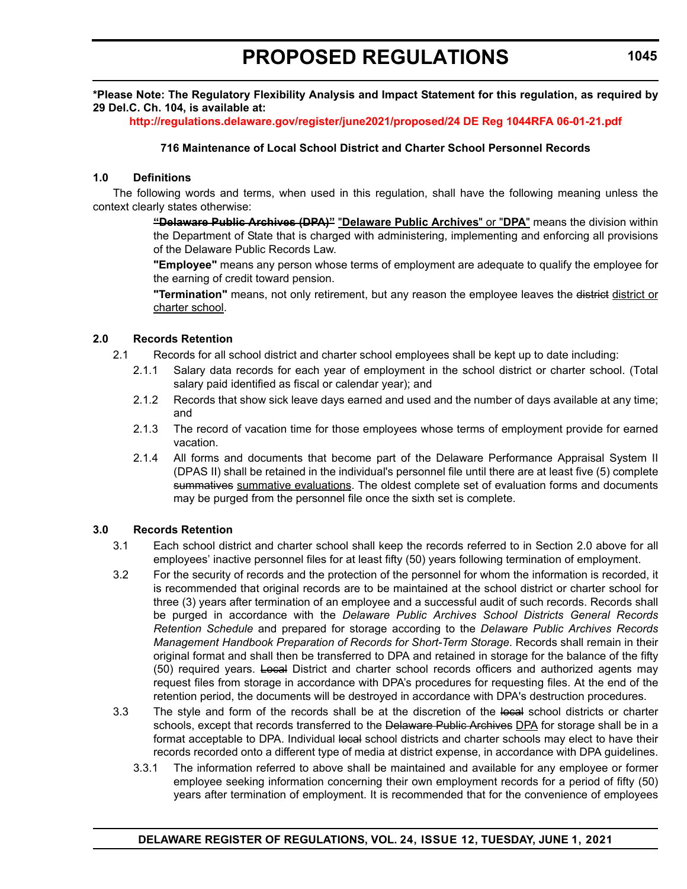**\*Please Note: The Regulatory Flexibility Analysis and Impact Statement for this regulation, as required by 29 Del.C. Ch. 104, is available at:**

**http://regulations.delaware.gov/register/june2021/proposed/24 DE Reg 1044RFA 06-01-21.pdf**

**716 Maintenance of Local School District and Charter School Personnel Records**

**1.0 Definitions**

The following words and terms, when used in this regulation, shall have the following meaning unless the context clearly states otherwise:

~~**"Delaware Public Archives (DPA)"**~~ "**Delaware Public Archives**" or "**DPA**" means the division within the Department of State that is charged with administering, implementing and enforcing all provisions of the Delaware Public Records Law.

**"Employee"** means any person whose terms of employment are adequate to qualify the employee for the earning of credit toward pension.

**"Termination"** means, not only retirement, but any reason the employee leaves the ~~district~~ district or charter school.

**2.0 Records Retention**

2.1 Records for all school district and charter school employees shall be kept up to date including:

2.1.1 Salary data records for each year of employment in the school district or charter school. (Total salary paid identified as fiscal or calendar year); and

2.1.2 Records that show sick leave days earned and used and the number of days available at any time; and

2.1.3 The record of vacation time for those employees whose terms of employment provide for earned vacation.

2.1.4 All forms and documents that become part of the Delaware Performance Appraisal System II (DPAS II) shall be retained in the individual's personnel file until there are at least five (5) complete ~~summatives~~ summative evaluations. The oldest complete set of evaluation forms and documents may be purged from the personnel file once the sixth set is complete.

**3.0 Records Retention**

3.1 Each school district and charter school shall keep the records referred to in Section 2.0 above for all employees' inactive personnel files for at least fifty (50) years following termination of employment.

3.2 For the security of records and the protection of the personnel for whom the information is recorded, it is recommended that original records are to be maintained at the school district or charter school for three (3) years after termination of an employee and a successful audit of such records. Records shall be purged in accordance with the *Delaware Public Archives School Districts General Records Retention Schedule* and prepared for storage according to the *Delaware Public Archives Records Management Handbook Preparation of Records for Short-Term Storage*. Records shall remain in their original format and shall then be transferred to DPA and retained in storage for the balance of the fifty (50) required years. ~~Local~~ District and charter school records officers and authorized agents may request files from storage in accordance with DPA's procedures for requesting files. At the end of the retention period, the documents will be destroyed in accordance with DPA's destruction procedures.

3.3 The style and form of the records shall be at the discretion of the ~~local~~ school districts or charter schools, except that records transferred to the ~~Delaware Public Archives~~ DPA for storage shall be in a format acceptable to DPA. Individual ~~local~~ school districts and charter schools may elect to have their records recorded onto a different type of media at district expense, in accordance with DPA guidelines.

3.3.1 The information referred to above shall be maintained and available for any employee or former employee seeking information concerning their own employment records for a period of fifty (50) years after termination of employment. It is recommended that for the convenience of employees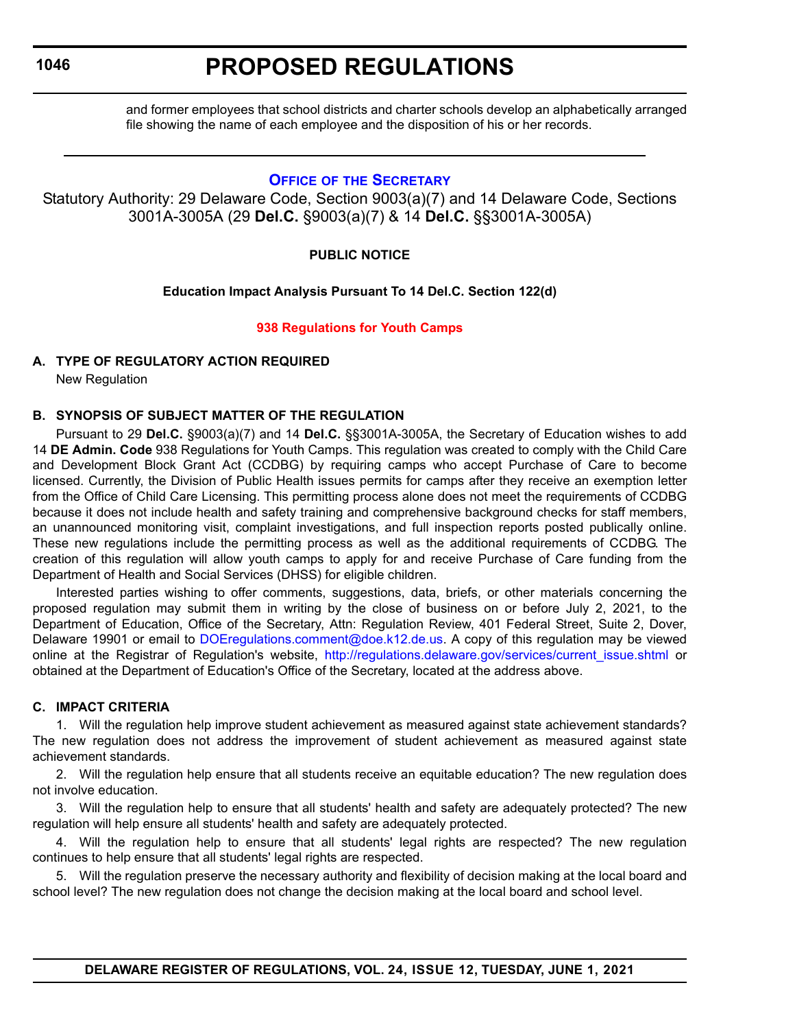and former employees that school districts and charter schools develop an alphabetically arranged file showing the name of each employee and the disposition of his or her records.

---

## Office of the Secretary

Statutory Authority: 29 Delaware Code, Section 9003(a)(7) and 14 Delaware Code, Sections 3001A-3005A (29 **Del.C.** §9003(a)(7) & 14 **Del.C.** §§3001A-3005A)

**PUBLIC NOTICE**

**Education Impact Analysis Pursuant To 14 Del.C. Section 122(d)**

### 938 Regulations for Youth Camps

**A. TYPE OF REGULATORY ACTION REQUIRED**

New Regulation

**B. SYNOPSIS OF SUBJECT MATTER OF THE REGULATION**

Pursuant to 29 **Del.C.** §9003(a)(7) and 14 **Del.C.** §§3001A-3005A, the Secretary of Education wishes to add 14 **DE Admin. Code** 938 Regulations for Youth Camps. This regulation was created to comply with the Child Care and Development Block Grant Act (CCDBG) by requiring camps who accept Purchase of Care to become licensed. Currently, the Division of Public Health issues permits for camps after they receive an exemption letter from the Office of Child Care Licensing. This permitting process alone does not meet the requirements of CCDBG because it does not include health and safety training and comprehensive background checks for staff members, an unannounced monitoring visit, complaint investigations, and full inspection reports posted publically online. These new regulations include the permitting process as well as the additional requirements of CCDBG. The creation of this regulation will allow youth camps to apply for and receive Purchase of Care funding from the Department of Health and Social Services (DHSS) for eligible children.

Interested parties wishing to offer comments, suggestions, data, briefs, or other materials concerning the proposed regulation may submit them in writing by the close of business on or before July 2, 2021, to the Department of Education, Office of the Secretary, Attn: Regulation Review, 401 Federal Street, Suite 2, Dover, Delaware 19901 or email to DOEregulations.comment@doe.k12.de.us. A copy of this regulation may be viewed online at the Registrar of Regulation's website, http://regulations.delaware.gov/services/current_issue.shtml or obtained at the Department of Education's Office of the Secretary, located at the address above.

**C. IMPACT CRITERIA**

1. Will the regulation help improve student achievement as measured against state achievement standards? The new regulation does not address the improvement of student achievement as measured against state achievement standards.

2. Will the regulation help ensure that all students receive an equitable education? The new regulation does not involve education.

3. Will the regulation help to ensure that all students' health and safety are adequately protected? The new regulation will help ensure all students' health and safety are adequately protected.

4. Will the regulation help to ensure that all students' legal rights are respected? The new regulation continues to help ensure that all students' legal rights are respected.

5. Will the regulation preserve the necessary authority and flexibility of decision making at the local board and school level? The new regulation does not change the decision making at the local board and school level.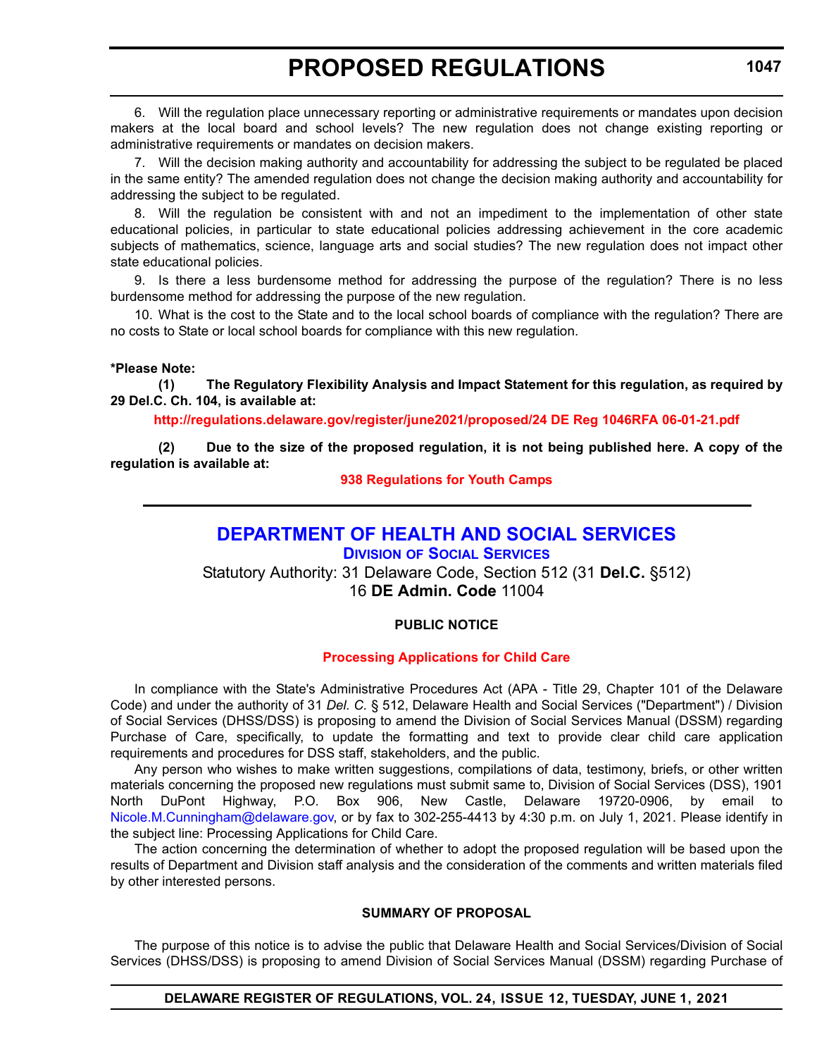6. Will the regulation place unnecessary reporting or administrative requirements or mandates upon decision makers at the local board and school levels? The new regulation does not change existing reporting or administrative requirements or mandates on decision makers.

7. Will the decision making authority and accountability for addressing the subject to be regulated be placed in the same entity? The amended regulation does not change the decision making authority and accountability for addressing the subject to be regulated.

8. Will the regulation be consistent with and not an impediment to the implementation of other state educational policies, in particular to state educational policies addressing achievement in the core academic subjects of mathematics, science, language arts and social studies? The new regulation does not impact other state educational policies.

9. Is there a less burdensome method for addressing the purpose of the regulation? There is no less burdensome method for addressing the purpose of the new regulation.

10. What is the cost to the State and to the local school boards of compliance with the regulation? There are no costs to State or local school boards for compliance with this new regulation.

**\*Please Note:**

**(1) The Regulatory Flexibility Analysis and Impact Statement for this regulation, as required by 29 Del.C. Ch. 104, is available at:**

**http://regulations.delaware.gov/register/june2021/proposed/24 DE Reg 1046RFA 06-01-21.pdf**

**(2) Due to the size of the proposed regulation, it is not being published here. A copy of the regulation is available at:**

**938 Regulations for Youth Camps**

---

# DEPARTMENT OF HEALTH AND SOCIAL SERVICES

## DIVISION OF SOCIAL SERVICES

Statutory Authority: 31 Delaware Code, Section 512 (31 **Del.C.** §512)
16 **DE Admin. Code** 11004

**PUBLIC NOTICE**

**Processing Applications for Child Care**

In compliance with the State's Administrative Procedures Act (APA - Title 29, Chapter 101 of the Delaware Code) and under the authority of 31 *Del. C.* § 512, Delaware Health and Social Services ("Department") / Division of Social Services (DHSS/DSS) is proposing to amend the Division of Social Services Manual (DSSM) regarding Purchase of Care, specifically, to update the formatting and text to provide clear child care application requirements and procedures for DSS staff, stakeholders, and the public.

Any person who wishes to make written suggestions, compilations of data, testimony, briefs, or other written materials concerning the proposed new regulations must submit same to, Division of Social Services (DSS), 1901 North DuPont Highway, P.O. Box 906, New Castle, Delaware 19720-0906, by email to Nicole.M.Cunningham@delaware.gov, or by fax to 302-255-4413 by 4:30 p.m. on July 1, 2021. Please identify in the subject line: Processing Applications for Child Care.

The action concerning the determination of whether to adopt the proposed regulation will be based upon the results of Department and Division staff analysis and the consideration of the comments and written materials filed by other interested persons.

**SUMMARY OF PROPOSAL**

The purpose of this notice is to advise the public that Delaware Health and Social Services/Division of Social Services (DHSS/DSS) is proposing to amend Division of Social Services Manual (DSSM) regarding Purchase of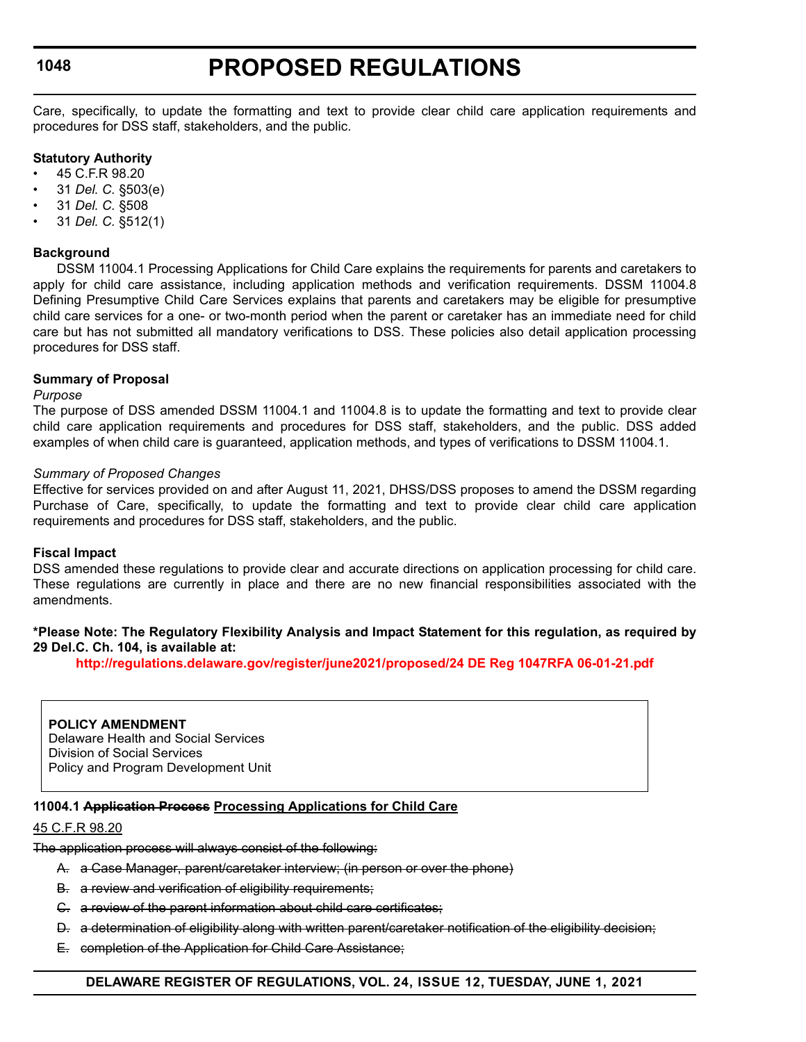Care, specifically, to update the formatting and text to provide clear child care application requirements and procedures for DSS staff, stakeholders, and the public.

**Statutory Authority**

- 45 C.F.R 98.20
- 31 *Del. C.* §503(e)
- 31 *Del. C.* §508
- 31 *Del. C.* §512(1)

**Background**

DSSM 11004.1 Processing Applications for Child Care explains the requirements for parents and caretakers to apply for child care assistance, including application methods and verification requirements. DSSM 11004.8 Defining Presumptive Child Care Services explains that parents and caretakers may be eligible for presumptive child care services for a one- or two-month period when the parent or caretaker has an immediate need for child care but has not submitted all mandatory verifications to DSS. These policies also detail application processing procedures for DSS staff.

**Summary of Proposal**

*Purpose*

The purpose of DSS amended DSSM 11004.1 and 11004.8 is to update the formatting and text to provide clear child care application requirements and procedures for DSS staff, stakeholders, and the public. DSS added examples of when child care is guaranteed, application methods, and types of verifications to DSSM 11004.1.

*Summary of Proposed Changes*

Effective for services provided on and after August 11, 2021, DHSS/DSS proposes to amend the DSSM regarding Purchase of Care, specifically, to update the formatting and text to provide clear child care application requirements and procedures for DSS staff, stakeholders, and the public.

**Fiscal Impact**

DSS amended these regulations to provide clear and accurate directions on application processing for child care. These regulations are currently in place and there are no new financial responsibilities associated with the amendments.

**\*Please Note: The Regulatory Flexibility Analysis and Impact Statement for this regulation, as required by 29 Del.C. Ch. 104, is available at:**

**http://regulations.delaware.gov/register/june2021/proposed/24 DE Reg 1047RFA 06-01-21.pdf**

**POLICY AMENDMENT**
Delaware Health and Social Services
Division of Social Services
Policy and Program Development Unit

**11004.1 ~~Application Process~~ <u>Processing Applications for Child Care</u>**

<u>45 C.F.R 98.20</u>

~~The application process will always consist of the following:~~

~~A. a Case Manager, parent/caretaker interview; (in person or over the phone)~~

~~B. a review and verification of eligibility requirements;~~

~~C. a review of the parent information about child care certificates;~~

~~D. a determination of eligibility along with written parent/caretaker notification of the eligibility decision;~~

~~E. completion of the Application for Child Care Assistance;~~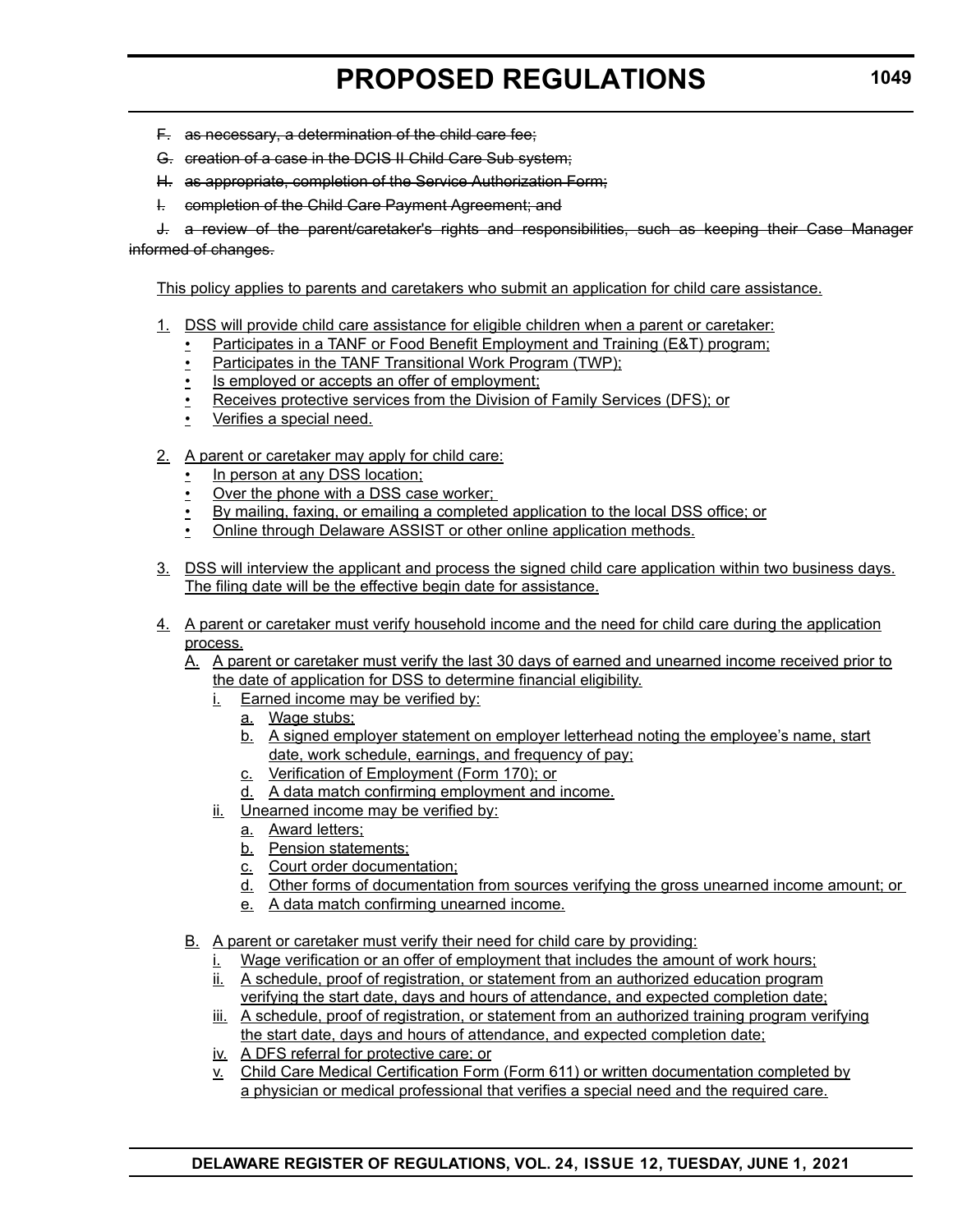~~F. as necessary, a determination of the child care fee;~~

~~G. creation of a case in the DCIS II Child Care Sub system;~~

~~H. as appropriate, completion of the Service Authorization Form;~~

~~I. completion of the Child Care Payment Agreement; and~~

~~J. a review of the parent/caretaker's rights and responsibilities, such as keeping their Case Manager informed of changes.~~

This policy applies to parents and caretakers who submit an application for child care assistance.

1. DSS will provide child care assistance for eligible children when a parent or caretaker:
   - Participates in a TANF or Food Benefit Employment and Training (E&T) program;
   - Participates in the TANF Transitional Work Program (TWP);
   - Is employed or accepts an offer of employment;
   - Receives protective services from the Division of Family Services (DFS); or
   - Verifies a special need.

2. A parent or caretaker may apply for child care:
   - In person at any DSS location;
   - Over the phone with a DSS case worker;
   - By mailing, faxing, or emailing a completed application to the local DSS office; or
   - Online through Delaware ASSIST or other online application methods.

3. DSS will interview the applicant and process the signed child care application within two business days. The filing date will be the effective begin date for assistance.

4. A parent or caretaker must verify household income and the need for child care during the application process.
   - A. A parent or caretaker must verify the last 30 days of earned and unearned income received prior to the date of application for DSS to determine financial eligibility.
     - i. Earned income may be verified by:
       - a. Wage stubs;
       - b. A signed employer statement on employer letterhead noting the employee's name, start date, work schedule, earnings, and frequency of pay;
       - c. Verification of Employment (Form 170); or
       - d. A data match confirming employment and income.
     - ii. Unearned income may be verified by:
       - a. Award letters;
       - b. Pension statements;
       - c. Court order documentation;
       - d. Other forms of documentation from sources verifying the gross unearned income amount; or
       - e. A data match confirming unearned income.
   - B. A parent or caretaker must verify their need for child care by providing:
     - i. Wage verification or an offer of employment that includes the amount of work hours;
     - ii. A schedule, proof of registration, or statement from an authorized education program verifying the start date, days and hours of attendance, and expected completion date;
     - iii. A schedule, proof of registration, or statement from an authorized training program verifying the start date, days and hours of attendance, and expected completion date;
     - iv. A DFS referral for protective care; or
     - v. Child Care Medical Certification Form (Form 611) or written documentation completed by a physician or medical professional that verifies a special need and the required care.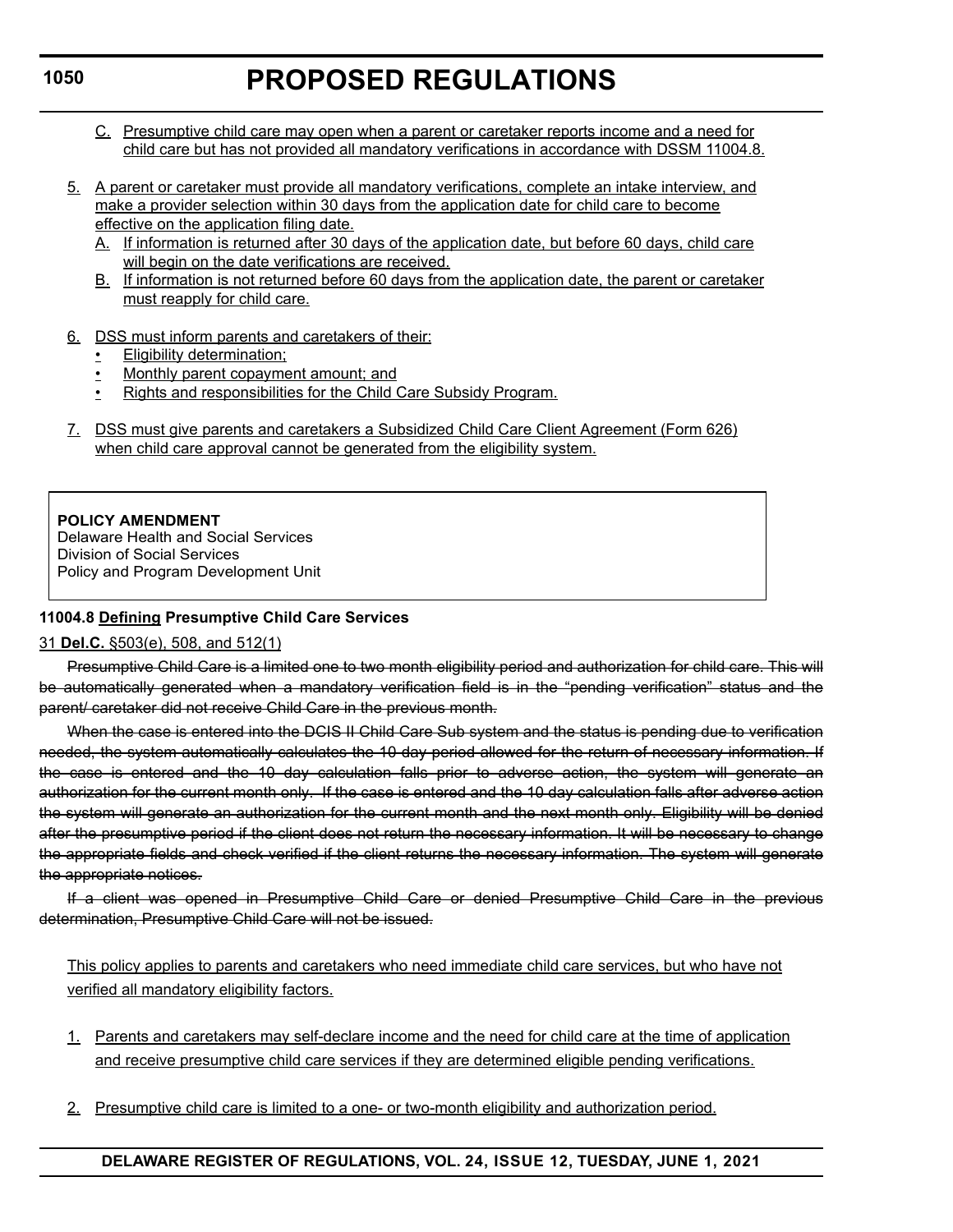C. Presumptive child care may open when a parent or caretaker reports income and a need for child care but has not provided all mandatory verifications in accordance with DSSM 11004.8.

5. A parent or caretaker must provide all mandatory verifications, complete an intake interview, and make a provider selection within 30 days from the application date for child care to become effective on the application filing date.
   A. If information is returned after 30 days of the application date, but before 60 days, child care will begin on the date verifications are received.
   B. If information is not returned before 60 days from the application date, the parent or caretaker must reapply for child care.

6. DSS must inform parents and caretakers of their:
   - Eligibility determination;
   - Monthly parent copayment amount; and
   - Rights and responsibilities for the Child Care Subsidy Program.

7. DSS must give parents and caretakers a Subsidized Child Care Client Agreement (Form 626) when child care approval cannot be generated from the eligibility system.

**POLICY AMENDMENT**
Delaware Health and Social Services
Division of Social Services
Policy and Program Development Unit

**11004.8 Defining Presumptive Child Care Services**

31 **Del.C.** §503(e), 508, and 512(1)

~~Presumptive Child Care is a limited one to two month eligibility period and authorization for child care. This will be automatically generated when a mandatory verification field is in the "pending verification" status and the parent/ caretaker did not receive Child Care in the previous month.~~

~~When the case is entered into the DCIS II Child Care Sub system and the status is pending due to verification needed, the system automatically calculates the 10 day period allowed for the return of necessary information. If the case is entered and the 10 day calculation falls prior to adverse action, the system will generate an authorization for the current month only. If the case is entered and the 10 day calculation falls after adverse action the system will generate an authorization for the current month and the next month only. Eligibility will be denied after the presumptive period if the client does not return the necessary information. It will be necessary to change the appropriate fields and check verified if the client returns the necessary information. The system will generate the appropriate notices.~~

~~If a client was opened in Presumptive Child Care or denied Presumptive Child Care in the previous determination, Presumptive Child Care will not be issued.~~

This policy applies to parents and caretakers who need immediate child care services, but who have not verified all mandatory eligibility factors.

1. Parents and caretakers may self-declare income and the need for child care at the time of application and receive presumptive child care services if they are determined eligible pending verifications.

2. Presumptive child care is limited to a one- or two-month eligibility and authorization period.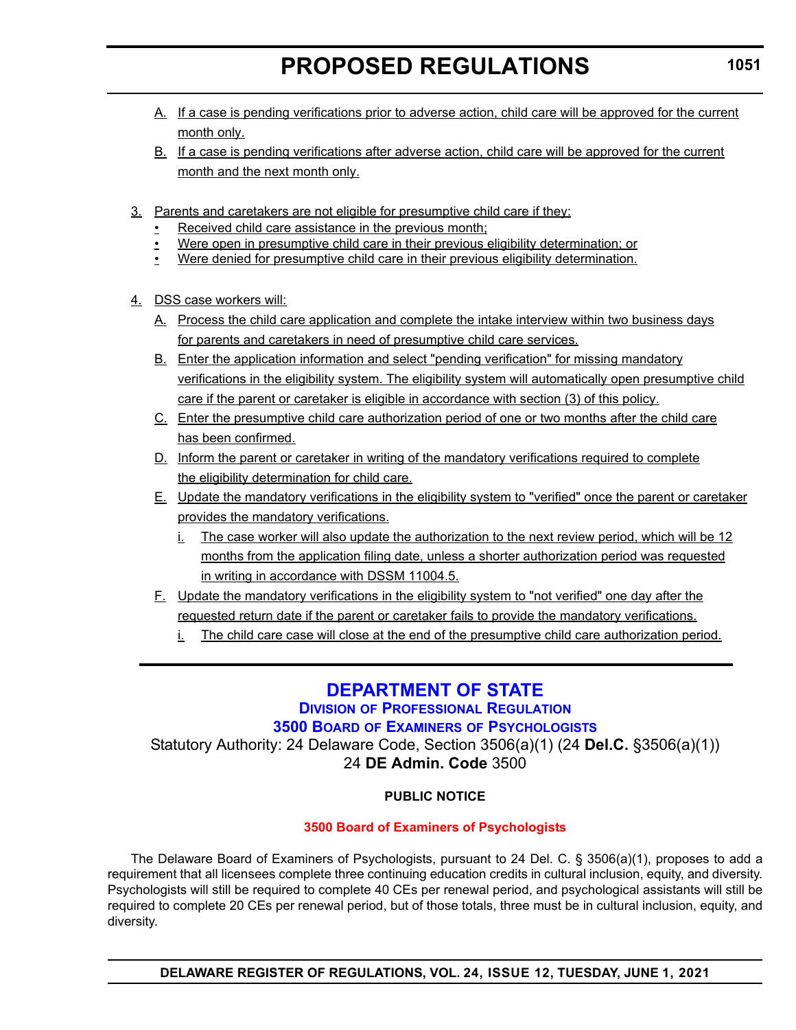A. If a case is pending verifications prior to adverse action, child care will be approved for the current month only.

B. If a case is pending verifications after adverse action, child care will be approved for the current month and the next month only.

3. Parents and caretakers are not eligible for presumptive child care if they:

- Received child care assistance in the previous month;
- Were open in presumptive child care in their previous eligibility determination; or
- Were denied for presumptive child care in their previous eligibility determination.

4. DSS case workers will:

A. Process the child care application and complete the intake interview within two business days for parents and caretakers in need of presumptive child care services.

B. Enter the application information and select "pending verification" for missing mandatory verifications in the eligibility system. The eligibility system will automatically open presumptive child care if the parent or caretaker is eligible in accordance with section (3) of this policy.

C. Enter the presumptive child care authorization period of one or two months after the child care has been confirmed.

D. Inform the parent or caretaker in writing of the mandatory verifications required to complete the eligibility determination for child care.

E. Update the mandatory verifications in the eligibility system to "verified" once the parent or caretaker provides the mandatory verifications.

   i. The case worker will also update the authorization to the next review period, which will be 12 months from the application filing date, unless a shorter authorization period was requested in writing in accordance with DSSM 11004.5.

F. Update the mandatory verifications in the eligibility system to "not verified" one day after the requested return date if the parent or caretaker fails to provide the mandatory verifications.

   i. The child care case will close at the end of the presumptive child care authorization period.

---

# DEPARTMENT OF STATE

## DIVISION OF PROFESSIONAL REGULATION

## 3500 BOARD OF EXAMINERS OF PSYCHOLOGISTS

Statutory Authority: 24 Delaware Code, Section 3506(a)(1) (24 **Del.C.** §3506(a)(1))
24 **DE Admin. Code** 3500

**PUBLIC NOTICE**

**3500 Board of Examiners of Psychologists**

The Delaware Board of Examiners of Psychologists, pursuant to 24 Del. C. § 3506(a)(1), proposes to add a requirement that all licensees complete three continuing education credits in cultural inclusion, equity, and diversity. Psychologists will still be required to complete 40 CEs per renewal period, and psychological assistants will still be required to complete 20 CEs per renewal period, but of those totals, three must be in cultural inclusion, equity, and diversity.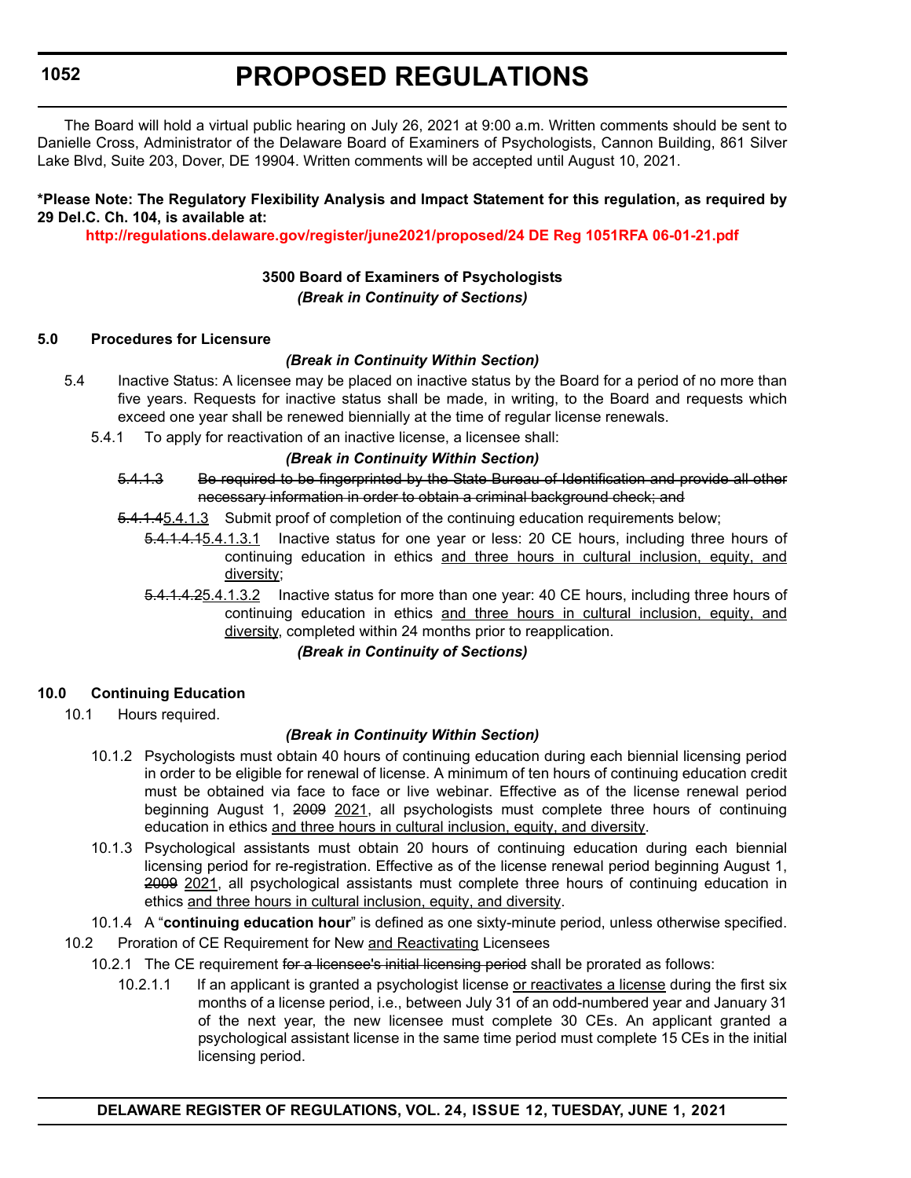The Board will hold a virtual public hearing on July 26, 2021 at 9:00 a.m. Written comments should be sent to Danielle Cross, Administrator of the Delaware Board of Examiners of Psychologists, Cannon Building, 861 Silver Lake Blvd, Suite 203, Dover, DE 19904. Written comments will be accepted until August 10, 2021.

**\*Please Note: The Regulatory Flexibility Analysis and Impact Statement for this regulation, as required by 29 Del.C. Ch. 104, is available at:**

**http://regulations.delaware.gov/register/june2021/proposed/24 DE Reg 1051RFA 06-01-21.pdf**

**3500 Board of Examiners of Psychologists**

***(Break in Continuity of Sections)***

**5.0 Procedures for Licensure**

***(Break in Continuity Within Section)***

5.4 Inactive Status: A licensee may be placed on inactive status by the Board for a period of no more than five years. Requests for inactive status shall be made, in writing, to the Board and requests which exceed one year shall be renewed biennially at the time of regular license renewals.

5.4.1 To apply for reactivation of an inactive license, a licensee shall:

***(Break in Continuity Within Section)***

~~5.4.1.3 Be required to be fingerprinted by the State Bureau of Identification and provide all other necessary information in order to obtain a criminal background check; and~~

~~5.4.1.4~~5.4.1.3 Submit proof of completion of the continuing education requirements below;

~~5.4.1.4.1~~5.4.1.3.1 Inactive status for one year or less: 20 CE hours, including three hours of continuing education in ethics <u>and three hours in cultural inclusion, equity, and diversity</u>;

~~5.4.1.4.2~~5.4.1.3.2 Inactive status for more than one year: 40 CE hours, including three hours of continuing education in ethics <u>and three hours in cultural inclusion, equity, and diversity</u>, completed within 24 months prior to reapplication.

***(Break in Continuity of Sections)***

**10.0 Continuing Education**

10.1 Hours required.

***(Break in Continuity Within Section)***

10.1.2 Psychologists must obtain 40 hours of continuing education during each biennial licensing period in order to be eligible for renewal of license. A minimum of ten hours of continuing education credit must be obtained via face to face or live webinar. Effective as of the license renewal period beginning August 1, ~~2009~~ <u>2021</u>, all psychologists must complete three hours of continuing education in ethics <u>and three hours in cultural inclusion, equity, and diversity</u>.

10.1.3 Psychological assistants must obtain 20 hours of continuing education during each biennial licensing period for re-registration. Effective as of the license renewal period beginning August 1, ~~2009~~ <u>2021</u>, all psychological assistants must complete three hours of continuing education in ethics <u>and three hours in cultural inclusion, equity, and diversity</u>.

10.1.4 A "**continuing education hour**" is defined as one sixty-minute period, unless otherwise specified.

10.2 Proration of CE Requirement for New <u>and Reactivating</u> Licensees

10.2.1 The CE requirement ~~for a licensee's initial licensing period~~ shall be prorated as follows:

10.2.1.1 If an applicant is granted a psychologist license <u>or reactivates a license</u> during the first six months of a license period, i.e., between July 31 of an odd-numbered year and January 31 of the next year, the new licensee must complete 30 CEs. An applicant granted a psychological assistant license in the same time period must complete 15 CEs in the initial licensing period.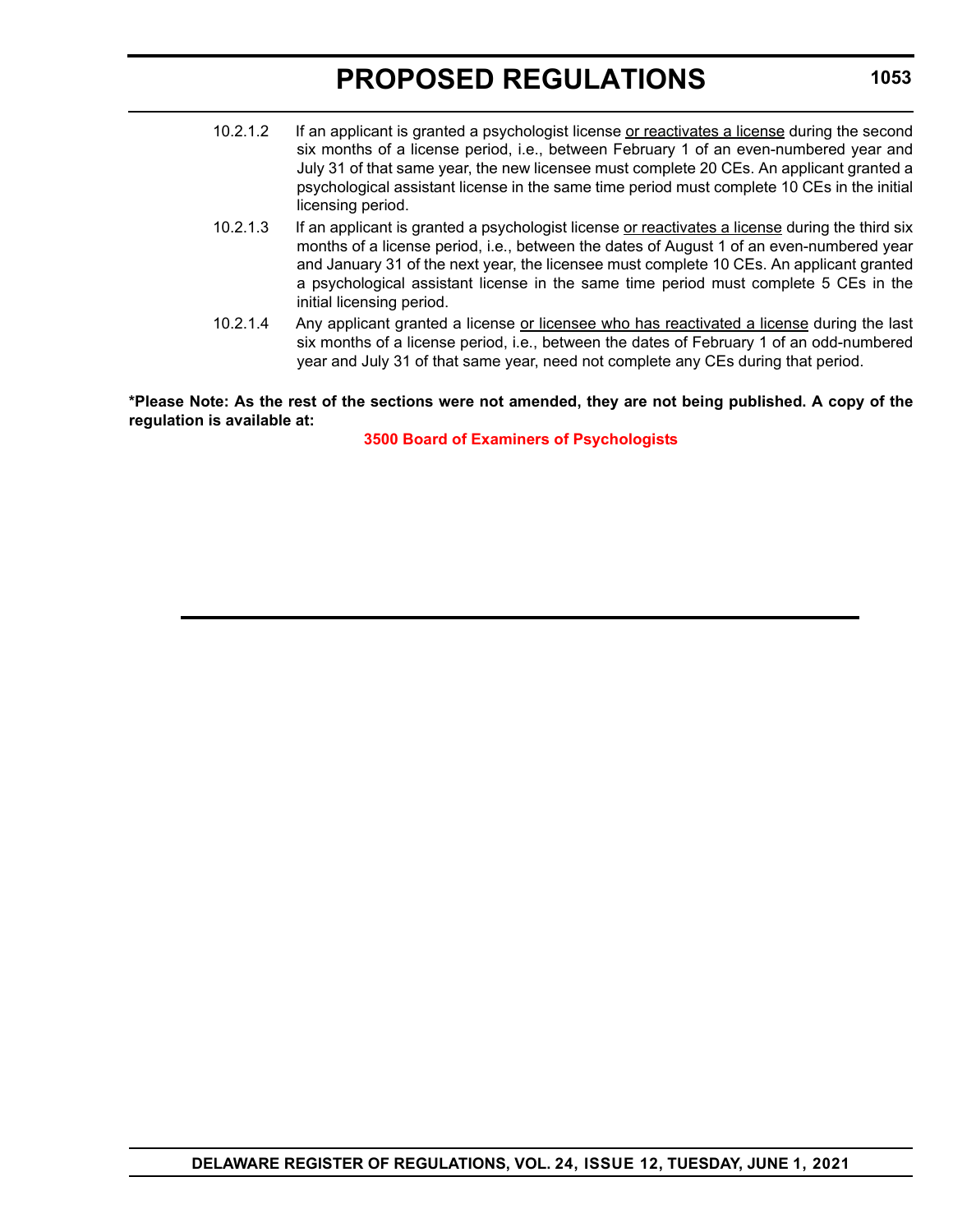10.2.1.2 If an applicant is granted a psychologist license <u>or reactivates a license</u> during the second six months of a license period, i.e., between February 1 of an even-numbered year and July 31 of that same year, the new licensee must complete 20 CEs. An applicant granted a psychological assistant license in the same time period must complete 10 CEs in the initial licensing period.

10.2.1.3 If an applicant is granted a psychologist license <u>or reactivates a license</u> during the third six months of a license period, i.e., between the dates of August 1 of an even-numbered year and January 31 of the next year, the licensee must complete 10 CEs. An applicant granted a psychological assistant license in the same time period must complete 5 CEs in the initial licensing period.

10.2.1.4 Any applicant granted a license <u>or licensee who has reactivated a license</u> during the last six months of a license period, i.e., between the dates of February 1 of an odd-numbered year and July 31 of that same year, need not complete any CEs during that period.

**\*Please Note: As the rest of the sections were not amended, they are not being published. A copy of the regulation is available at:**

**3500 Board of Examiners of Psychologists**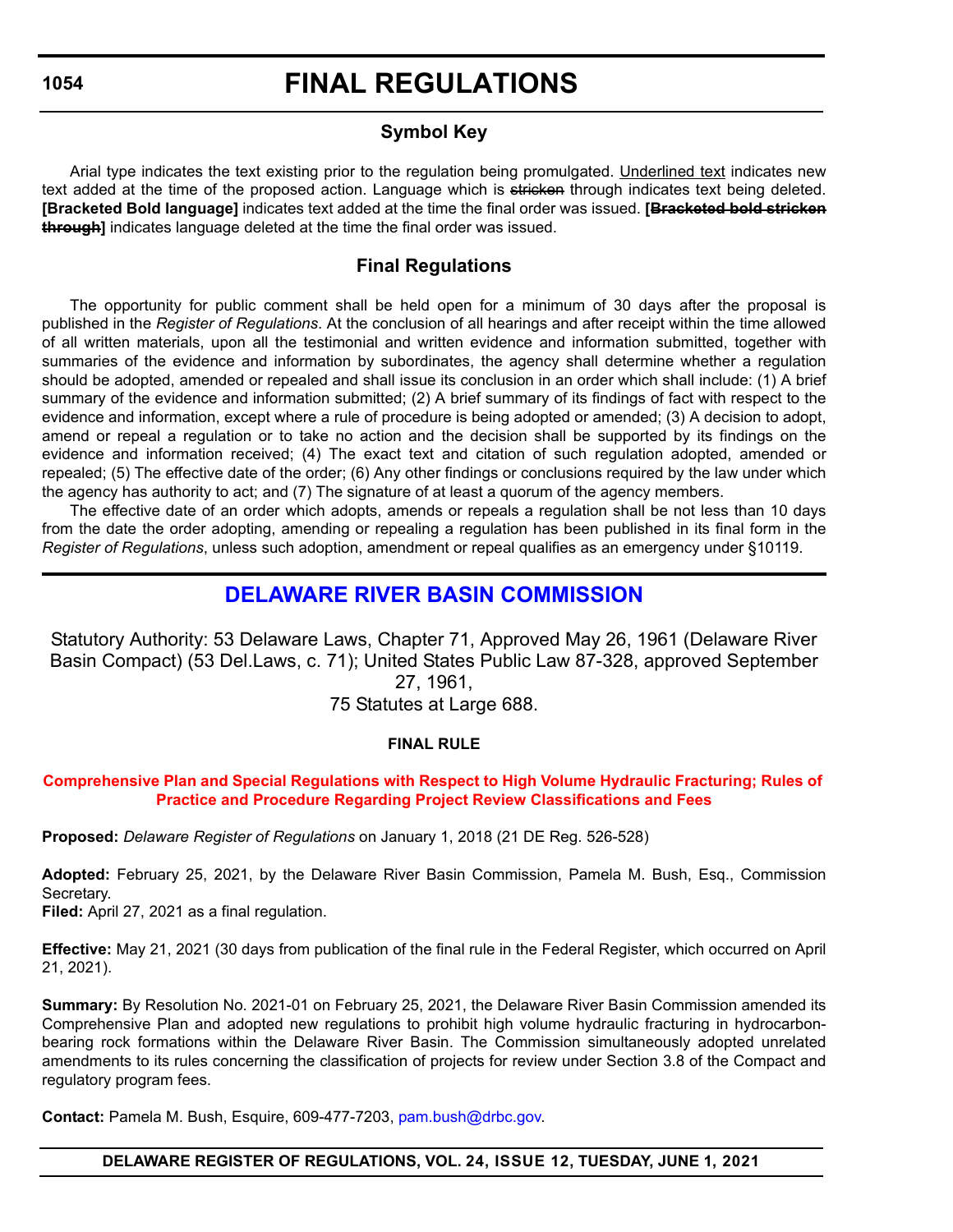# FINAL REGULATIONS

### Symbol Key

Arial type indicates the text existing prior to the regulation being promulgated. Underlined text indicates new text added at the time of the proposed action. Language which is ~~stricken~~ through indicates text being deleted. **[Bracketed Bold language]** indicates text added at the time the final order was issued. **[~~Bracketed bold stricken through~~]** indicates language deleted at the time the final order was issued.

### Final Regulations

The opportunity for public comment shall be held open for a minimum of 30 days after the proposal is published in the *Register of Regulations*. At the conclusion of all hearings and after receipt within the time allowed of all written materials, upon all the testimonial and written evidence and information submitted, together with summaries of the evidence and information by subordinates, the agency shall determine whether a regulation should be adopted, amended or repealed and shall issue its conclusion in an order which shall include: (1) A brief summary of the evidence and information submitted; (2) A brief summary of its findings of fact with respect to the evidence and information, except where a rule of procedure is being adopted or amended; (3) A decision to adopt, amend or repeal a regulation or to take no action and the decision shall be supported by its findings on the evidence and information received; (4) The exact text and citation of such regulation adopted, amended or repealed; (5) The effective date of the order; (6) Any other findings or conclusions required by the law under which the agency has authority to act; and (7) The signature of at least a quorum of the agency members.

The effective date of an order which adopts, amends or repeals a regulation shall be not less than 10 days from the date the order adopting, amending or repealing a regulation has been published in its final form in the *Register of Regulations*, unless such adoption, amendment or repeal qualifies as an emergency under §10119.

## DELAWARE RIVER BASIN COMMISSION

Statutory Authority: 53 Delaware Laws, Chapter 71, Approved May 26, 1961 (Delaware River Basin Compact) (53 Del.Laws, c. 71); United States Public Law 87-328, approved September 27, 1961,
75 Statutes at Large 688.

**FINAL RULE**

**Comprehensive Plan and Special Regulations with Respect to High Volume Hydraulic Fracturing; Rules of Practice and Procedure Regarding Project Review Classifications and Fees**

**Proposed:** *Delaware Register of Regulations* on January 1, 2018 (21 DE Reg. 526-528)

**Adopted:** February 25, 2021, by the Delaware River Basin Commission, Pamela M. Bush, Esq., Commission Secretary.
**Filed:** April 27, 2021 as a final regulation.

**Effective:** May 21, 2021 (30 days from publication of the final rule in the Federal Register, which occurred on April 21, 2021).

**Summary:** By Resolution No. 2021-01 on February 25, 2021, the Delaware River Basin Commission amended its Comprehensive Plan and adopted new regulations to prohibit high volume hydraulic fracturing in hydrocarbon-bearing rock formations within the Delaware River Basin. The Commission simultaneously adopted unrelated amendments to its rules concerning the classification of projects for review under Section 3.8 of the Compact and regulatory program fees.

**Contact:** Pamela M. Bush, Esquire, 609-477-7203, pam.bush@drbc.gov.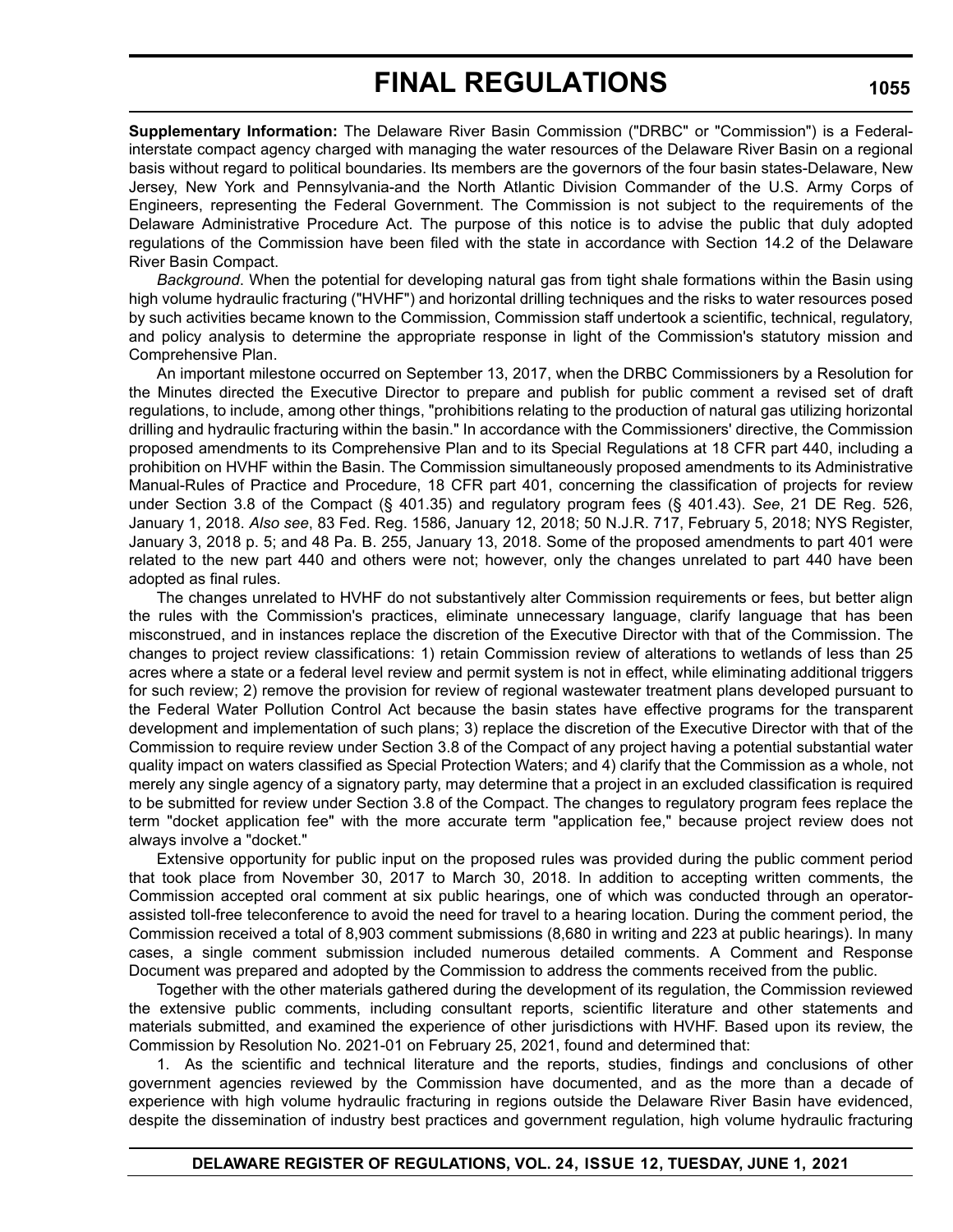**Supplementary Information:** The Delaware River Basin Commission ("DRBC" or "Commission") is a Federal-interstate compact agency charged with managing the water resources of the Delaware River Basin on a regional basis without regard to political boundaries. Its members are the governors of the four basin states-Delaware, New Jersey, New York and Pennsylvania-and the North Atlantic Division Commander of the U.S. Army Corps of Engineers, representing the Federal Government. The Commission is not subject to the requirements of the Delaware Administrative Procedure Act. The purpose of this notice is to advise the public that duly adopted regulations of the Commission have been filed with the state in accordance with Section 14.2 of the Delaware River Basin Compact.

*Background*. When the potential for developing natural gas from tight shale formations within the Basin using high volume hydraulic fracturing ("HVHF") and horizontal drilling techniques and the risks to water resources posed by such activities became known to the Commission, Commission staff undertook a scientific, technical, regulatory, and policy analysis to determine the appropriate response in light of the Commission's statutory mission and Comprehensive Plan.

An important milestone occurred on September 13, 2017, when the DRBC Commissioners by a Resolution for the Minutes directed the Executive Director to prepare and publish for public comment a revised set of draft regulations, to include, among other things, "prohibitions relating to the production of natural gas utilizing horizontal drilling and hydraulic fracturing within the basin." In accordance with the Commissioners' directive, the Commission proposed amendments to its Comprehensive Plan and to its Special Regulations at 18 CFR part 440, including a prohibition on HVHF within the Basin. The Commission simultaneously proposed amendments to its Administrative Manual-Rules of Practice and Procedure, 18 CFR part 401, concerning the classification of projects for review under Section 3.8 of the Compact (§ 401.35) and regulatory program fees (§ 401.43). *See*, 21 DE Reg. 526, January 1, 2018. *Also see*, 83 Fed. Reg. 1586, January 12, 2018; 50 N.J.R. 717, February 5, 2018; NYS Register, January 3, 2018 p. 5; and 48 Pa. B. 255, January 13, 2018. Some of the proposed amendments to part 401 were related to the new part 440 and others were not; however, only the changes unrelated to part 440 have been adopted as final rules.

The changes unrelated to HVHF do not substantively alter Commission requirements or fees, but better align the rules with the Commission's practices, eliminate unnecessary language, clarify language that has been misconstrued, and in instances replace the discretion of the Executive Director with that of the Commission. The changes to project review classifications: 1) retain Commission review of alterations to wetlands of less than 25 acres where a state or a federal level review and permit system is not in effect, while eliminating additional triggers for such review; 2) remove the provision for review of regional wastewater treatment plans developed pursuant to the Federal Water Pollution Control Act because the basin states have effective programs for the transparent development and implementation of such plans; 3) replace the discretion of the Executive Director with that of the Commission to require review under Section 3.8 of the Compact of any project having a potential substantial water quality impact on waters classified as Special Protection Waters; and 4) clarify that the Commission as a whole, not merely any single agency of a signatory party, may determine that a project in an excluded classification is required to be submitted for review under Section 3.8 of the Compact. The changes to regulatory program fees replace the term "docket application fee" with the more accurate term "application fee," because project review does not always involve a "docket."

Extensive opportunity for public input on the proposed rules was provided during the public comment period that took place from November 30, 2017 to March 30, 2018. In addition to accepting written comments, the Commission accepted oral comment at six public hearings, one of which was conducted through an operator-assisted toll-free teleconference to avoid the need for travel to a hearing location. During the comment period, the Commission received a total of 8,903 comment submissions (8,680 in writing and 223 at public hearings). In many cases, a single comment submission included numerous detailed comments. A Comment and Response Document was prepared and adopted by the Commission to address the comments received from the public.

Together with the other materials gathered during the development of its regulation, the Commission reviewed the extensive public comments, including consultant reports, scientific literature and other statements and materials submitted, and examined the experience of other jurisdictions with HVHF. Based upon its review, the Commission by Resolution No. 2021-01 on February 25, 2021, found and determined that:

1. As the scientific and technical literature and the reports, studies, findings and conclusions of other government agencies reviewed by the Commission have documented, and as the more than a decade of experience with high volume hydraulic fracturing in regions outside the Delaware River Basin have evidenced, despite the dissemination of industry best practices and government regulation, high volume hydraulic fracturing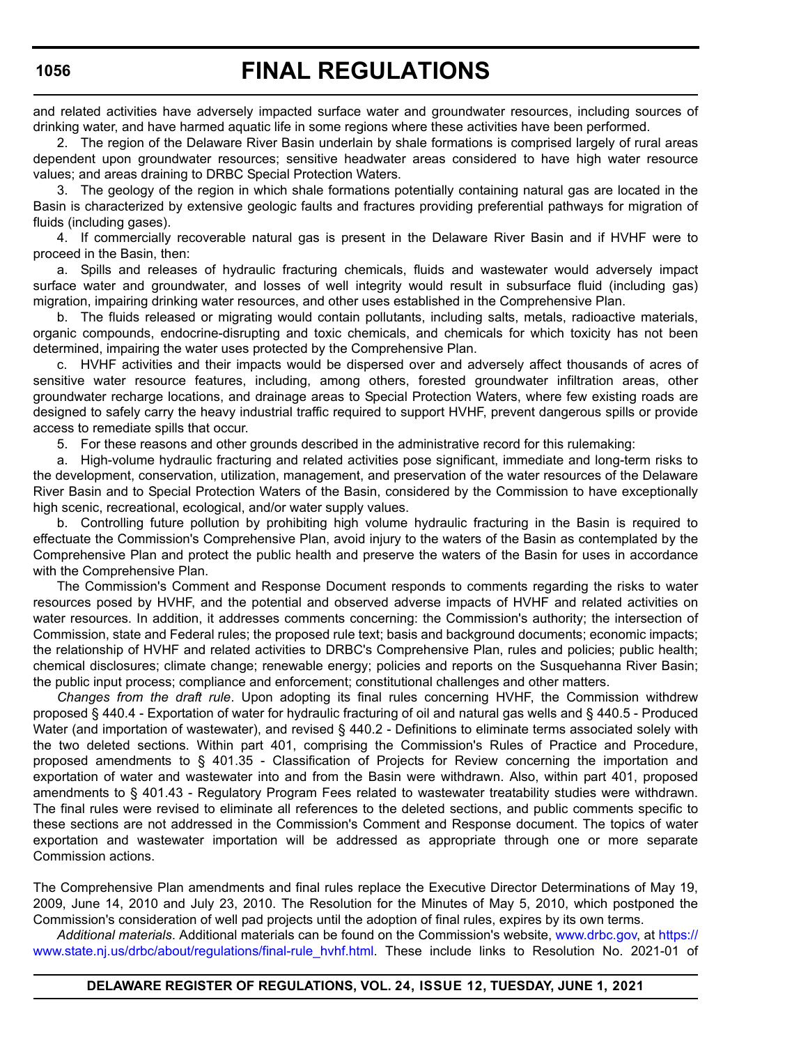and related activities have adversely impacted surface water and groundwater resources, including sources of drinking water, and have harmed aquatic life in some regions where these activities have been performed.

2. The region of the Delaware River Basin underlain by shale formations is comprised largely of rural areas dependent upon groundwater resources; sensitive headwater areas considered to have high water resource values; and areas draining to DRBC Special Protection Waters.

3. The geology of the region in which shale formations potentially containing natural gas are located in the Basin is characterized by extensive geologic faults and fractures providing preferential pathways for migration of fluids (including gases).

4. If commercially recoverable natural gas is present in the Delaware River Basin and if HVHF were to proceed in the Basin, then:

a. Spills and releases of hydraulic fracturing chemicals, fluids and wastewater would adversely impact surface water and groundwater, and losses of well integrity would result in subsurface fluid (including gas) migration, impairing drinking water resources, and other uses established in the Comprehensive Plan.

b. The fluids released or migrating would contain pollutants, including salts, metals, radioactive materials, organic compounds, endocrine-disrupting and toxic chemicals, and chemicals for which toxicity has not been determined, impairing the water uses protected by the Comprehensive Plan.

c. HVHF activities and their impacts would be dispersed over and adversely affect thousands of acres of sensitive water resource features, including, among others, forested groundwater infiltration areas, other groundwater recharge locations, and drainage areas to Special Protection Waters, where few existing roads are designed to safely carry the heavy industrial traffic required to support HVHF, prevent dangerous spills or provide access to remediate spills that occur.

5. For these reasons and other grounds described in the administrative record for this rulemaking:

a. High-volume hydraulic fracturing and related activities pose significant, immediate and long-term risks to the development, conservation, utilization, management, and preservation of the water resources of the Delaware River Basin and to Special Protection Waters of the Basin, considered by the Commission to have exceptionally high scenic, recreational, ecological, and/or water supply values.

b. Controlling future pollution by prohibiting high volume hydraulic fracturing in the Basin is required to effectuate the Commission's Comprehensive Plan, avoid injury to the waters of the Basin as contemplated by the Comprehensive Plan and protect the public health and preserve the waters of the Basin for uses in accordance with the Comprehensive Plan.

The Commission's Comment and Response Document responds to comments regarding the risks to water resources posed by HVHF, and the potential and observed adverse impacts of HVHF and related activities on water resources. In addition, it addresses comments concerning: the Commission's authority; the intersection of Commission, state and Federal rules; the proposed rule text; basis and background documents; economic impacts; the relationship of HVHF and related activities to DRBC's Comprehensive Plan, rules and policies; public health; chemical disclosures; climate change; renewable energy; policies and reports on the Susquehanna River Basin; the public input process; compliance and enforcement; constitutional challenges and other matters.

*Changes from the draft rule*. Upon adopting its final rules concerning HVHF, the Commission withdrew proposed § 440.4 - Exportation of water for hydraulic fracturing of oil and natural gas wells and § 440.5 - Produced Water (and importation of wastewater), and revised § 440.2 - Definitions to eliminate terms associated solely with the two deleted sections. Within part 401, comprising the Commission's Rules of Practice and Procedure, proposed amendments to § 401.35 - Classification of Projects for Review concerning the importation and exportation of water and wastewater into and from the Basin were withdrawn. Also, within part 401, proposed amendments to § 401.43 - Regulatory Program Fees related to wastewater treatability studies were withdrawn. The final rules were revised to eliminate all references to the deleted sections, and public comments specific to these sections are not addressed in the Commission's Comment and Response document. The topics of water exportation and wastewater importation will be addressed as appropriate through one or more separate Commission actions.

The Comprehensive Plan amendments and final rules replace the Executive Director Determinations of May 19, 2009, June 14, 2010 and July 23, 2010. The Resolution for the Minutes of May 5, 2010, which postponed the Commission's consideration of well pad projects until the adoption of final rules, expires by its own terms.

*Additional materials*. Additional materials can be found on the Commission's website, www.drbc.gov, at https://www.state.nj.us/drbc/about/regulations/final-rule_hvhf.html. These include links to Resolution No. 2021-01 of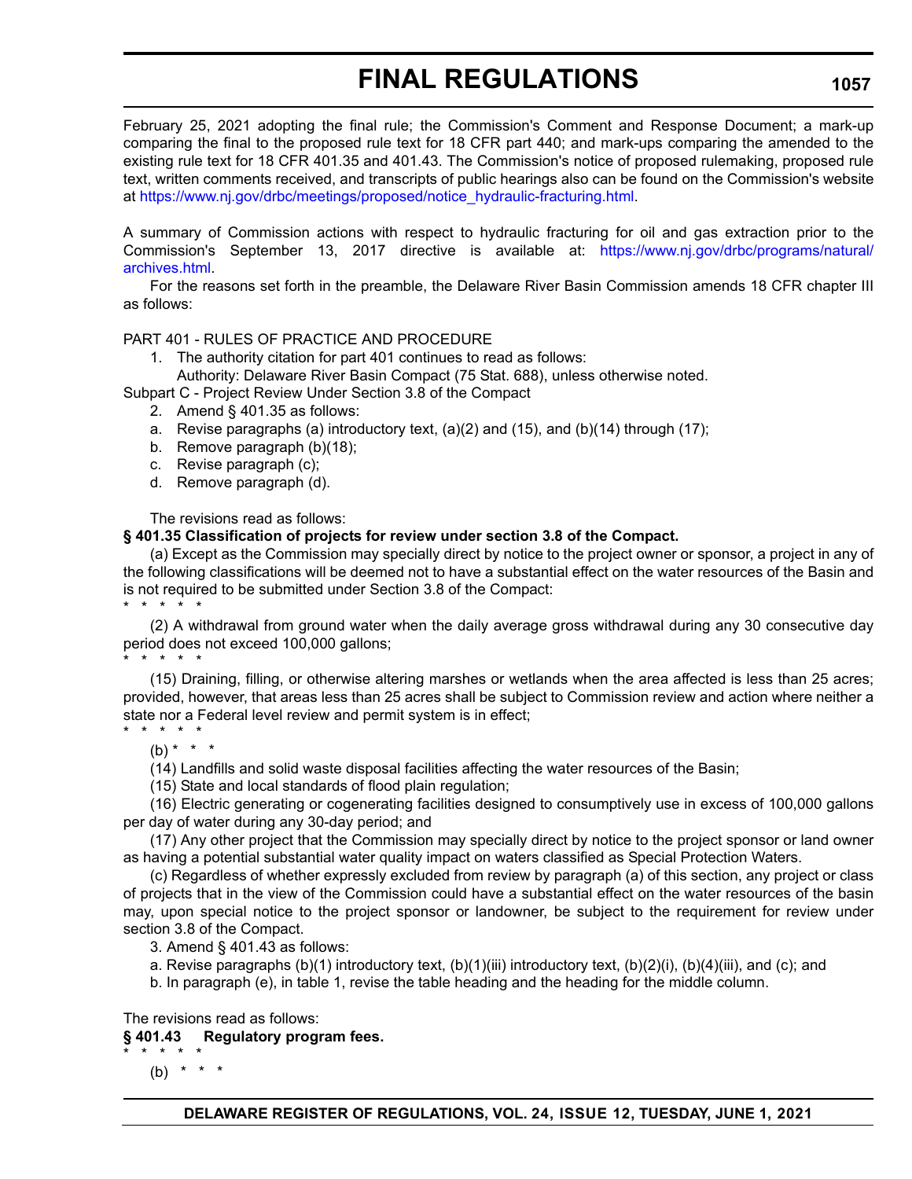February 25, 2021 adopting the final rule; the Commission's Comment and Response Document; a mark-up comparing the final to the proposed rule text for 18 CFR part 440; and mark-ups comparing the amended to the existing rule text for 18 CFR 401.35 and 401.43. The Commission's notice of proposed rulemaking, proposed rule text, written comments received, and transcripts of public hearings also can be found on the Commission's website at https://www.nj.gov/drbc/meetings/proposed/notice_hydraulic-fracturing.html.

A summary of Commission actions with respect to hydraulic fracturing for oil and gas extraction prior to the Commission's September 13, 2017 directive is available at: https://www.nj.gov/drbc/programs/natural/archives.html.

For the reasons set forth in the preamble, the Delaware River Basin Commission amends 18 CFR chapter III as follows:

PART 401 - RULES OF PRACTICE AND PROCEDURE

1. The authority citation for part 401 continues to read as follows:
   Authority: Delaware River Basin Compact (75 Stat. 688), unless otherwise noted.

Subpart C - Project Review Under Section 3.8 of the Compact

2. Amend § 401.35 as follows:

a. Revise paragraphs (a) introductory text, (a)(2) and (15), and (b)(14) through (17);
b. Remove paragraph (b)(18);
c. Revise paragraph (c);
d. Remove paragraph (d).

The revisions read as follows:

**§ 401.35 Classification of projects for review under section 3.8 of the Compact.**

(a) Except as the Commission may specially direct by notice to the project owner or sponsor, a project in any of the following classifications will be deemed not to have a substantial effect on the water resources of the Basin and is not required to be submitted under Section 3.8 of the Compact:

\* \* \* \* \*

(2) A withdrawal from ground water when the daily average gross withdrawal during any 30 consecutive day period does not exceed 100,000 gallons;

\* \* \* \* \*

(15) Draining, filling, or otherwise altering marshes or wetlands when the area affected is less than 25 acres; provided, however, that areas less than 25 acres shall be subject to Commission review and action where neither a state nor a Federal level review and permit system is in effect;

\* \* \* \* \*

(b) \* \* \*

(14) Landfills and solid waste disposal facilities affecting the water resources of the Basin;

(15) State and local standards of flood plain regulation;

(16) Electric generating or cogenerating facilities designed to consumptively use in excess of 100,000 gallons per day of water during any 30-day period; and

(17) Any other project that the Commission may specially direct by notice to the project sponsor or land owner as having a potential substantial water quality impact on waters classified as Special Protection Waters.

(c) Regardless of whether expressly excluded from review by paragraph (a) of this section, any project or class of projects that in the view of the Commission could have a substantial effect on the water resources of the basin may, upon special notice to the project sponsor or landowner, be subject to the requirement for review under section 3.8 of the Compact.

3. Amend § 401.43 as follows:

a. Revise paragraphs (b)(1) introductory text, (b)(1)(iii) introductory text, (b)(2)(i), (b)(4)(iii), and (c); and

b. In paragraph (e), in table 1, revise the table heading and the heading for the middle column.

The revisions read as follows:

**§ 401.43 Regulatory program fees.**

\* \* \* \* \*

(b) \* \* \*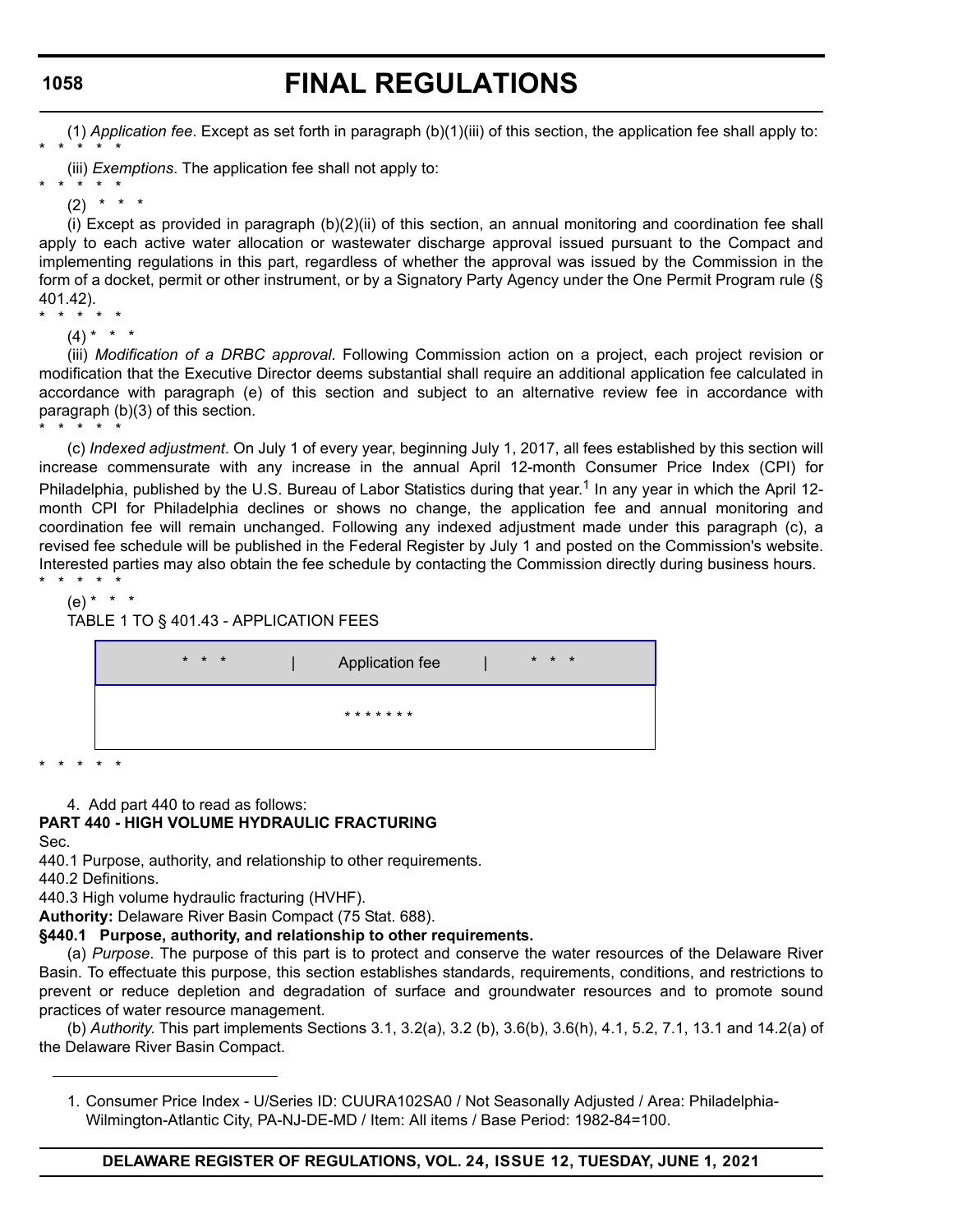(1) *Application fee*. Except as set forth in paragraph (b)(1)(iii) of this section, the application fee shall apply to:

\* \* \* \* \*

(iii) *Exemptions*. The application fee shall not apply to:

\* \* \* \* \*

(2) \* \* \*

(i) Except as provided in paragraph (b)(2)(ii) of this section, an annual monitoring and coordination fee shall apply to each active water allocation or wastewater discharge approval issued pursuant to the Compact and implementing regulations in this part, regardless of whether the approval was issued by the Commission in the form of a docket, permit or other instrument, or by a Signatory Party Agency under the One Permit Program rule (§ 401.42).

\* \* \* \* \*

(4) \* \* \*

(iii) *Modification of a DRBC approval*. Following Commission action on a project, each project revision or modification that the Executive Director deems substantial shall require an additional application fee calculated in accordance with paragraph (e) of this section and subject to an alternative review fee in accordance with paragraph (b)(3) of this section.

\* \* \* \* \*

(c) *Indexed adjustment*. On July 1 of every year, beginning July 1, 2017, all fees established by this section will increase commensurate with any increase in the annual April 12-month Consumer Price Index (CPI) for Philadelphia, published by the U.S. Bureau of Labor Statistics during that year.[1] In any year in which the April 12-month CPI for Philadelphia declines or shows no change, the application fee and annual monitoring and coordination fee will remain unchanged. Following any indexed adjustment made under this paragraph (c), a revised fee schedule will be published in the Federal Register by July 1 and posted on the Commission's website. Interested parties may also obtain the fee schedule by contacting the Commission directly during business hours.

\* \* \* \* \*

(e) \* \* \*

TABLE 1 TO § 401.43 - APPLICATION FEES

| \* \* \* | Application fee | \* \* \* |
|---|---|---|
| | \* \* \* \* \* \* \* | |

\* \* \* \* \*

4. Add part 440 to read as follows:

**PART 440 - HIGH VOLUME HYDRAULIC FRACTURING**

Sec.

440.1 Purpose, authority, and relationship to other requirements.

440.2 Definitions.

440.3 High volume hydraulic fracturing (HVHF).

**Authority:** Delaware River Basin Compact (75 Stat. 688).

**§440.1 Purpose, authority, and relationship to other requirements.**

(a) *Purpose*. The purpose of this part is to protect and conserve the water resources of the Delaware River Basin. To effectuate this purpose, this section establishes standards, requirements, conditions, and restrictions to prevent or reduce depletion and degradation of surface and groundwater resources and to promote sound practices of water resource management.

(b) *Authority.* This part implements Sections 3.1, 3.2(a), 3.2 (b), 3.6(b), 3.6(h), 4.1, 5.2, 7.1, 13.1 and 14.2(a) of the Delaware River Basin Compact.

---

1. Consumer Price Index - U/Series ID: CUURA102SA0 / Not Seasonally Adjusted / Area: Philadelphia-Wilmington-Atlantic City, PA-NJ-DE-MD / Item: All items / Base Period: 1982-84=100.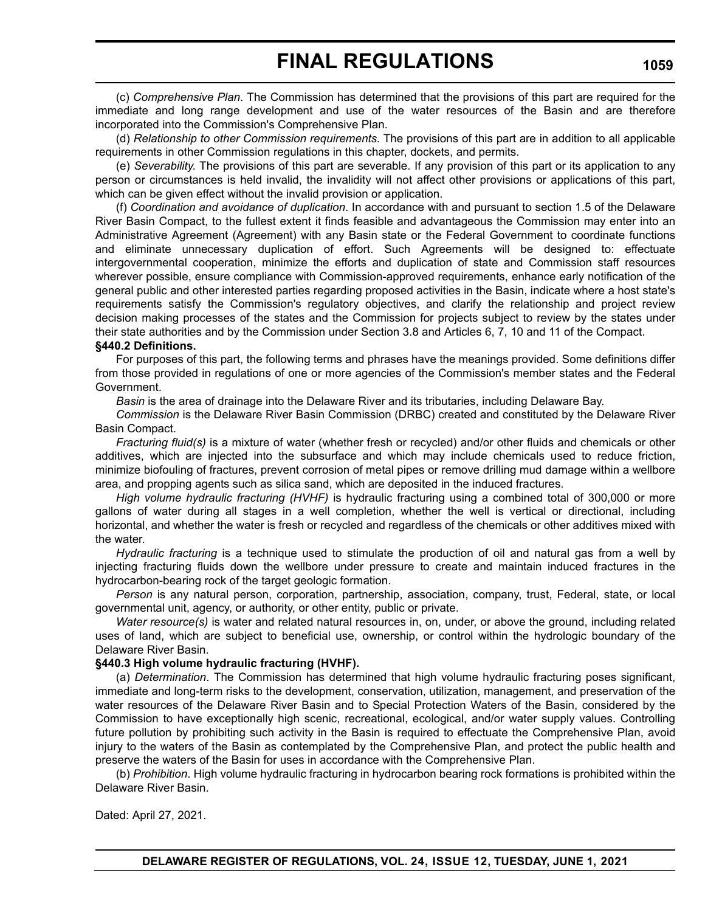(c) *Comprehensive Plan*. The Commission has determined that the provisions of this part are required for the immediate and long range development and use of the water resources of the Basin and are therefore incorporated into the Commission's Comprehensive Plan.

(d) *Relationship to other Commission requirements*. The provisions of this part are in addition to all applicable requirements in other Commission regulations in this chapter, dockets, and permits.

(e) *Severability*. The provisions of this part are severable. If any provision of this part or its application to any person or circumstances is held invalid, the invalidity will not affect other provisions or applications of this part, which can be given effect without the invalid provision or application.

(f) *Coordination and avoidance of duplication*. In accordance with and pursuant to section 1.5 of the Delaware River Basin Compact, to the fullest extent it finds feasible and advantageous the Commission may enter into an Administrative Agreement (Agreement) with any Basin state or the Federal Government to coordinate functions and eliminate unnecessary duplication of effort. Such Agreements will be designed to: effectuate intergovernmental cooperation, minimize the efforts and duplication of state and Commission staff resources wherever possible, ensure compliance with Commission-approved requirements, enhance early notification of the general public and other interested parties regarding proposed activities in the Basin, indicate where a host state's requirements satisfy the Commission's regulatory objectives, and clarify the relationship and project review decision making processes of the states and the Commission for projects subject to review by the states under their state authorities and by the Commission under Section 3.8 and Articles 6, 7, 10 and 11 of the Compact.

**§440.2 Definitions.**

For purposes of this part, the following terms and phrases have the meanings provided. Some definitions differ from those provided in regulations of one or more agencies of the Commission's member states and the Federal Government.

*Basin* is the area of drainage into the Delaware River and its tributaries, including Delaware Bay.

*Commission* is the Delaware River Basin Commission (DRBC) created and constituted by the Delaware River Basin Compact.

*Fracturing fluid(s)* is a mixture of water (whether fresh or recycled) and/or other fluids and chemicals or other additives, which are injected into the subsurface and which may include chemicals used to reduce friction, minimize biofouling of fractures, prevent corrosion of metal pipes or remove drilling mud damage within a wellbore area, and propping agents such as silica sand, which are deposited in the induced fractures.

*High volume hydraulic fracturing (HVHF)* is hydraulic fracturing using a combined total of 300,000 or more gallons of water during all stages in a well completion, whether the well is vertical or directional, including horizontal, and whether the water is fresh or recycled and regardless of the chemicals or other additives mixed with the water.

*Hydraulic fracturing* is a technique used to stimulate the production of oil and natural gas from a well by injecting fracturing fluids down the wellbore under pressure to create and maintain induced fractures in the hydrocarbon-bearing rock of the target geologic formation.

*Person* is any natural person, corporation, partnership, association, company, trust, Federal, state, or local governmental unit, agency, or authority, or other entity, public or private.

*Water resource(s)* is water and related natural resources in, on, under, or above the ground, including related uses of land, which are subject to beneficial use, ownership, or control within the hydrologic boundary of the Delaware River Basin.

**§440.3 High volume hydraulic fracturing (HVHF).**

(a) *Determination*. The Commission has determined that high volume hydraulic fracturing poses significant, immediate and long-term risks to the development, conservation, utilization, management, and preservation of the water resources of the Delaware River Basin and to Special Protection Waters of the Basin, considered by the Commission to have exceptionally high scenic, recreational, ecological, and/or water supply values. Controlling future pollution by prohibiting such activity in the Basin is required to effectuate the Comprehensive Plan, avoid injury to the waters of the Basin as contemplated by the Comprehensive Plan, and protect the public health and preserve the waters of the Basin for uses in accordance with the Comprehensive Plan.

(b) *Prohibition*. High volume hydraulic fracturing in hydrocarbon bearing rock formations is prohibited within the Delaware River Basin.

Dated: April 27, 2021.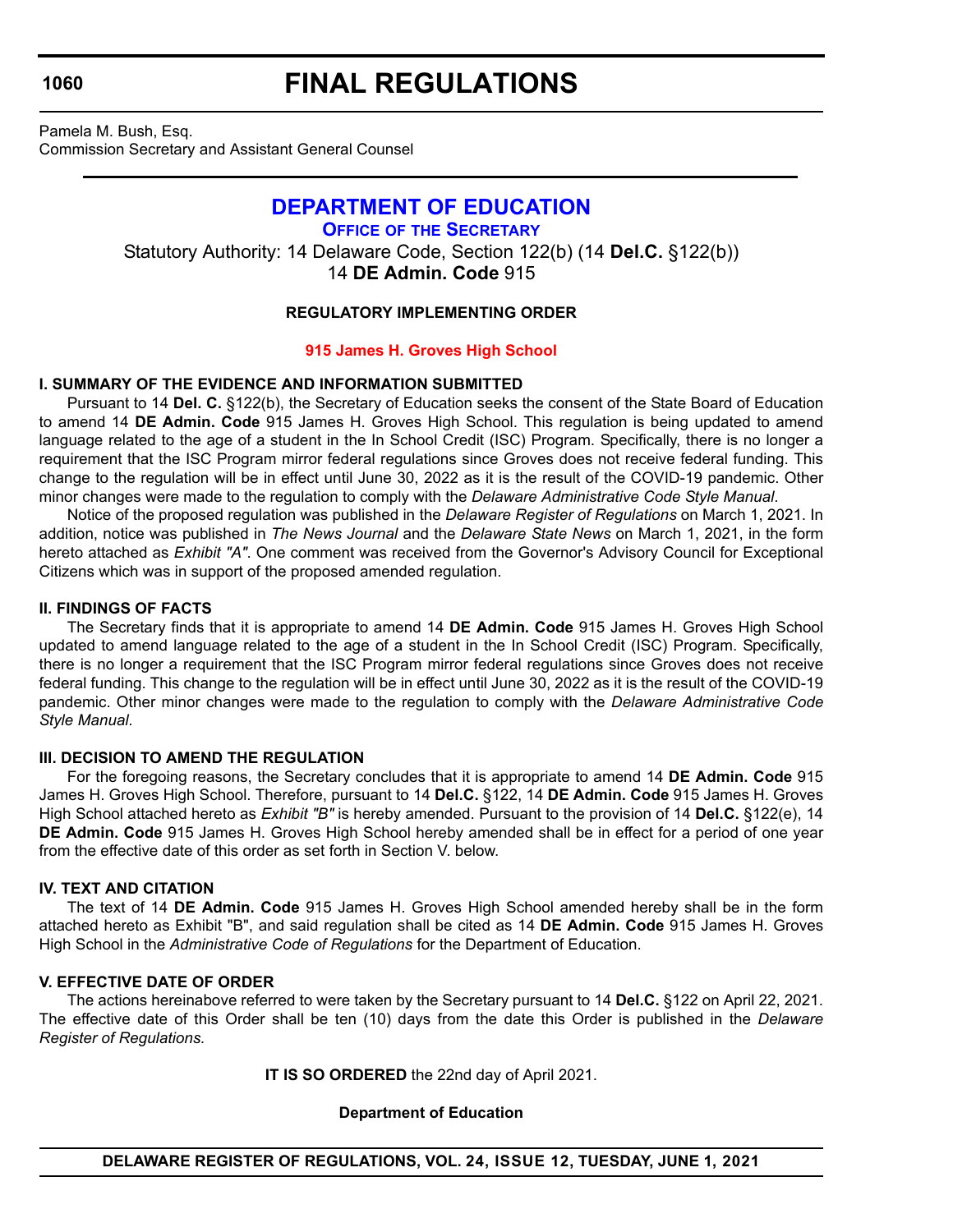Pamela M. Bush, Esq.
Commission Secretary and Assistant General Counsel

# DEPARTMENT OF EDUCATION

## OFFICE OF THE SECRETARY

Statutory Authority: 14 Delaware Code, Section 122(b) (14 **Del.C.** §122(b))
14 **DE Admin. Code** 915

### REGULATORY IMPLEMENTING ORDER

### 915 James H. Groves High School

**I. SUMMARY OF THE EVIDENCE AND INFORMATION SUBMITTED**

Pursuant to 14 **Del. C.** §122(b), the Secretary of Education seeks the consent of the State Board of Education to amend 14 **DE Admin. Code** 915 James H. Groves High School. This regulation is being updated to amend language related to the age of a student in the In School Credit (ISC) Program. Specifically, there is no longer a requirement that the ISC Program mirror federal regulations since Groves does not receive federal funding. This change to the regulation will be in effect until June 30, 2022 as it is the result of the COVID-19 pandemic. Other minor changes were made to the regulation to comply with the *Delaware Administrative Code Style Manual*.

Notice of the proposed regulation was published in the *Delaware Register of Regulations* on March 1, 2021. In addition, notice was published in *The News Journal* and the *Delaware State News* on March 1, 2021, in the form hereto attached as *Exhibit "A"*. One comment was received from the Governor's Advisory Council for Exceptional Citizens which was in support of the proposed amended regulation.

**II. FINDINGS OF FACTS**

The Secretary finds that it is appropriate to amend 14 **DE Admin. Code** 915 James H. Groves High School updated to amend language related to the age of a student in the In School Credit (ISC) Program. Specifically, there is no longer a requirement that the ISC Program mirror federal regulations since Groves does not receive federal funding. This change to the regulation will be in effect until June 30, 2022 as it is the result of the COVID-19 pandemic. Other minor changes were made to the regulation to comply with the *Delaware Administrative Code Style Manual*.

**III. DECISION TO AMEND THE REGULATION**

For the foregoing reasons, the Secretary concludes that it is appropriate to amend 14 **DE Admin. Code** 915 James H. Groves High School. Therefore, pursuant to 14 **Del.C.** §122, 14 **DE Admin. Code** 915 James H. Groves High School attached hereto as *Exhibit "B"* is hereby amended. Pursuant to the provision of 14 **Del.C.** §122(e), 14 **DE Admin. Code** 915 James H. Groves High School hereby amended shall be in effect for a period of one year from the effective date of this order as set forth in Section V. below.

**IV. TEXT AND CITATION**

The text of 14 **DE Admin. Code** 915 James H. Groves High School amended hereby shall be in the form attached hereto as Exhibit "B", and said regulation shall be cited as 14 **DE Admin. Code** 915 James H. Groves High School in the *Administrative Code of Regulations* for the Department of Education.

**V. EFFECTIVE DATE OF ORDER**

The actions hereinabove referred to were taken by the Secretary pursuant to 14 **Del.C.** §122 on April 22, 2021. The effective date of this Order shall be ten (10) days from the date this Order is published in the *Delaware Register of Regulations.*

**IT IS SO ORDERED** the 22nd day of April 2021.

**Department of Education**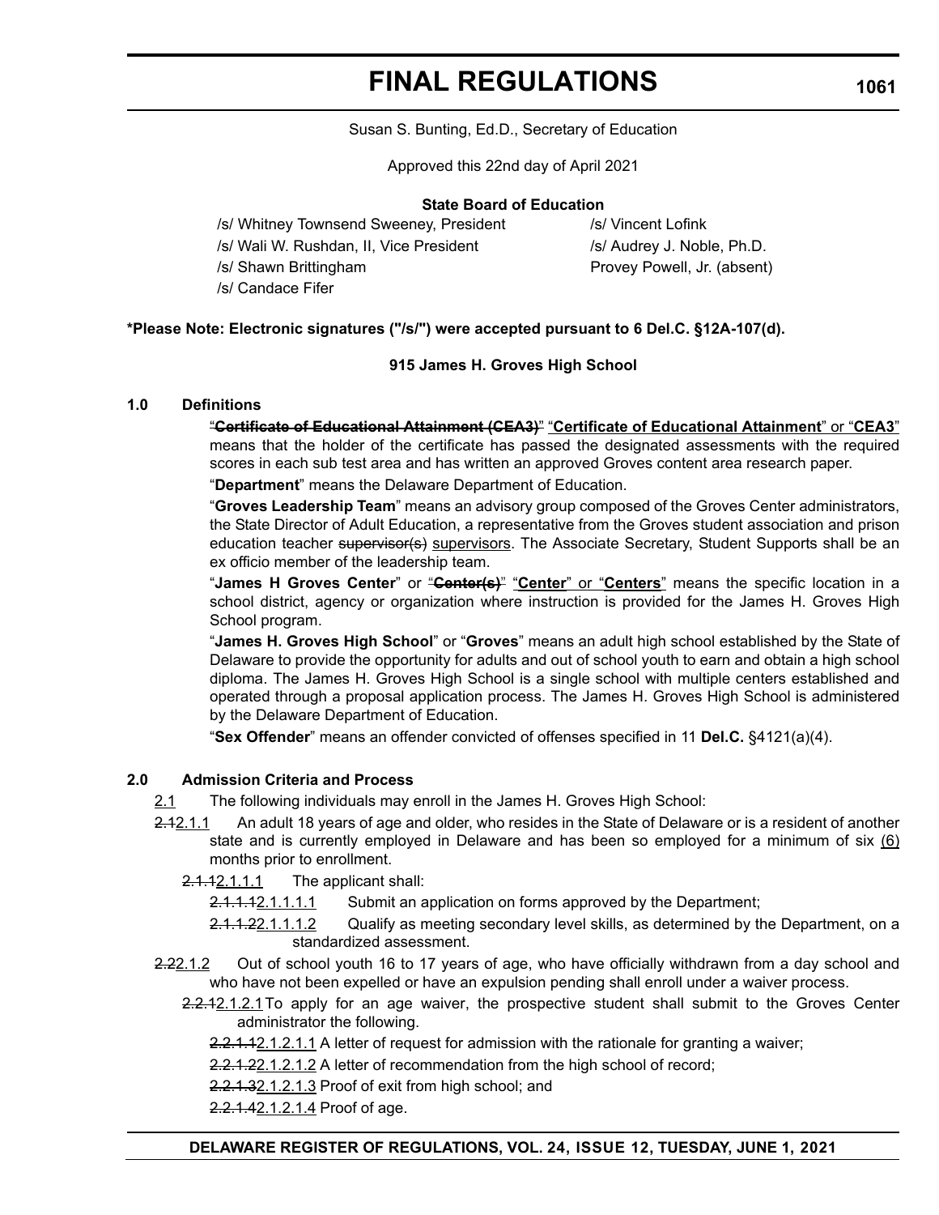Susan S. Bunting, Ed.D., Secretary of Education

Approved this 22nd day of April 2021

**State Board of Education**

/s/ Whitney Townsend Sweeney, President
/s/ Wali W. Rushdan, II, Vice President
/s/ Shawn Brittingham
/s/ Candace Fifer
/s/ Vincent Lofink
/s/ Audrey J. Noble, Ph.D.
Provey Powell, Jr. (absent)

**\*Please Note: Electronic signatures ("/s/") were accepted pursuant to 6 Del.C. §12A-107(d).**

**915 James H. Groves High School**

**1.0 Definitions**

~~"**Certificate of Educational Attainment (CEA3)**"~~ "**Certificate of Educational Attainment**" or "**CEA3**" means that the holder of the certificate has passed the designated assessments with the required scores in each sub test area and has written an approved Groves content area research paper.

"**Department**" means the Delaware Department of Education.

"**Groves Leadership Team**" means an advisory group composed of the Groves Center administrators, the State Director of Adult Education, a representative from the Groves student association and prison education teacher ~~supervisor(s)~~ supervisors. The Associate Secretary, Student Supports shall be an ex officio member of the leadership team.

"**James H Groves Center**" or ~~"**Center(s)**"~~ "**Center**" or "**Centers**" means the specific location in a school district, agency or organization where instruction is provided for the James H. Groves High School program.

"**James H. Groves High School**" or "**Groves**" means an adult high school established by the State of Delaware to provide the opportunity for adults and out of school youth to earn and obtain a high school diploma. The James H. Groves High School is a single school with multiple centers established and operated through a proposal application process. The James H. Groves High School is administered by the Delaware Department of Education.

"**Sex Offender**" means an offender convicted of offenses specified in 11 **Del.C.** §4121(a)(4).

**2.0 Admission Criteria and Process**

2.1 The following individuals may enroll in the James H. Groves High School:

~~2.1~~2.1.1 An adult 18 years of age and older, who resides in the State of Delaware or is a resident of another state and is currently employed in Delaware and has been so employed for a minimum of six (6) months prior to enrollment.

~~2.1.1~~2.1.1.1 The applicant shall:

~~2.1.1.1~~2.1.1.1.1 Submit an application on forms approved by the Department;

~~2.1.1.2~~2.1.1.1.2 Qualify as meeting secondary level skills, as determined by the Department, on a standardized assessment.

~~2.2~~2.1.2 Out of school youth 16 to 17 years of age, who have officially withdrawn from a day school and who have not been expelled or have an expulsion pending shall enroll under a waiver process.

~~2.2.1~~2.1.2.1 To apply for an age waiver, the prospective student shall submit to the Groves Center administrator the following.

~~2.2.1.1~~2.1.2.1.1 A letter of request for admission with the rationale for granting a waiver;

~~2.2.1.2~~2.1.2.1.2 A letter of recommendation from the high school of record;

~~2.2.1.3~~2.1.2.1.3 Proof of exit from high school; and

~~2.2.1.4~~2.1.2.1.4 Proof of age.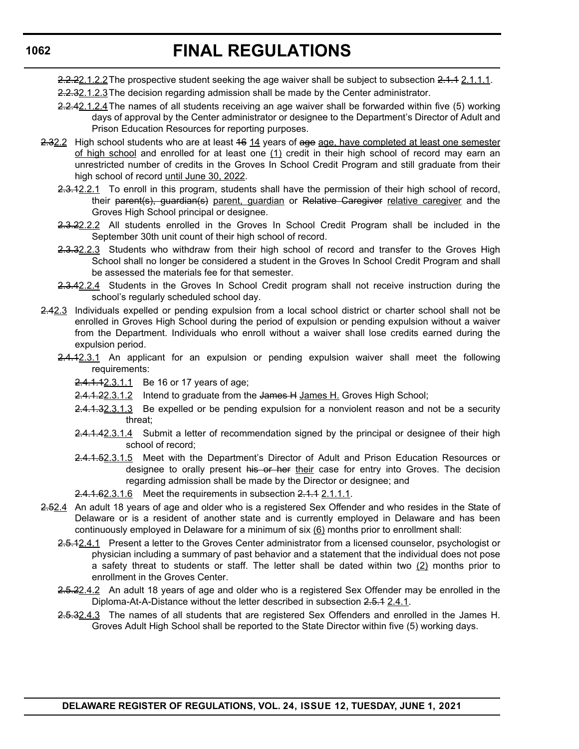~~2.2.2~~2.1.2.2 The prospective student seeking the age waiver shall be subject to subsection ~~2.1.1~~ 2.1.1.1.

~~2.2.3~~2.1.2.3 The decision regarding admission shall be made by the Center administrator.

~~2.2.4~~2.1.2.4 The names of all students receiving an age waiver shall be forwarded within five (5) working days of approval by the Center administrator or designee to the Department's Director of Adult and Prison Education Resources for reporting purposes.

~~2.3~~2.2 High school students who are at least ~~16~~ 14 years of ~~age~~ age, have completed at least one semester of high school and enrolled for at least one (1) credit in their high school of record may earn an unrestricted number of credits in the Groves In School Credit Program and still graduate from their high school of record until June 30, 2022.

~~2.3.1~~2.2.1 To enroll in this program, students shall have the permission of their high school of record, their ~~parent(s), guardian(s)~~ parent, guardian or ~~Relative Caregiver~~ relative caregiver and the Groves High School principal or designee.

~~2.3.2~~2.2.2 All students enrolled in the Groves In School Credit Program shall be included in the September 30th unit count of their high school of record.

~~2.3.3~~2.2.3 Students who withdraw from their high school of record and transfer to the Groves High School shall no longer be considered a student in the Groves In School Credit Program and shall be assessed the materials fee for that semester.

~~2.3.4~~2.2.4 Students in the Groves In School Credit program shall not receive instruction during the school's regularly scheduled school day.

~~2.4~~2.3 Individuals expelled or pending expulsion from a local school district or charter school shall not be enrolled in Groves High School during the period of expulsion or pending expulsion without a waiver from the Department. Individuals who enroll without a waiver shall lose credits earned during the expulsion period.

~~2.4.1~~2.3.1 An applicant for an expulsion or pending expulsion waiver shall meet the following requirements:

~~2.4.1.1~~2.3.1.1 Be 16 or 17 years of age;

~~2.4.1.2~~2.3.1.2 Intend to graduate from the ~~James H~~ James H. Groves High School;

~~2.4.1.3~~2.3.1.3 Be expelled or be pending expulsion for a nonviolent reason and not be a security threat;

~~2.4.1.4~~2.3.1.4 Submit a letter of recommendation signed by the principal or designee of their high school of record;

~~2.4.1.5~~2.3.1.5 Meet with the Department's Director of Adult and Prison Education Resources or designee to orally present ~~his or her~~ their case for entry into Groves. The decision regarding admission shall be made by the Director or designee; and

~~2.4.1.6~~2.3.1.6 Meet the requirements in subsection ~~2.1.1~~ 2.1.1.1.

~~2.5~~2.4 An adult 18 years of age and older who is a registered Sex Offender and who resides in the State of Delaware or is a resident of another state and is currently employed in Delaware and has been continuously employed in Delaware for a minimum of six (6) months prior to enrollment shall:

~~2.5.1~~2.4.1 Present a letter to the Groves Center administrator from a licensed counselor, psychologist or physician including a summary of past behavior and a statement that the individual does not pose a safety threat to students or staff. The letter shall be dated within two (2) months prior to enrollment in the Groves Center.

~~2.5.2~~2.4.2 An adult 18 years of age and older who is a registered Sex Offender may be enrolled in the Diploma-At-A-Distance without the letter described in subsection ~~2.5.1~~ 2.4.1.

~~2.5.3~~2.4.3 The names of all students that are registered Sex Offenders and enrolled in the James H. Groves Adult High School shall be reported to the State Director within five (5) working days.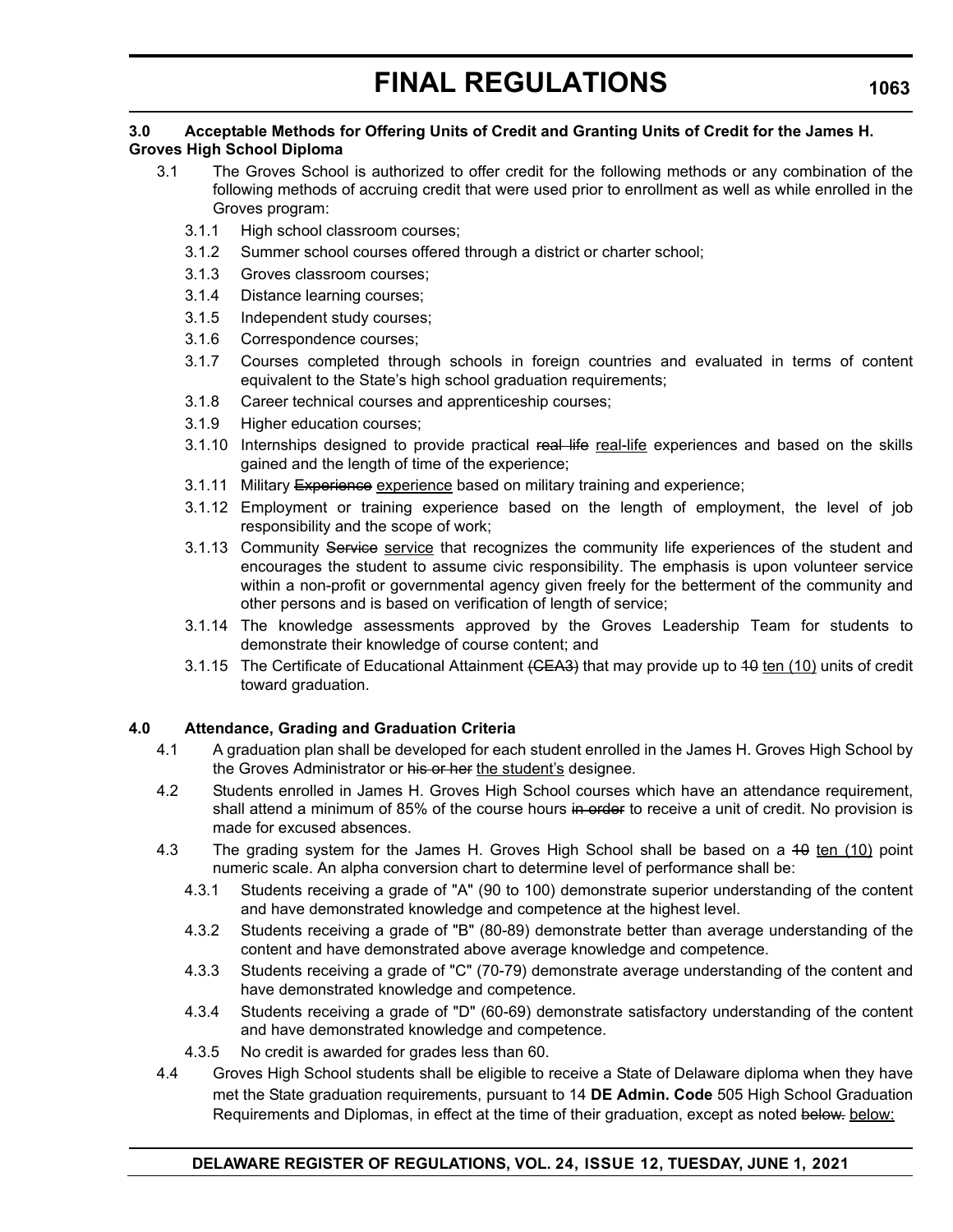**3.0 Acceptable Methods for Offering Units of Credit and Granting Units of Credit for the James H. Groves High School Diploma**

3.1 The Groves School is authorized to offer credit for the following methods or any combination of the following methods of accruing credit that were used prior to enrollment as well as while enrolled in the Groves program:

3.1.1 High school classroom courses;

3.1.2 Summer school courses offered through a district or charter school;

3.1.3 Groves classroom courses;

3.1.4 Distance learning courses;

3.1.5 Independent study courses;

3.1.6 Correspondence courses;

3.1.7 Courses completed through schools in foreign countries and evaluated in terms of content equivalent to the State's high school graduation requirements;

3.1.8 Career technical courses and apprenticeship courses;

3.1.9 Higher education courses;

3.1.10 Internships designed to provide practical ~~real life~~ real-life experiences and based on the skills gained and the length of time of the experience;

3.1.11 Military ~~Experience~~ experience based on military training and experience;

3.1.12 Employment or training experience based on the length of employment, the level of job responsibility and the scope of work;

3.1.13 Community ~~Service~~ service that recognizes the community life experiences of the student and encourages the student to assume civic responsibility. The emphasis is upon volunteer service within a non-profit or governmental agency given freely for the betterment of the community and other persons and is based on verification of length of service;

3.1.14 The knowledge assessments approved by the Groves Leadership Team for students to demonstrate their knowledge of course content; and

3.1.15 The Certificate of Educational Attainment ~~(CEA3)~~ that may provide up to ~~10~~ ten (10) units of credit toward graduation.

**4.0 Attendance, Grading and Graduation Criteria**

4.1 A graduation plan shall be developed for each student enrolled in the James H. Groves High School by the Groves Administrator or ~~his or her~~ the student's designee.

4.2 Students enrolled in James H. Groves High School courses which have an attendance requirement, shall attend a minimum of 85% of the course hours ~~in order~~ to receive a unit of credit. No provision is made for excused absences.

4.3 The grading system for the James H. Groves High School shall be based on a ~~10~~ ten (10) point numeric scale. An alpha conversion chart to determine level of performance shall be:

4.3.1 Students receiving a grade of "A" (90 to 100) demonstrate superior understanding of the content and have demonstrated knowledge and competence at the highest level.

4.3.2 Students receiving a grade of "B" (80-89) demonstrate better than average understanding of the content and have demonstrated above average knowledge and competence.

4.3.3 Students receiving a grade of "C" (70-79) demonstrate average understanding of the content and have demonstrated knowledge and competence.

4.3.4 Students receiving a grade of "D" (60-69) demonstrate satisfactory understanding of the content and have demonstrated knowledge and competence.

4.3.5 No credit is awarded for grades less than 60.

4.4 Groves High School students shall be eligible to receive a State of Delaware diploma when they have met the State graduation requirements, pursuant to 14 **DE Admin. Code** 505 High School Graduation Requirements and Diplomas, in effect at the time of their graduation, except as noted ~~below.~~ below: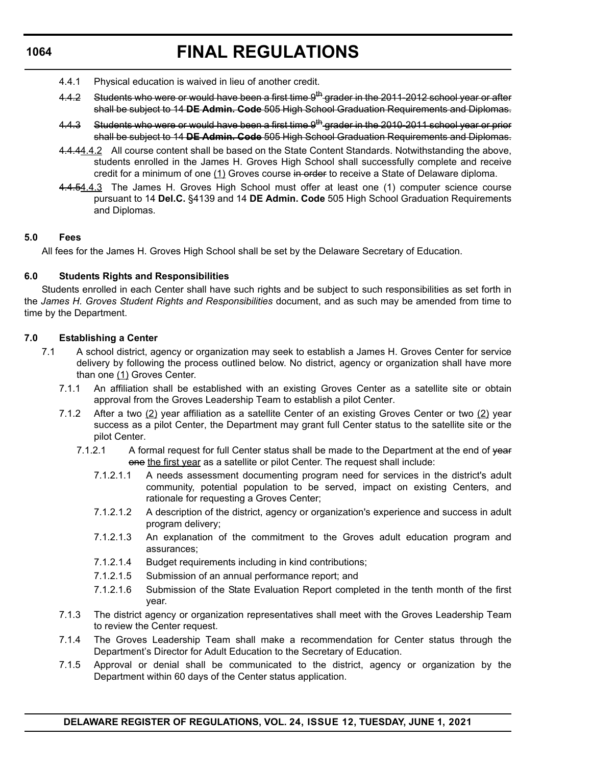4.4.1 Physical education is waived in lieu of another credit.

~~4.4.2 Students who were or would have been a first time 9th grader in the 2011-2012 school year or after shall be subject to 14 **DE Admin. Code** 505 High School Graduation Requirements and Diplomas.~~

~~4.4.3 Students who were or would have been a first time 9th grader in the 2010-2011 school year or prior shall be subject to 14 **DE Admin. Code** 505 High School Graduation Requirements and Diplomas.~~

~~4.4.4~~4.4.2 All course content shall be based on the State Content Standards. Notwithstanding the above, students enrolled in the James H. Groves High School shall successfully complete and receive credit for a minimum of one (1) Groves course ~~in order~~ to receive a State of Delaware diploma.

~~4.4.5~~4.4.3 The James H. Groves High School must offer at least one (1) computer science course pursuant to 14 **Del.C.** §4139 and 14 **DE Admin. Code** 505 High School Graduation Requirements and Diplomas.

**5.0 Fees**

All fees for the James H. Groves High School shall be set by the Delaware Secretary of Education.

**6.0 Students Rights and Responsibilities**

Students enrolled in each Center shall have such rights and be subject to such responsibilities as set forth in the *James H. Groves Student Rights and Responsibilities* document, and as such may be amended from time to time by the Department.

**7.0 Establishing a Center**

7.1 A school district, agency or organization may seek to establish a James H. Groves Center for service delivery by following the process outlined below. No district, agency or organization shall have more than one (1) Groves Center.

7.1.1 An affiliation shall be established with an existing Groves Center as a satellite site or obtain approval from the Groves Leadership Team to establish a pilot Center.

7.1.2 After a two (2) year affiliation as a satellite Center of an existing Groves Center or two (2) year success as a pilot Center, the Department may grant full Center status to the satellite site or the pilot Center.

7.1.2.1 A formal request for full Center status shall be made to the Department at the end of ~~year one~~ the first year as a satellite or pilot Center. The request shall include:

7.1.2.1.1 A needs assessment documenting program need for services in the district's adult community, potential population to be served, impact on existing Centers, and rationale for requesting a Groves Center;

7.1.2.1.2 A description of the district, agency or organization's experience and success in adult program delivery;

7.1.2.1.3 An explanation of the commitment to the Groves adult education program and assurances;

7.1.2.1.4 Budget requirements including in kind contributions;

7.1.2.1.5 Submission of an annual performance report; and

7.1.2.1.6 Submission of the State Evaluation Report completed in the tenth month of the first year.

7.1.3 The district agency or organization representatives shall meet with the Groves Leadership Team to review the Center request.

7.1.4 The Groves Leadership Team shall make a recommendation for Center status through the Department's Director for Adult Education to the Secretary of Education.

7.1.5 Approval or denial shall be communicated to the district, agency or organization by the Department within 60 days of the Center status application.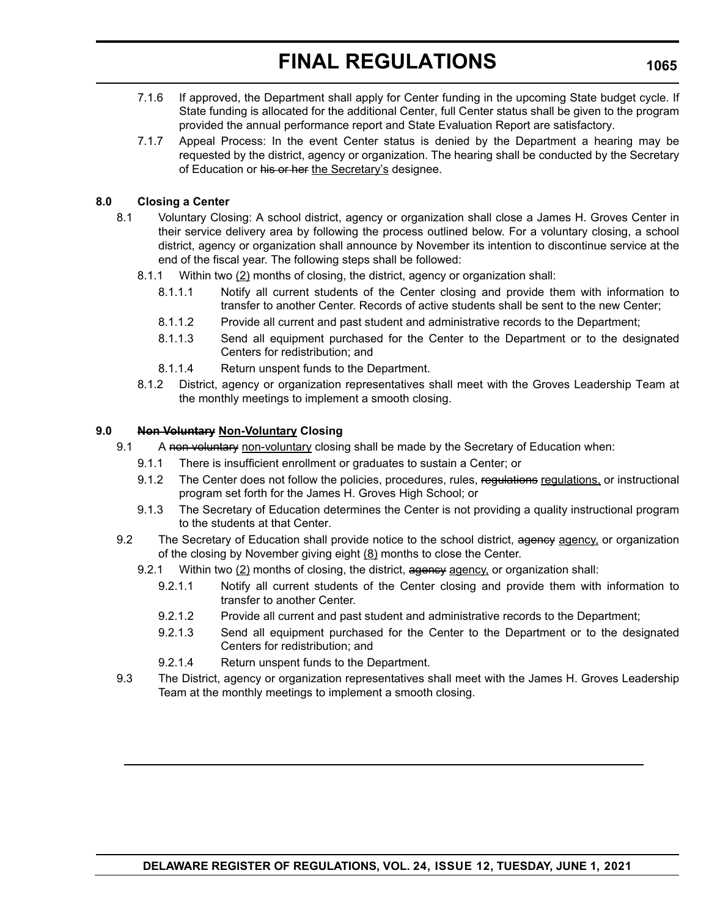7.1.6 If approved, the Department shall apply for Center funding in the upcoming State budget cycle. If State funding is allocated for the additional Center, full Center status shall be given to the program provided the annual performance report and State Evaluation Report are satisfactory.

7.1.7 Appeal Process: In the event Center status is denied by the Department a hearing may be requested by the district, agency or organization. The hearing shall be conducted by the Secretary of Education or ~~his or her~~ <u>the Secretary's</u> designee.

**8.0 Closing a Center**

8.1 Voluntary Closing: A school district, agency or organization shall close a James H. Groves Center in their service delivery area by following the process outlined below. For a voluntary closing, a school district, agency or organization shall announce by November its intention to discontinue service at the end of the fiscal year. The following steps shall be followed:

8.1.1 Within two <u>(2)</u> months of closing, the district, agency or organization shall:

8.1.1.1 Notify all current students of the Center closing and provide them with information to transfer to another Center. Records of active students shall be sent to the new Center;

8.1.1.2 Provide all current and past student and administrative records to the Department;

8.1.1.3 Send all equipment purchased for the Center to the Department or to the designated Centers for redistribution; and

8.1.1.4 Return unspent funds to the Department.

8.1.2 District, agency or organization representatives shall meet with the Groves Leadership Team at the monthly meetings to implement a smooth closing.

**9.0 ~~Non Voluntary~~ <u>Non-Voluntary</u> Closing**

9.1 A ~~non voluntary~~ <u>non-voluntary</u> closing shall be made by the Secretary of Education when:

9.1.1 There is insufficient enrollment or graduates to sustain a Center; or

9.1.2 The Center does not follow the policies, procedures, rules, ~~regulations~~ <u>regulations,</u> or instructional program set forth for the James H. Groves High School; or

9.1.3 The Secretary of Education determines the Center is not providing a quality instructional program to the students at that Center.

9.2 The Secretary of Education shall provide notice to the school district, ~~agency~~ <u>agency,</u> or organization of the closing by November giving eight <u>(8)</u> months to close the Center.

9.2.1 Within two <u>(2)</u> months of closing, the district, ~~agency~~ <u>agency,</u> or organization shall:

9.2.1.1 Notify all current students of the Center closing and provide them with information to transfer to another Center.

9.2.1.2 Provide all current and past student and administrative records to the Department;

9.2.1.3 Send all equipment purchased for the Center to the Department or to the designated Centers for redistribution; and

9.2.1.4 Return unspent funds to the Department.

9.3 The District, agency or organization representatives shall meet with the James H. Groves Leadership Team at the monthly meetings to implement a smooth closing.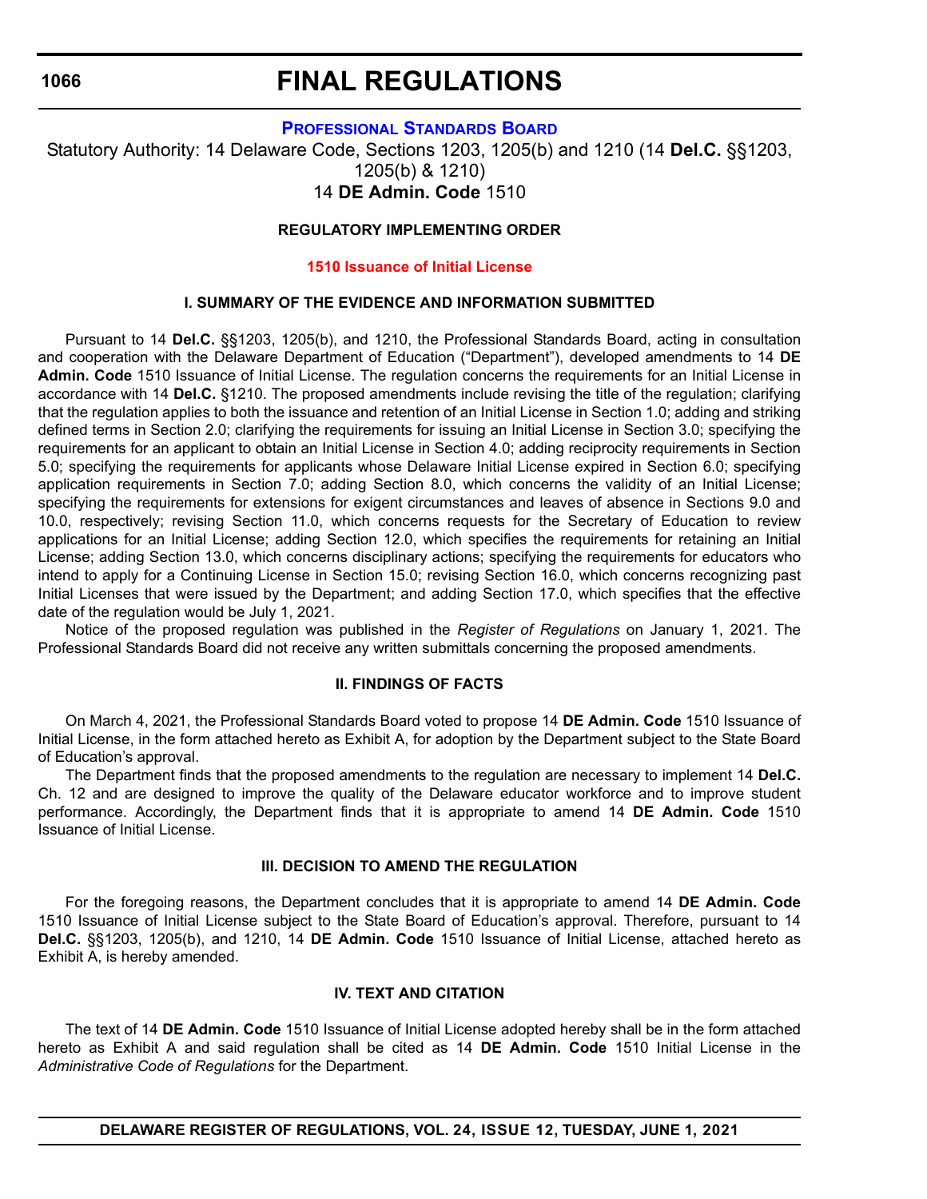# FINAL REGULATIONS

## PROFESSIONAL STANDARDS BOARD

Statutory Authority: 14 Delaware Code, Sections 1203, 1205(b) and 1210 (14 **Del.C.** §§1203, 1205(b) & 1210)
14 **DE Admin. Code** 1510

### REGULATORY IMPLEMENTING ORDER

### 1510 Issuance of Initial License

#### I. SUMMARY OF THE EVIDENCE AND INFORMATION SUBMITTED

Pursuant to 14 **Del.C.** §§1203, 1205(b), and 1210, the Professional Standards Board, acting in consultation and cooperation with the Delaware Department of Education ("Department"), developed amendments to 14 **DE Admin. Code** 1510 Issuance of Initial License. The regulation concerns the requirements for an Initial License in accordance with 14 **Del.C.** §1210. The proposed amendments include revising the title of the regulation; clarifying that the regulation applies to both the issuance and retention of an Initial License in Section 1.0; adding and striking defined terms in Section 2.0; clarifying the requirements for issuing an Initial License in Section 3.0; specifying the requirements for an applicant to obtain an Initial License in Section 4.0; adding reciprocity requirements in Section 5.0; specifying the requirements for applicants whose Delaware Initial License expired in Section 6.0; specifying application requirements in Section 7.0; adding Section 8.0, which concerns the validity of an Initial License; specifying the requirements for extensions for exigent circumstances and leaves of absence in Sections 9.0 and 10.0, respectively; revising Section 11.0, which concerns requests for the Secretary of Education to review applications for an Initial License; adding Section 12.0, which specifies the requirements for retaining an Initial License; adding Section 13.0, which concerns disciplinary actions; specifying the requirements for educators who intend to apply for a Continuing License in Section 15.0; revising Section 16.0, which concerns recognizing past Initial Licenses that were issued by the Department; and adding Section 17.0, which specifies that the effective date of the regulation would be July 1, 2021.

Notice of the proposed regulation was published in the *Register of Regulations* on January 1, 2021. The Professional Standards Board did not receive any written submittals concerning the proposed amendments.

#### II. FINDINGS OF FACTS

On March 4, 2021, the Professional Standards Board voted to propose 14 **DE Admin. Code** 1510 Issuance of Initial License, in the form attached hereto as Exhibit A, for adoption by the Department subject to the State Board of Education's approval.

The Department finds that the proposed amendments to the regulation are necessary to implement 14 **Del.C.** Ch. 12 and are designed to improve the quality of the Delaware educator workforce and to improve student performance. Accordingly, the Department finds that it is appropriate to amend 14 **DE Admin. Code** 1510 Issuance of Initial License.

#### III. DECISION TO AMEND THE REGULATION

For the foregoing reasons, the Department concludes that it is appropriate to amend 14 **DE Admin. Code** 1510 Issuance of Initial License subject to the State Board of Education's approval. Therefore, pursuant to 14 **Del.C.** §§1203, 1205(b), and 1210, 14 **DE Admin. Code** 1510 Issuance of Initial License, attached hereto as Exhibit A, is hereby amended.

#### IV. TEXT AND CITATION

The text of 14 **DE Admin. Code** 1510 Issuance of Initial License adopted hereby shall be in the form attached hereto as Exhibit A and said regulation shall be cited as 14 **DE Admin. Code** 1510 Initial License in the *Administrative Code of Regulations* for the Department.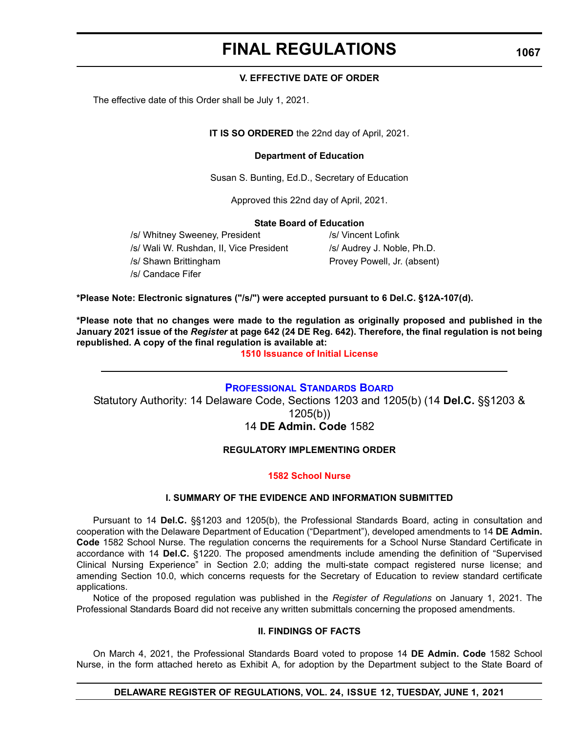### V. EFFECTIVE DATE OF ORDER

The effective date of this Order shall be July 1, 2021.

**IT IS SO ORDERED** the 22nd day of April, 2021.

**Department of Education**

Susan S. Bunting, Ed.D., Secretary of Education

Approved this 22nd day of April, 2021.

**State Board of Education**

/s/ Whitney Sweeney, President
/s/ Wali W. Rushdan, II, Vice President
/s/ Shawn Brittingham
/s/ Candace Fifer
/s/ Vincent Lofink
/s/ Audrey J. Noble, Ph.D.
Provey Powell, Jr. (absent)

**\*Please Note: Electronic signatures ("/s/") were accepted pursuant to 6 Del.C. §12A-107(d).**

**\*Please note that no changes were made to the regulation as originally proposed and published in the January 2021 issue of the *Register* at page 642 (24 DE Reg. 642). Therefore, the final regulation is not being republished. A copy of the final regulation is available at:**

**1510 Issuance of Initial License**

---

## PROFESSIONAL STANDARDS BOARD

Statutory Authority: 14 Delaware Code, Sections 1203 and 1205(b) (14 **Del.C.** §§1203 & 1205(b))
14 **DE Admin. Code** 1582

### REGULATORY IMPLEMENTING ORDER

**1582 School Nurse**

### I. SUMMARY OF THE EVIDENCE AND INFORMATION SUBMITTED

Pursuant to 14 **Del.C.** §§1203 and 1205(b), the Professional Standards Board, acting in consultation and cooperation with the Delaware Department of Education ("Department"), developed amendments to 14 **DE Admin. Code** 1582 School Nurse. The regulation concerns the requirements for a School Nurse Standard Certificate in accordance with 14 **Del.C.** §1220. The proposed amendments include amending the definition of "Supervised Clinical Nursing Experience" in Section 2.0; adding the multi-state compact registered nurse license; and amending Section 10.0, which concerns requests for the Secretary of Education to review standard certificate applications.

Notice of the proposed regulation was published in the *Register of Regulations* on January 1, 2021. The Professional Standards Board did not receive any written submittals concerning the proposed amendments.

### II. FINDINGS OF FACTS

On March 4, 2021, the Professional Standards Board voted to propose 14 **DE Admin. Code** 1582 School Nurse, in the form attached hereto as Exhibit A, for adoption by the Department subject to the State Board of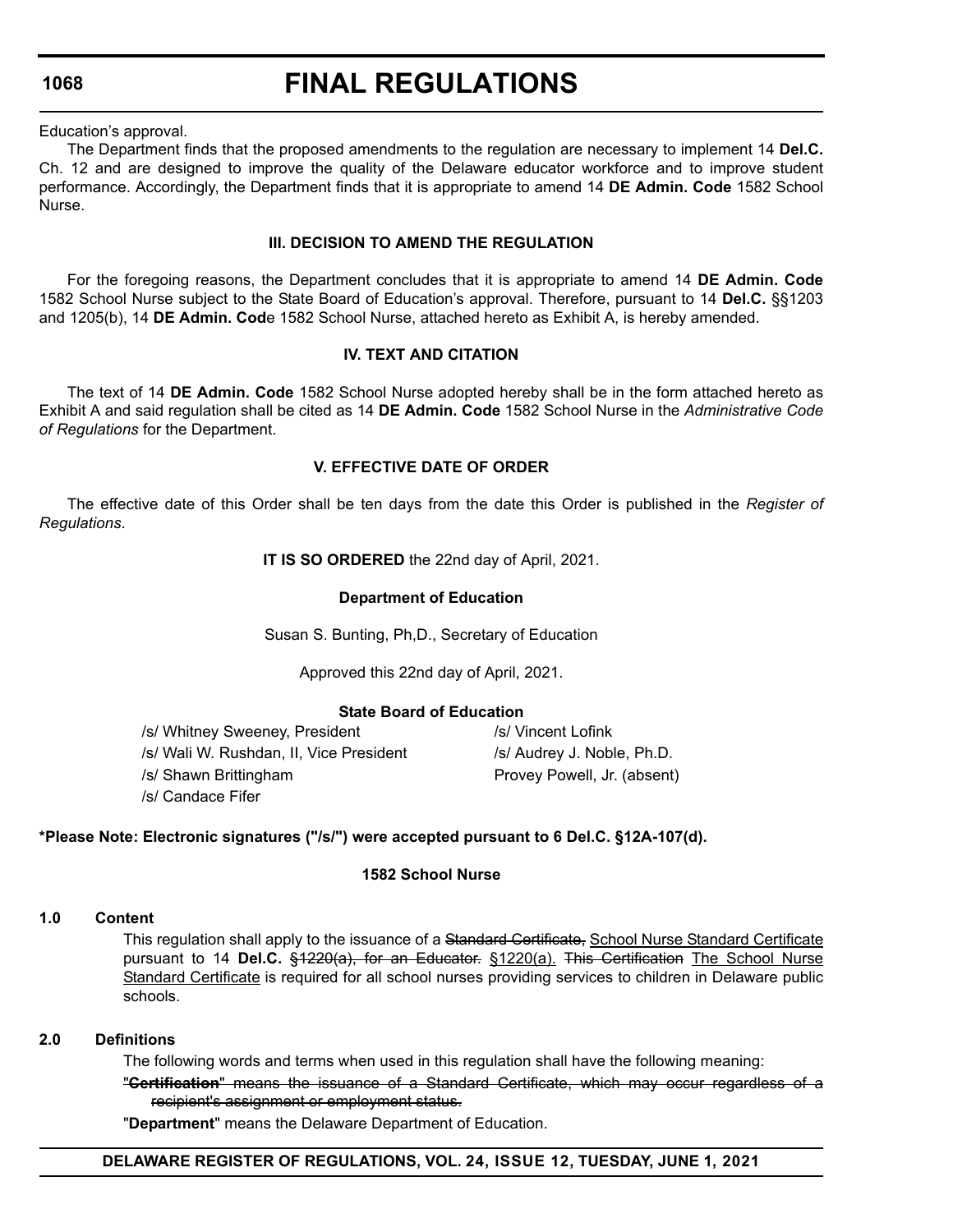Education's approval.

The Department finds that the proposed amendments to the regulation are necessary to implement 14 **Del.C.** Ch. 12 and are designed to improve the quality of the Delaware educator workforce and to improve student performance. Accordingly, the Department finds that it is appropriate to amend 14 **DE Admin. Code** 1582 School Nurse.

### III. DECISION TO AMEND THE REGULATION

For the foregoing reasons, the Department concludes that it is appropriate to amend 14 **DE Admin. Code** 1582 School Nurse subject to the State Board of Education's approval. Therefore, pursuant to 14 **Del.C.** §§1203 and 1205(b), 14 **DE Admin. Cod**e 1582 School Nurse, attached hereto as Exhibit A, is hereby amended.

### IV. TEXT AND CITATION

The text of 14 **DE Admin. Code** 1582 School Nurse adopted hereby shall be in the form attached hereto as Exhibit A and said regulation shall be cited as 14 **DE Admin. Code** 1582 School Nurse in the *Administrative Code of Regulations* for the Department.

### V. EFFECTIVE DATE OF ORDER

The effective date of this Order shall be ten days from the date this Order is published in the *Register of Regulations*.

**IT IS SO ORDERED** the 22nd day of April, 2021.

**Department of Education**

Susan S. Bunting, Ph,D., Secretary of Education

Approved this 22nd day of April, 2021.

**State Board of Education**

/s/ Whitney Sweeney, President
/s/ Wali W. Rushdan, II, Vice President
/s/ Shawn Brittingham
/s/ Candace Fifer
/s/ Vincent Lofink
/s/ Audrey J. Noble, Ph.D.
Provey Powell, Jr. (absent)

**\*Please Note: Electronic signatures ("/s/") were accepted pursuant to 6 Del.C. §12A-107(d).**

### 1582 School Nurse

**1.0 Content**

This regulation shall apply to the issuance of a ~~Standard Certificate,~~ <u>School Nurse Standard Certificate</u> pursuant to 14 **Del.C.** ~~§1220(a), for an Educator.~~ <u>§1220(a).</u> ~~This Certification~~ <u>The School Nurse Standard Certificate</u> is required for all school nurses providing services to children in Delaware public schools.

**2.0 Definitions**

The following words and terms when used in this regulation shall have the following meaning:

~~"**Certification**" means the issuance of a Standard Certificate, which may occur regardless of a recipient's assignment or employment status.~~

"**Department**" means the Delaware Department of Education.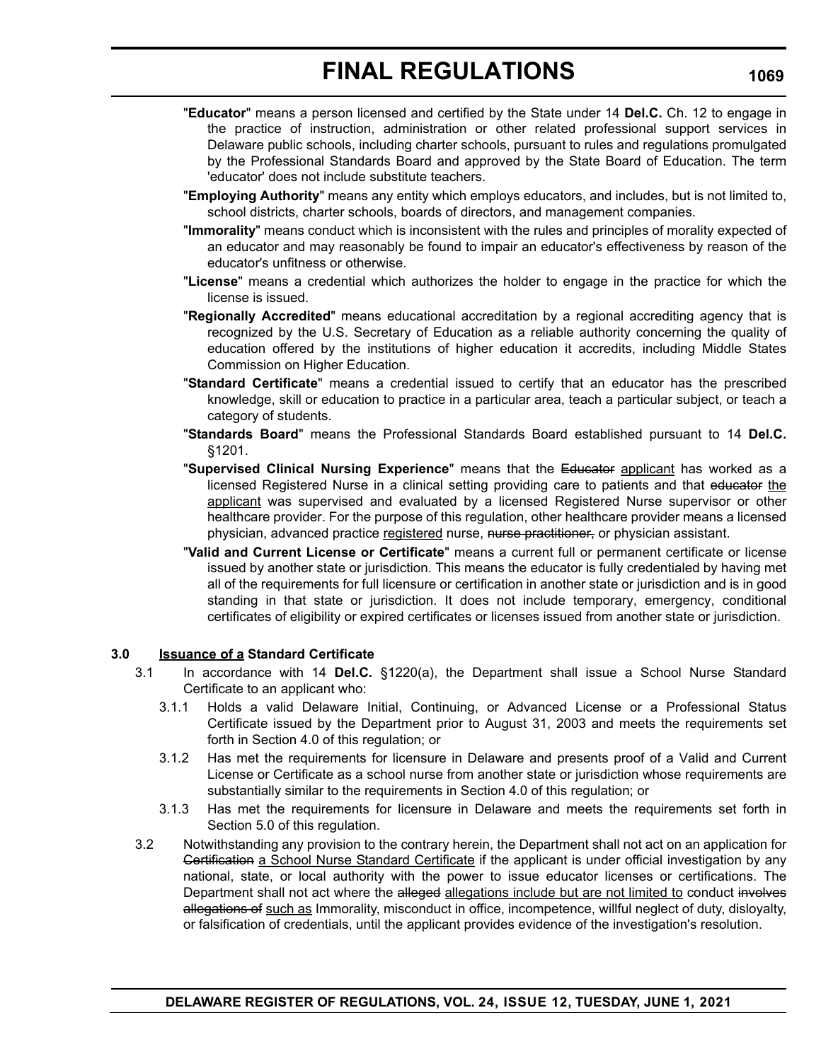"**Educator**" means a person licensed and certified by the State under 14 **Del.C.** Ch. 12 to engage in the practice of instruction, administration or other related professional support services in Delaware public schools, including charter schools, pursuant to rules and regulations promulgated by the Professional Standards Board and approved by the State Board of Education. The term 'educator' does not include substitute teachers.

"**Employing Authority**" means any entity which employs educators, and includes, but is not limited to, school districts, charter schools, boards of directors, and management companies.

"**Immorality**" means conduct which is inconsistent with the rules and principles of morality expected of an educator and may reasonably be found to impair an educator's effectiveness by reason of the educator's unfitness or otherwise.

"**License**" means a credential which authorizes the holder to engage in the practice for which the license is issued.

"**Regionally Accredited**" means educational accreditation by a regional accrediting agency that is recognized by the U.S. Secretary of Education as a reliable authority concerning the quality of education offered by the institutions of higher education it accredits, including Middle States Commission on Higher Education.

"**Standard Certificate**" means a credential issued to certify that an educator has the prescribed knowledge, skill or education to practice in a particular area, teach a particular subject, or teach a category of students.

"**Standards Board**" means the Professional Standards Board established pursuant to 14 **Del.C.** §1201.

"**Supervised Clinical Nursing Experience**" means that the ~~Educator~~ applicant has worked as a licensed Registered Nurse in a clinical setting providing care to patients and that ~~educator~~ the applicant was supervised and evaluated by a licensed Registered Nurse supervisor or other healthcare provider. For the purpose of this regulation, other healthcare provider means a licensed physician, advanced practice registered nurse, ~~nurse practitioner,~~ or physician assistant.

"**Valid and Current License or Certificate**" means a current full or permanent certificate or license issued by another state or jurisdiction. This means the educator is fully credentialed by having met all of the requirements for full licensure or certification in another state or jurisdiction and is in good standing in that state or jurisdiction. It does not include temporary, emergency, conditional certificates of eligibility or expired certificates or licenses issued from another state or jurisdiction.

**3.0 Issuance of a Standard Certificate**

3.1 In accordance with 14 **Del.C.** §1220(a), the Department shall issue a School Nurse Standard Certificate to an applicant who:

3.1.1 Holds a valid Delaware Initial, Continuing, or Advanced License or a Professional Status Certificate issued by the Department prior to August 31, 2003 and meets the requirements set forth in Section 4.0 of this regulation; or

3.1.2 Has met the requirements for licensure in Delaware and presents proof of a Valid and Current License or Certificate as a school nurse from another state or jurisdiction whose requirements are substantially similar to the requirements in Section 4.0 of this regulation; or

3.1.3 Has met the requirements for licensure in Delaware and meets the requirements set forth in Section 5.0 of this regulation.

3.2 Notwithstanding any provision to the contrary herein, the Department shall not act on an application for ~~Certification~~ a School Nurse Standard Certificate if the applicant is under official investigation by any national, state, or local authority with the power to issue educator licenses or certifications. The Department shall not act where the ~~alleged~~ allegations include but are not limited to conduct ~~involves allegations of~~ such as Immorality, misconduct in office, incompetence, willful neglect of duty, disloyalty, or falsification of credentials, until the applicant provides evidence of the investigation's resolution.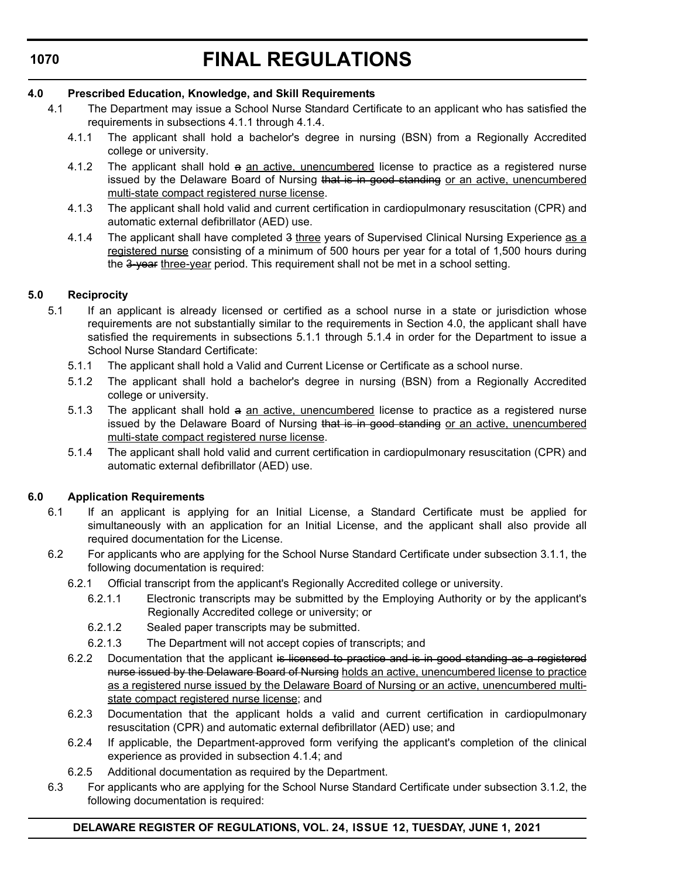**4.0 Prescribed Education, Knowledge, and Skill Requirements**

4.1 The Department may issue a School Nurse Standard Certificate to an applicant who has satisfied the requirements in subsections 4.1.1 through 4.1.4.

4.1.1 The applicant shall hold a bachelor's degree in nursing (BSN) from a Regionally Accredited college or university.

4.1.2 The applicant shall hold ~~a~~ <u>an active, unencumbered</u> license to practice as a registered nurse issued by the Delaware Board of Nursing ~~that is in good standing~~ <u>or an active, unencumbered multi-state compact registered nurse license</u>.

4.1.3 The applicant shall hold valid and current certification in cardiopulmonary resuscitation (CPR) and automatic external defibrillator (AED) use.

4.1.4 The applicant shall have completed ~~3~~ <u>three</u> years of Supervised Clinical Nursing Experience <u>as a registered nurse</u> consisting of a minimum of 500 hours per year for a total of 1,500 hours during the ~~3-year~~ <u>three-year</u> period. This requirement shall not be met in a school setting.

**5.0 Reciprocity**

5.1 If an applicant is already licensed or certified as a school nurse in a state or jurisdiction whose requirements are not substantially similar to the requirements in Section 4.0, the applicant shall have satisfied the requirements in subsections 5.1.1 through 5.1.4 in order for the Department to issue a School Nurse Standard Certificate:

5.1.1 The applicant shall hold a Valid and Current License or Certificate as a school nurse.

5.1.2 The applicant shall hold a bachelor's degree in nursing (BSN) from a Regionally Accredited college or university.

5.1.3 The applicant shall hold ~~a~~ <u>an active, unencumbered</u> license to practice as a registered nurse issued by the Delaware Board of Nursing ~~that is in good standing~~ <u>or an active, unencumbered multi-state compact registered nurse license</u>.

5.1.4 The applicant shall hold valid and current certification in cardiopulmonary resuscitation (CPR) and automatic external defibrillator (AED) use.

**6.0 Application Requirements**

6.1 If an applicant is applying for an Initial License, a Standard Certificate must be applied for simultaneously with an application for an Initial License, and the applicant shall also provide all required documentation for the License.

6.2 For applicants who are applying for the School Nurse Standard Certificate under subsection 3.1.1, the following documentation is required:

6.2.1 Official transcript from the applicant's Regionally Accredited college or university.

6.2.1.1 Electronic transcripts may be submitted by the Employing Authority or by the applicant's Regionally Accredited college or university; or

6.2.1.2 Sealed paper transcripts may be submitted.

6.2.1.3 The Department will not accept copies of transcripts; and

6.2.2 Documentation that the applicant ~~is licensed to practice and is in good standing as a registered nurse issued by the Delaware Board of Nursing~~ <u>holds an active, unencumbered license to practice as a registered nurse issued by the Delaware Board of Nursing or an active, unencumbered multi-state compact registered nurse license</u>; and

6.2.3 Documentation that the applicant holds a valid and current certification in cardiopulmonary resuscitation (CPR) and automatic external defibrillator (AED) use; and

6.2.4 If applicable, the Department-approved form verifying the applicant's completion of the clinical experience as provided in subsection 4.1.4; and

6.2.5 Additional documentation as required by the Department.

6.3 For applicants who are applying for the School Nurse Standard Certificate under subsection 3.1.2, the following documentation is required: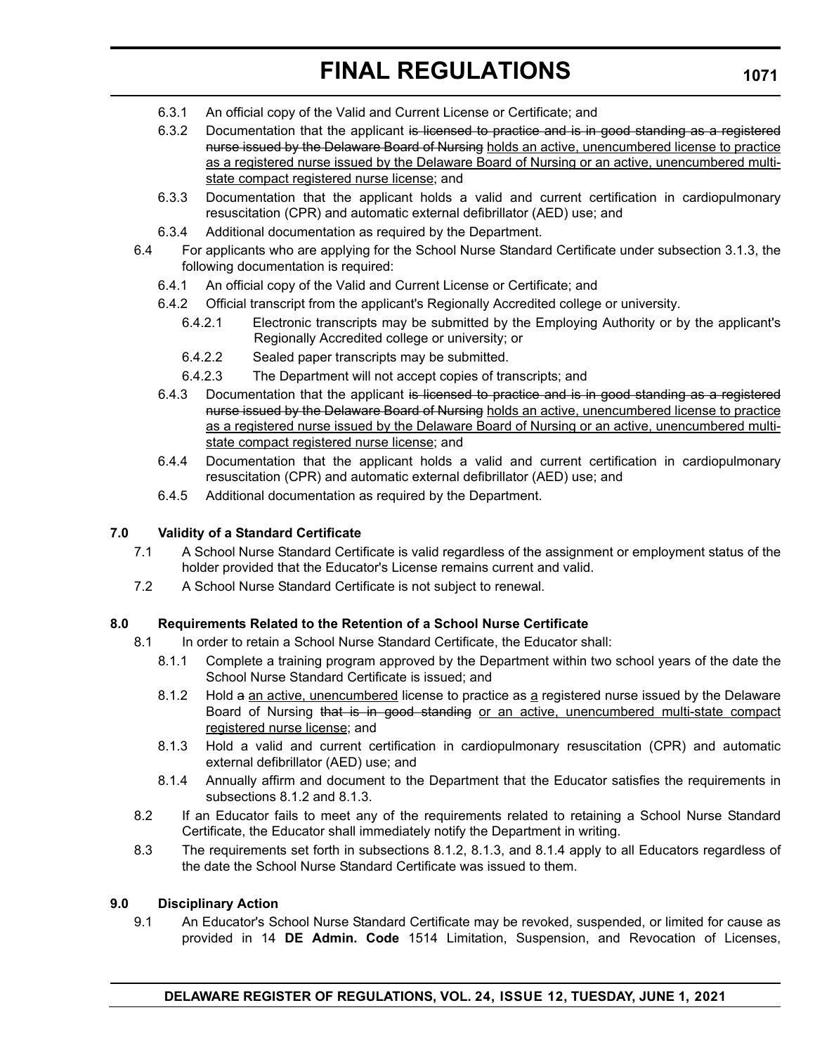6.3.1 An official copy of the Valid and Current License or Certificate; and

6.3.2 Documentation that the applicant ~~is licensed to practice and is in good standing as a registered nurse issued by the Delaware Board of Nursing~~ <u>holds an active, unencumbered license to practice as a registered nurse issued by the Delaware Board of Nursing or an active, unencumbered multi-state compact registered nurse license</u>; and

6.3.3 Documentation that the applicant holds a valid and current certification in cardiopulmonary resuscitation (CPR) and automatic external defibrillator (AED) use; and

6.3.4 Additional documentation as required by the Department.

6.4 For applicants who are applying for the School Nurse Standard Certificate under subsection 3.1.3, the following documentation is required:

6.4.1 An official copy of the Valid and Current License or Certificate; and

6.4.2 Official transcript from the applicant's Regionally Accredited college or university.

6.4.2.1 Electronic transcripts may be submitted by the Employing Authority or by the applicant's Regionally Accredited college or university; or

6.4.2.2 Sealed paper transcripts may be submitted.

6.4.2.3 The Department will not accept copies of transcripts; and

6.4.3 Documentation that the applicant ~~is licensed to practice and is in good standing as a registered nurse issued by the Delaware Board of Nursing~~ <u>holds an active, unencumbered license to practice as a registered nurse issued by the Delaware Board of Nursing or an active, unencumbered multi-state compact registered nurse license</u>; and

6.4.4 Documentation that the applicant holds a valid and current certification in cardiopulmonary resuscitation (CPR) and automatic external defibrillator (AED) use; and

6.4.5 Additional documentation as required by the Department.

**7.0 Validity of a Standard Certificate**

7.1 A School Nurse Standard Certificate is valid regardless of the assignment or employment status of the holder provided that the Educator's License remains current and valid.

7.2 A School Nurse Standard Certificate is not subject to renewal.

**8.0 Requirements Related to the Retention of a School Nurse Certificate**

8.1 In order to retain a School Nurse Standard Certificate, the Educator shall:

8.1.1 Complete a training program approved by the Department within two school years of the date the School Nurse Standard Certificate is issued; and

8.1.2 Hold ~~a~~ <u>an active, unencumbered</u> license to practice as <u>a</u> registered nurse issued by the Delaware Board of Nursing ~~that is in good standing~~ <u>or an active, unencumbered multi-state compact registered nurse license</u>; and

8.1.3 Hold a valid and current certification in cardiopulmonary resuscitation (CPR) and automatic external defibrillator (AED) use; and

8.1.4 Annually affirm and document to the Department that the Educator satisfies the requirements in subsections 8.1.2 and 8.1.3.

8.2 If an Educator fails to meet any of the requirements related to retaining a School Nurse Standard Certificate, the Educator shall immediately notify the Department in writing.

8.3 The requirements set forth in subsections 8.1.2, 8.1.3, and 8.1.4 apply to all Educators regardless of the date the School Nurse Standard Certificate was issued to them.

**9.0 Disciplinary Action**

9.1 An Educator's School Nurse Standard Certificate may be revoked, suspended, or limited for cause as provided in 14 **DE Admin. Code** 1514 Limitation, Suspension, and Revocation of Licenses,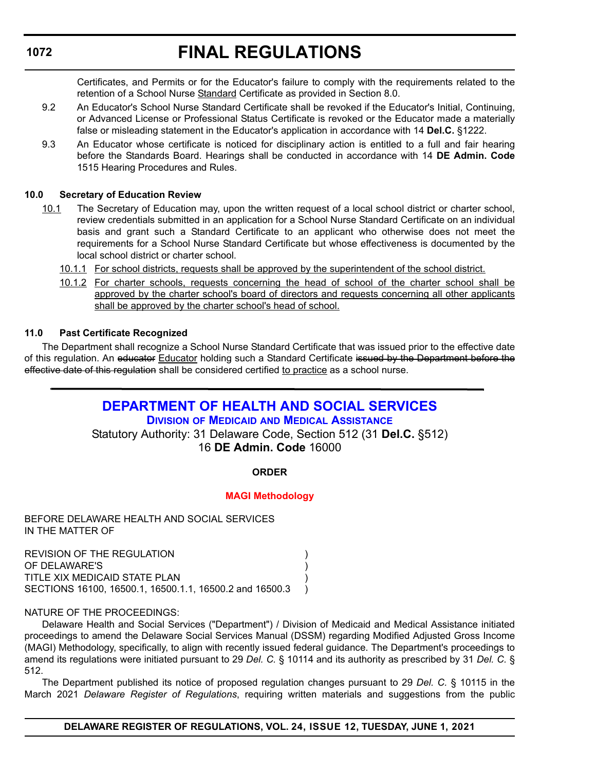Certificates, and Permits or for the Educator's failure to comply with the requirements related to the retention of a School Nurse <u>Standard</u> Certificate as provided in Section 8.0.

9.2 An Educator's School Nurse Standard Certificate shall be revoked if the Educator's Initial, Continuing, or Advanced License or Professional Status Certificate is revoked or the Educator made a materially false or misleading statement in the Educator's application in accordance with 14 **Del.C.** §1222.

9.3 An Educator whose certificate is noticed for disciplinary action is entitled to a full and fair hearing before the Standards Board. Hearings shall be conducted in accordance with 14 **DE Admin. Code** 1515 Hearing Procedures and Rules.

**10.0 Secretary of Education Review**

<u>10.1</u> The Secretary of Education may, upon the written request of a local school district or charter school, review credentials submitted in an application for a School Nurse Standard Certificate on an individual basis and grant such a Standard Certificate to an applicant who otherwise does not meet the requirements for a School Nurse Standard Certificate but whose effectiveness is documented by the local school district or charter school.

<u>10.1.1 For school districts, requests shall be approved by the superintendent of the school district.</u>

<u>10.1.2 For charter schools, requests concerning the head of school of the charter school shall be approved by the charter school's board of directors and requests concerning all other applicants shall be approved by the charter school's head of school.</u>

**11.0 Past Certificate Recognized**

The Department shall recognize a School Nurse Standard Certificate that was issued prior to the effective date of this regulation. An ~~educator~~ <u>Educator</u> holding such a Standard Certificate ~~issued by the Department before the effective date of this regulation~~ shall be considered certified <u>to practice</u> as a school nurse.

---

# DEPARTMENT OF HEALTH AND SOCIAL SERVICES

## Division of Medicaid and Medical Assistance

Statutory Authority: 31 Delaware Code, Section 512 (31 **Del.C.** §512)
16 **DE Admin. Code** 16000

**ORDER**

**MAGI Methodology**

BEFORE DELAWARE HEALTH AND SOCIAL SERVICES
IN THE MATTER OF

REVISION OF THE REGULATION )
OF DELAWARE'S )
TITLE XIX MEDICAID STATE PLAN )
SECTIONS 16100, 16500.1, 16500.1.1, 16500.2 and 16500.3 )

NATURE OF THE PROCEEDINGS:

Delaware Health and Social Services ("Department") / Division of Medicaid and Medical Assistance initiated proceedings to amend the Delaware Social Services Manual (DSSM) regarding Modified Adjusted Gross Income (MAGI) Methodology, specifically, to align with recently issued federal guidance. The Department's proceedings to amend its regulations were initiated pursuant to 29 *Del. C.* § 10114 and its authority as prescribed by 31 *Del. C.* § 512.

The Department published its notice of proposed regulation changes pursuant to 29 *Del. C.* § 10115 in the March 2021 *Delaware Register of Regulations*, requiring written materials and suggestions from the public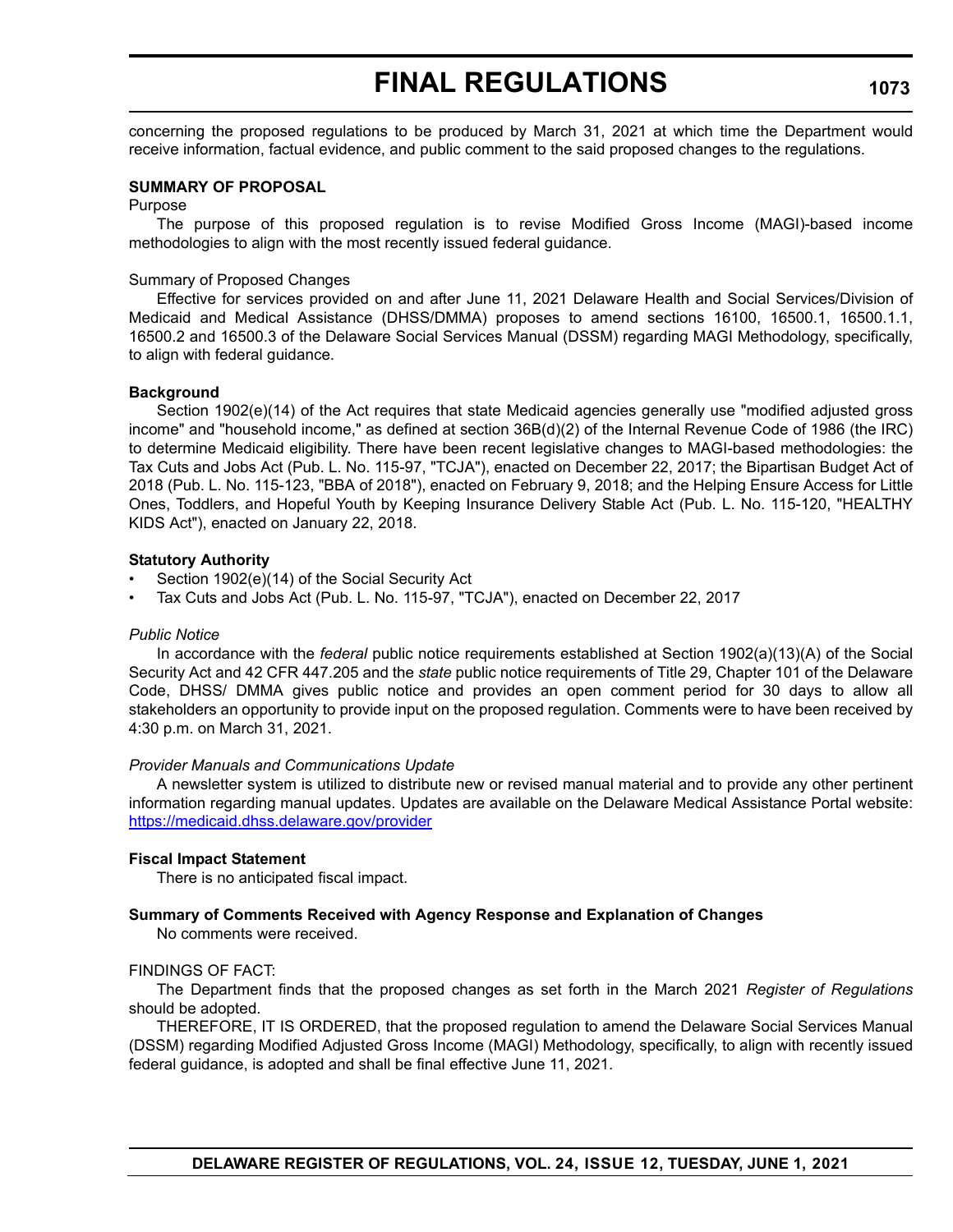concerning the proposed regulations to be produced by March 31, 2021 at which time the Department would receive information, factual evidence, and public comment to the said proposed changes to the regulations.

**SUMMARY OF PROPOSAL**

Purpose

The purpose of this proposed regulation is to revise Modified Gross Income (MAGI)-based income methodologies to align with the most recently issued federal guidance.

Summary of Proposed Changes

Effective for services provided on and after June 11, 2021 Delaware Health and Social Services/Division of Medicaid and Medical Assistance (DHSS/DMMA) proposes to amend sections 16100, 16500.1, 16500.1.1, 16500.2 and 16500.3 of the Delaware Social Services Manual (DSSM) regarding MAGI Methodology, specifically, to align with federal guidance.

**Background**

Section 1902(e)(14) of the Act requires that state Medicaid agencies generally use "modified adjusted gross income" and "household income," as defined at section 36B(d)(2) of the Internal Revenue Code of 1986 (the IRC) to determine Medicaid eligibility. There have been recent legislative changes to MAGI-based methodologies: the Tax Cuts and Jobs Act (Pub. L. No. 115-97, "TCJA"), enacted on December 22, 2017; the Bipartisan Budget Act of 2018 (Pub. L. No. 115-123, "BBA of 2018"), enacted on February 9, 2018; and the Helping Ensure Access for Little Ones, Toddlers, and Hopeful Youth by Keeping Insurance Delivery Stable Act (Pub. L. No. 115-120, "HEALTHY KIDS Act"), enacted on January 22, 2018.

**Statutory Authority**

- Section 1902(e)(14) of the Social Security Act
- Tax Cuts and Jobs Act (Pub. L. No. 115-97, "TCJA"), enacted on December 22, 2017

*Public Notice*

In accordance with the *federal* public notice requirements established at Section 1902(a)(13)(A) of the Social Security Act and 42 CFR 447.205 and the *state* public notice requirements of Title 29, Chapter 101 of the Delaware Code, DHSS/ DMMA gives public notice and provides an open comment period for 30 days to allow all stakeholders an opportunity to provide input on the proposed regulation. Comments were to have been received by 4:30 p.m. on March 31, 2021.

*Provider Manuals and Communications Update*

A newsletter system is utilized to distribute new or revised manual material and to provide any other pertinent information regarding manual updates. Updates are available on the Delaware Medical Assistance Portal website: https://medicaid.dhss.delaware.gov/provider

**Fiscal Impact Statement**

There is no anticipated fiscal impact.

**Summary of Comments Received with Agency Response and Explanation of Changes**

No comments were received.

FINDINGS OF FACT:

The Department finds that the proposed changes as set forth in the March 2021 *Register of Regulations* should be adopted.

THEREFORE, IT IS ORDERED, that the proposed regulation to amend the Delaware Social Services Manual (DSSM) regarding Modified Adjusted Gross Income (MAGI) Methodology, specifically, to align with recently issued federal guidance, is adopted and shall be final effective June 11, 2021.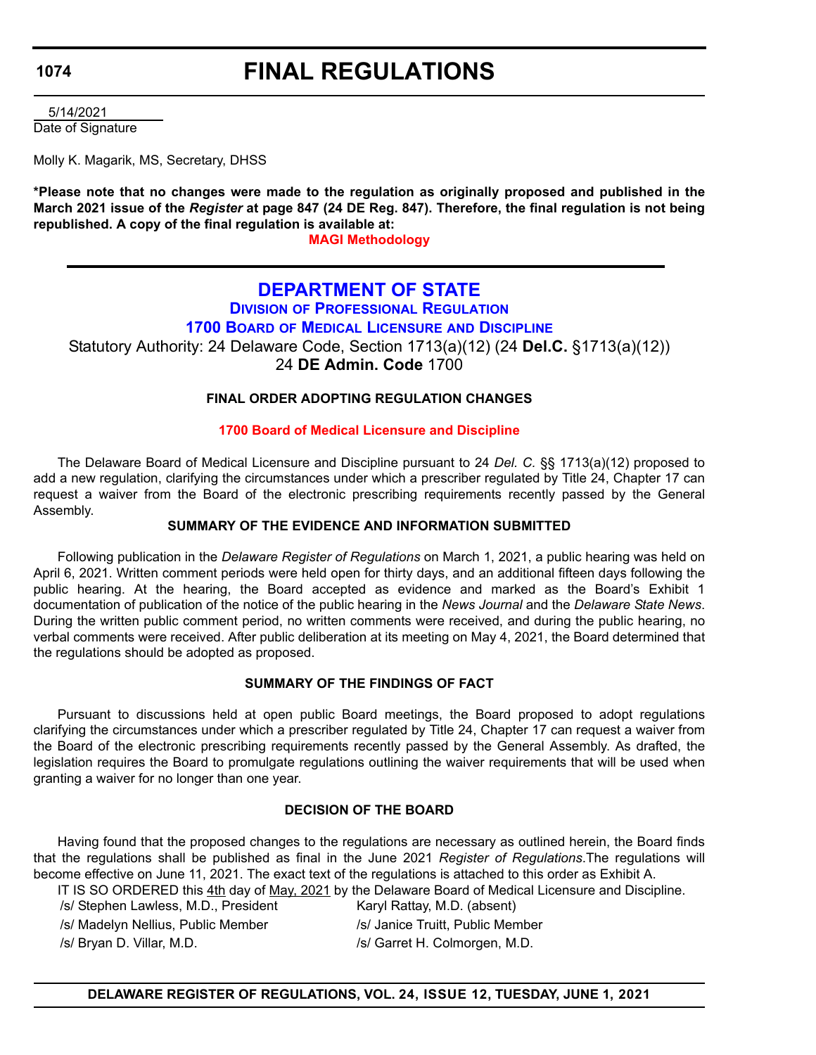5/14/2021
Date of Signature

Molly K. Magarik, MS, Secretary, DHSS

**\*Please note that no changes were made to the regulation as originally proposed and published in the March 2021 issue of the *Register* at page 847 (24 DE Reg. 847). Therefore, the final regulation is not being republished. A copy of the final regulation is available at:**

**MAGI Methodology**

---

# DEPARTMENT OF STATE

## Division of Professional Regulation

### 1700 Board of Medical Licensure and Discipline

Statutory Authority: 24 Delaware Code, Section 1713(a)(12) (24 **Del.C.** §1713(a)(12))
24 **DE Admin. Code** 1700

**FINAL ORDER ADOPTING REGULATION CHANGES**

**1700 Board of Medical Licensure and Discipline**

The Delaware Board of Medical Licensure and Discipline pursuant to 24 *Del. C.* §§ 1713(a)(12) proposed to add a new regulation, clarifying the circumstances under which a prescriber regulated by Title 24, Chapter 17 can request a waiver from the Board of the electronic prescribing requirements recently passed by the General Assembly.

**SUMMARY OF THE EVIDENCE AND INFORMATION SUBMITTED**

Following publication in the *Delaware Register of Regulations* on March 1, 2021, a public hearing was held on April 6, 2021. Written comment periods were held open for thirty days, and an additional fifteen days following the public hearing. At the hearing, the Board accepted as evidence and marked as the Board's Exhibit 1 documentation of publication of the notice of the public hearing in the *News Journal* and the *Delaware State News*. During the written public comment period, no written comments were received, and during the public hearing, no verbal comments were received. After public deliberation at its meeting on May 4, 2021, the Board determined that the regulations should be adopted as proposed.

**SUMMARY OF THE FINDINGS OF FACT**

Pursuant to discussions held at open public Board meetings, the Board proposed to adopt regulations clarifying the circumstances under which a prescriber regulated by Title 24, Chapter 17 can request a waiver from the Board of the electronic prescribing requirements recently passed by the General Assembly. As drafted, the legislation requires the Board to promulgate regulations outlining the waiver requirements that will be used when granting a waiver for no longer than one year.

**DECISION OF THE BOARD**

Having found that the proposed changes to the regulations are necessary as outlined herein, the Board finds that the regulations shall be published as final in the June 2021 *Register of Regulations*.The regulations will become effective on June 11, 2021. The exact text of the regulations is attached to this order as Exhibit A.

IT IS SO ORDERED this 4th day of May, 2021 by the Delaware Board of Medical Licensure and Discipline.

/s/ Stephen Lawless, M.D., President
Karyl Rattay, M.D. (absent)
/s/ Madelyn Nellius, Public Member
/s/ Janice Truitt, Public Member
/s/ Bryan D. Villar, M.D.
/s/ Garret H. Colmorgen, M.D.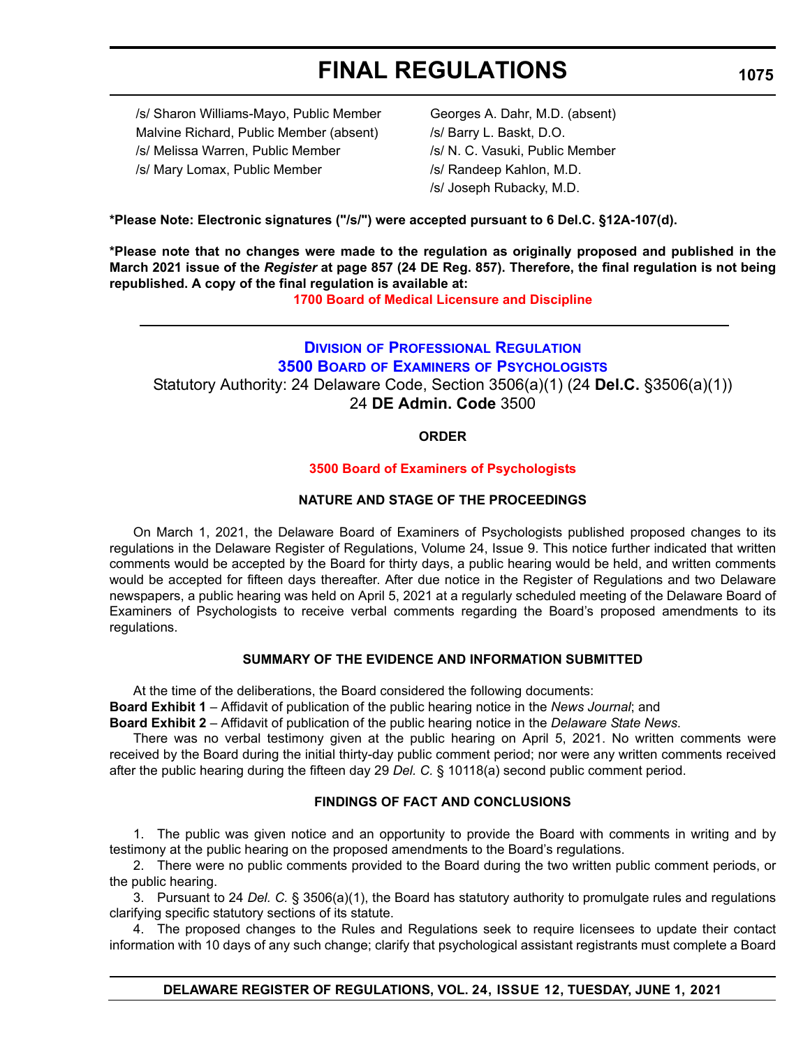/s/ Sharon Williams-Mayo, Public Member
Malvine Richard, Public Member (absent)
/s/ Melissa Warren, Public Member
/s/ Mary Lomax, Public Member

Georges A. Dahr, M.D. (absent)
/s/ Barry L. Baskt, D.O.
/s/ N. C. Vasuki, Public Member
/s/ Randeep Kahlon, M.D.
/s/ Joseph Rubacky, M.D.

**\*Please Note: Electronic signatures ("/s/") were accepted pursuant to 6 Del.C. §12A-107(d).**

**\*Please note that no changes were made to the regulation as originally proposed and published in the March 2021 issue of the *Register* at page 857 (24 DE Reg. 857). Therefore, the final regulation is not being republished. A copy of the final regulation is available at:**

**1700 Board of Medical Licensure and Discipline**

---

## Division of Professional Regulation
## 3500 Board of Examiners of Psychologists

Statutory Authority: 24 Delaware Code, Section 3506(a)(1) (24 **Del.C.** §3506(a)(1))
24 **DE Admin. Code** 3500

**ORDER**

**3500 Board of Examiners of Psychologists**

**NATURE AND STAGE OF THE PROCEEDINGS**

On March 1, 2021, the Delaware Board of Examiners of Psychologists published proposed changes to its regulations in the Delaware Register of Regulations, Volume 24, Issue 9. This notice further indicated that written comments would be accepted by the Board for thirty days, a public hearing would be held, and written comments would be accepted for fifteen days thereafter. After due notice in the Register of Regulations and two Delaware newspapers, a public hearing was held on April 5, 2021 at a regularly scheduled meeting of the Delaware Board of Examiners of Psychologists to receive verbal comments regarding the Board's proposed amendments to its regulations.

**SUMMARY OF THE EVIDENCE AND INFORMATION SUBMITTED**

At the time of the deliberations, the Board considered the following documents:

**Board Exhibit 1** – Affidavit of publication of the public hearing notice in the *News Journal*; and

**Board Exhibit 2** – Affidavit of publication of the public hearing notice in the *Delaware State News*.

There was no verbal testimony given at the public hearing on April 5, 2021. No written comments were received by the Board during the initial thirty-day public comment period; nor were any written comments received after the public hearing during the fifteen day 29 *Del. C.* § 10118(a) second public comment period.

**FINDINGS OF FACT AND CONCLUSIONS**

1. The public was given notice and an opportunity to provide the Board with comments in writing and by testimony at the public hearing on the proposed amendments to the Board's regulations.

2. There were no public comments provided to the Board during the two written public comment periods, or the public hearing.

3. Pursuant to 24 *Del. C.* § 3506(a)(1), the Board has statutory authority to promulgate rules and regulations clarifying specific statutory sections of its statute.

4. The proposed changes to the Rules and Regulations seek to require licensees to update their contact information with 10 days of any such change; clarify that psychological assistant registrants must complete a Board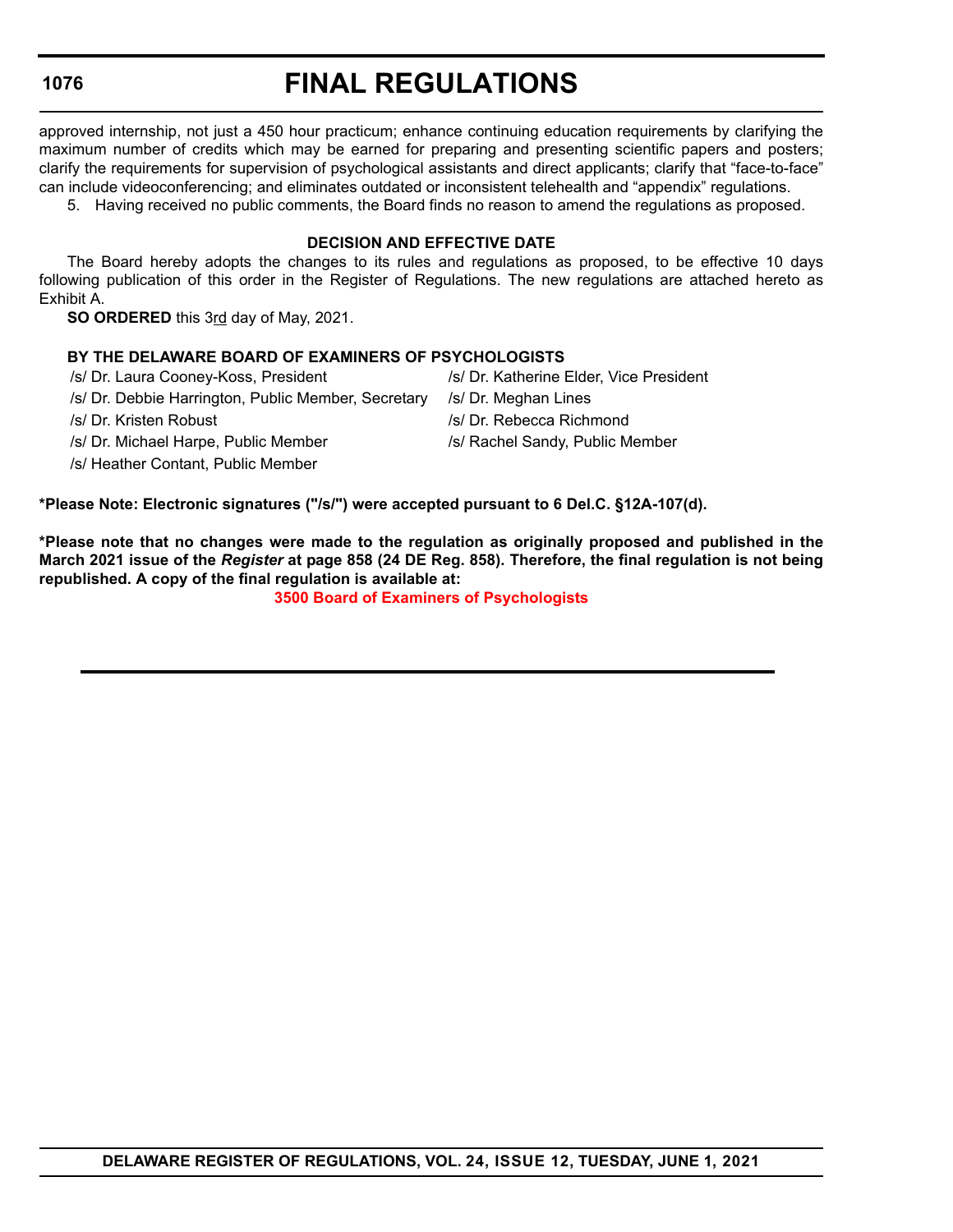approved internship, not just a 450 hour practicum; enhance continuing education requirements by clarifying the maximum number of credits which may be earned for preparing and presenting scientific papers and posters; clarify the requirements for supervision of psychological assistants and direct applicants; clarify that "face-to-face" can include videoconferencing; and eliminates outdated or inconsistent telehealth and "appendix" regulations.

5. Having received no public comments, the Board finds no reason to amend the regulations as proposed.

**DECISION AND EFFECTIVE DATE**

The Board hereby adopts the changes to its rules and regulations as proposed, to be effective 10 days following publication of this order in the Register of Regulations. The new regulations are attached hereto as Exhibit A.

**SO ORDERED** this 3rd day of May, 2021.

**BY THE DELAWARE BOARD OF EXAMINERS OF PSYCHOLOGISTS**

/s/ Dr. Laura Cooney-Koss, President
/s/ Dr. Katherine Elder, Vice President
/s/ Dr. Debbie Harrington, Public Member, Secretary
/s/ Dr. Meghan Lines
/s/ Dr. Kristen Robust
/s/ Dr. Rebecca Richmond
/s/ Dr. Michael Harpe, Public Member
/s/ Rachel Sandy, Public Member
/s/ Heather Contant, Public Member

**\*Please Note: Electronic signatures ("/s/") were accepted pursuant to 6 Del.C. §12A-107(d).**

**\*Please note that no changes were made to the regulation as originally proposed and published in the March 2021 issue of the *Register* at page 858 (24 DE Reg. 858). Therefore, the final regulation is not being republished. A copy of the final regulation is available at:**

**3500 Board of Examiners of Psychologists**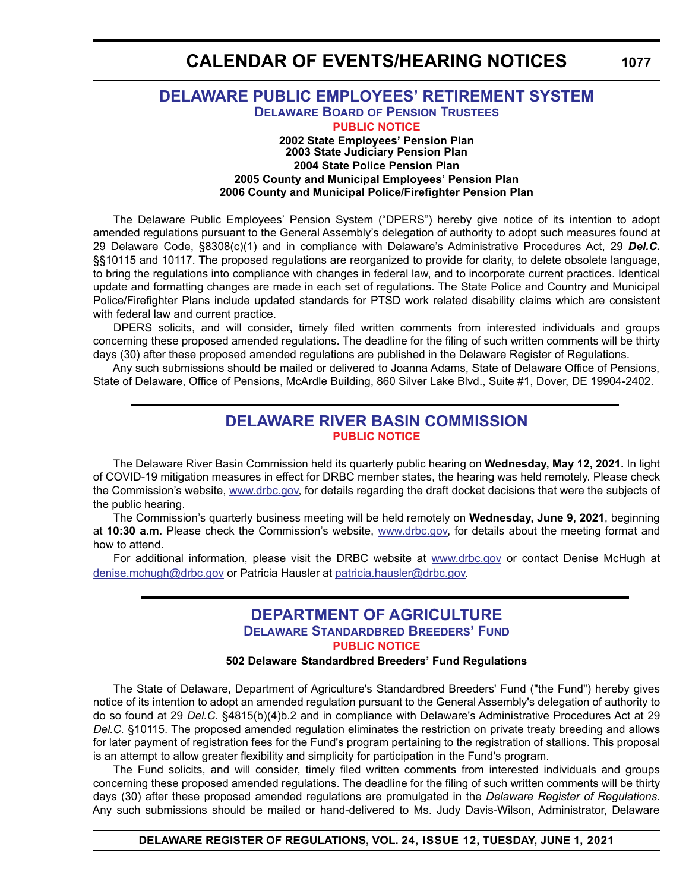# CALENDAR OF EVENTS/HEARING NOTICES

## DELAWARE PUBLIC EMPLOYEES' RETIREMENT SYSTEM

### Delaware Board of Pension Trustees

**PUBLIC NOTICE**

**2002 State Employees' Pension Plan**
**2003 State Judiciary Pension Plan**
**2004 State Police Pension Plan**
**2005 County and Municipal Employees' Pension Plan**
**2006 County and Municipal Police/Firefighter Pension Plan**

The Delaware Public Employees' Pension System ("DPERS") hereby give notice of its intention to adopt amended regulations pursuant to the General Assembly's delegation of authority to adopt such measures found at 29 Delaware Code, §8308(c)(1) and in compliance with Delaware's Administrative Procedures Act, 29 ***Del.C.*** §§10115 and 10117. The proposed regulations are reorganized to provide for clarity, to delete obsolete language, to bring the regulations into compliance with changes in federal law, and to incorporate current practices. Identical update and formatting changes are made in each set of regulations. The State Police and Country and Municipal Police/Firefighter Plans include updated standards for PTSD work related disability claims which are consistent with federal law and current practice.

DPERS solicits, and will consider, timely filed written comments from interested individuals and groups concerning these proposed amended regulations. The deadline for the filing of such written comments will be thirty days (30) after these proposed amended regulations are published in the Delaware Register of Regulations.

Any such submissions should be mailed or delivered to Joanna Adams, State of Delaware Office of Pensions, State of Delaware, Office of Pensions, McArdle Building, 860 Silver Lake Blvd., Suite #1, Dover, DE 19904-2402.

---

## DELAWARE RIVER BASIN COMMISSION

**PUBLIC NOTICE**

The Delaware River Basin Commission held its quarterly public hearing on **Wednesday, May 12, 2021.** In light of COVID-19 mitigation measures in effect for DRBC member states, the hearing was held remotely. Please check the Commission's website, www.drbc.gov, for details regarding the draft docket decisions that were the subjects of the public hearing.

The Commission's quarterly business meeting will be held remotely on **Wednesday, June 9, 2021**, beginning at **10:30 a.m.** Please check the Commission's website, www.drbc.gov, for details about the meeting format and how to attend.

For additional information, please visit the DRBC website at www.drbc.gov or contact Denise McHugh at denise.mchugh@drbc.gov or Patricia Hausler at patricia.hausler@drbc.gov.

---

## DEPARTMENT OF AGRICULTURE

### Delaware Standardbred Breeders' Fund

**PUBLIC NOTICE**

**502 Delaware Standardbred Breeders' Fund Regulations**

The State of Delaware, Department of Agriculture's Standardbred Breeders' Fund ("the Fund") hereby gives notice of its intention to adopt an amended regulation pursuant to the General Assembly's delegation of authority to do so found at 29 *Del.C.* §4815(b)(4)b.2 and in compliance with Delaware's Administrative Procedures Act at 29 *Del.C.* §10115. The proposed amended regulation eliminates the restriction on private treaty breeding and allows for later payment of registration fees for the Fund's program pertaining to the registration of stallions. This proposal is an attempt to allow greater flexibility and simplicity for participation in the Fund's program.

The Fund solicits, and will consider, timely filed written comments from interested individuals and groups concerning these proposed amended regulations. The deadline for the filing of such written comments will be thirty days (30) after these proposed amended regulations are promulgated in the *Delaware Register of Regulations*. Any such submissions should be mailed or hand-delivered to Ms. Judy Davis-Wilson, Administrator, Delaware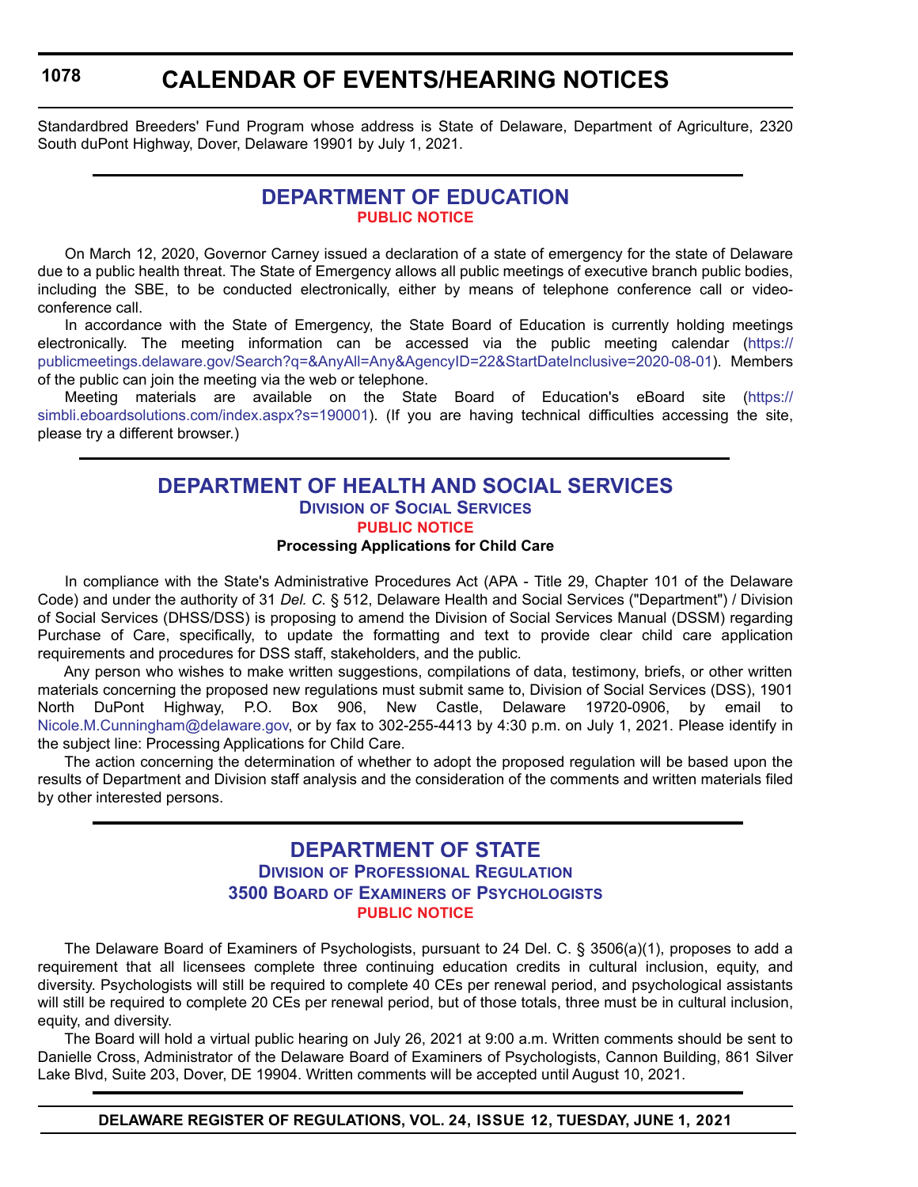Standardbred Breeders' Fund Program whose address is State of Delaware, Department of Agriculture, 2320 South duPont Highway, Dover, Delaware 19901 by July 1, 2021.

## DEPARTMENT OF EDUCATION

### PUBLIC NOTICE

On March 12, 2020, Governor Carney issued a declaration of a state of emergency for the state of Delaware due to a public health threat. The State of Emergency allows all public meetings of executive branch public bodies, including the SBE, to be conducted electronically, either by means of telephone conference call or video-conference call.

In accordance with the State of Emergency, the State Board of Education is currently holding meetings electronically. The meeting information can be accessed via the public meeting calendar (https://publicmeetings.delaware.gov/Search?q=&AnyAll=Any&AgencyID=22&StartDateInclusive=2020-08-01). Members of the public can join the meeting via the web or telephone.

Meeting materials are available on the State Board of Education's eBoard site (https://simbli.eboardsolutions.com/index.aspx?s=190001). (If you are having technical difficulties accessing the site, please try a different browser.)

## DEPARTMENT OF HEALTH AND SOCIAL SERVICES

### Division of Social Services

### PUBLIC NOTICE

**Processing Applications for Child Care**

In compliance with the State's Administrative Procedures Act (APA - Title 29, Chapter 101 of the Delaware Code) and under the authority of 31 *Del. C.* § 512, Delaware Health and Social Services ("Department") / Division of Social Services (DHSS/DSS) is proposing to amend the Division of Social Services Manual (DSSM) regarding Purchase of Care, specifically, to update the formatting and text to provide clear child care application requirements and procedures for DSS staff, stakeholders, and the public.

Any person who wishes to make written suggestions, compilations of data, testimony, briefs, or other written materials concerning the proposed new regulations must submit same to, Division of Social Services (DSS), 1901 North DuPont Highway, P.O. Box 906, New Castle, Delaware 19720-0906, by email to Nicole.M.Cunningham@delaware.gov, or by fax to 302-255-4413 by 4:30 p.m. on July 1, 2021. Please identify in the subject line: Processing Applications for Child Care.

The action concerning the determination of whether to adopt the proposed regulation will be based upon the results of Department and Division staff analysis and the consideration of the comments and written materials filed by other interested persons.

## DEPARTMENT OF STATE

### Division of Professional Regulation

### 3500 Board of Examiners of Psychologists

### PUBLIC NOTICE

The Delaware Board of Examiners of Psychologists, pursuant to 24 Del. C. § 3506(a)(1), proposes to add a requirement that all licensees complete three continuing education credits in cultural inclusion, equity, and diversity. Psychologists will still be required to complete 40 CEs per renewal period, and psychological assistants will still be required to complete 20 CEs per renewal period, but of those totals, three must be in cultural inclusion, equity, and diversity.

The Board will hold a virtual public hearing on July 26, 2021 at 9:00 a.m. Written comments should be sent to Danielle Cross, Administrator of the Delaware Board of Examiners of Psychologists, Cannon Building, 861 Silver Lake Blvd, Suite 203, Dover, DE 19904. Written comments will be accepted until August 10, 2021.